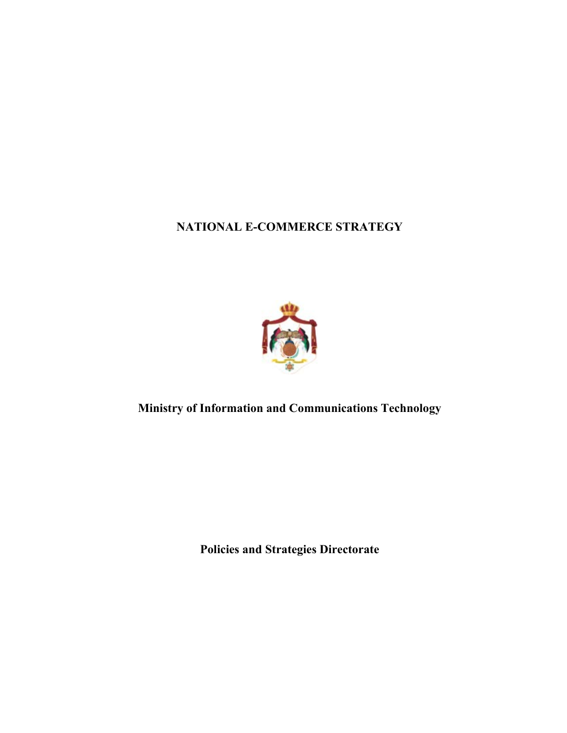# NATIONAL E-COMMERCE STRATEGY

**Ministry of Information and Communications Technology**

**Policies and Strategies Directorate**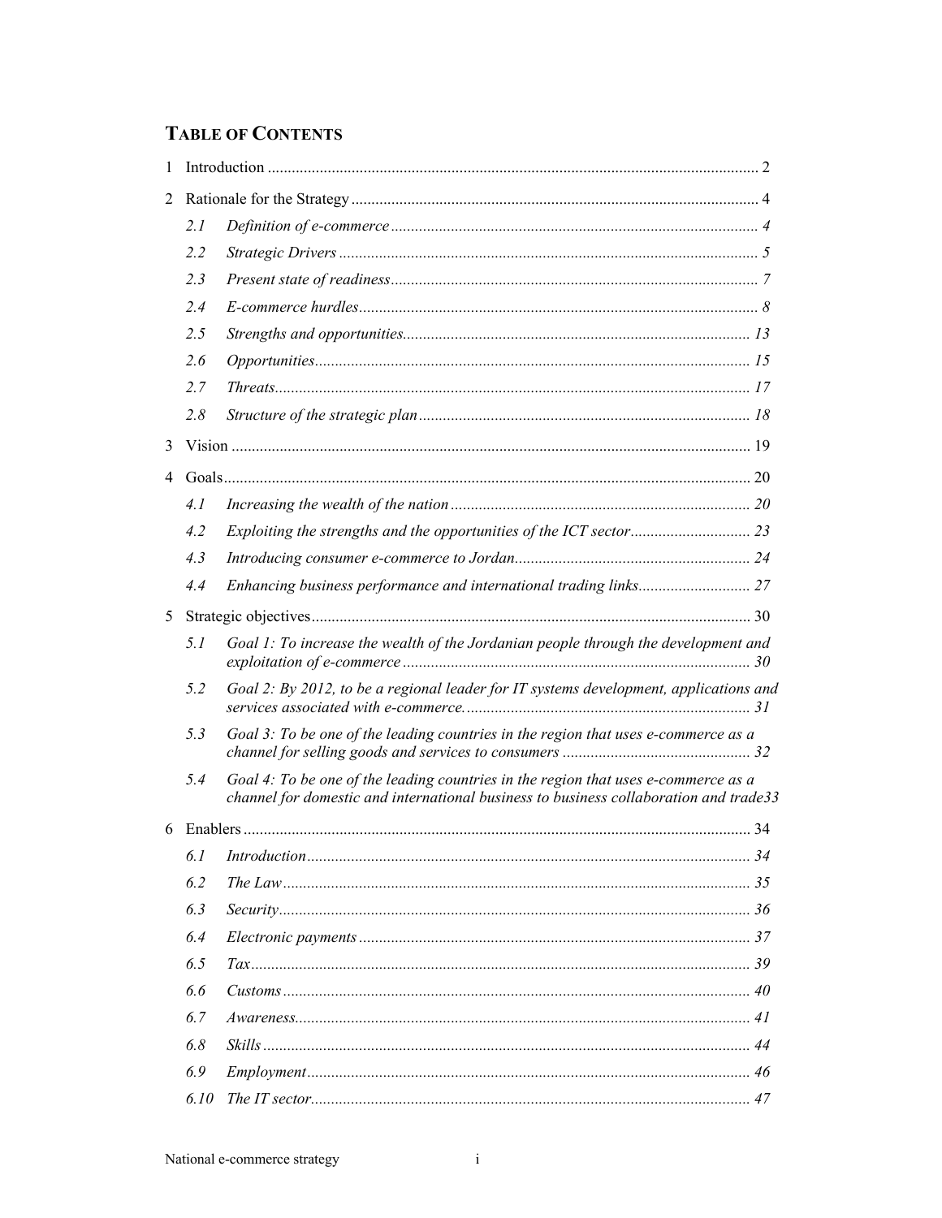# TABLE OF CONTENTS

1 Introduction .... 2

2 Rationale for the Strategy .... 4

- 2.1 *Definition of e-commerce* .... 4
- 2.2 *Strategic Drivers* .... 5
- 2.3 *Present state of readiness* .... 7
- 2.4 *E-commerce hurdles* .... 8
- 2.5 *Strengths and opportunities* .... 13
- 2.6 *Opportunities* .... 15
- 2.7 *Threats* .... 17
- 2.8 *Structure of the strategic plan* .... 18

3 Vision .... 19

4 Goals .... 20

- 4.1 *Increasing the wealth of the nation* .... 20
- 4.2 *Exploiting the strengths and the opportunities of the ICT sector* .... 23
- 4.3 *Introducing consumer e-commerce to Jordan* .... 24
- 4.4 *Enhancing business performance and international trading links* .... 27

5 Strategic objectives .... 30

- 5.1 *Goal 1: To increase the wealth of the Jordanian people through the development and exploitation of e-commerce* .... 30
- 5.2 *Goal 2: By 2012, to be a regional leader for IT systems development, applications and services associated with e-commerce.* .... 31
- 5.3 *Goal 3: To be one of the leading countries in the region that uses e-commerce as a channel for selling goods and services to consumers* .... 32
- 5.4 *Goal 4: To be one of the leading countries in the region that uses e-commerce as a channel for domestic and international business to business collaboration and trade* 33

6 Enablers .... 34

- 6.1 *Introduction* .... 34
- 6.2 *The Law* .... 35
- 6.3 *Security* .... 36
- 6.4 *Electronic payments* .... 37
- 6.5 *Tax* .... 39
- 6.6 *Customs* .... 40
- 6.7 *Awareness* .... 41
- 6.8 *Skills* .... 44
- 6.9 *Employment* .... 46
- 6.10 *The IT sector* .... 47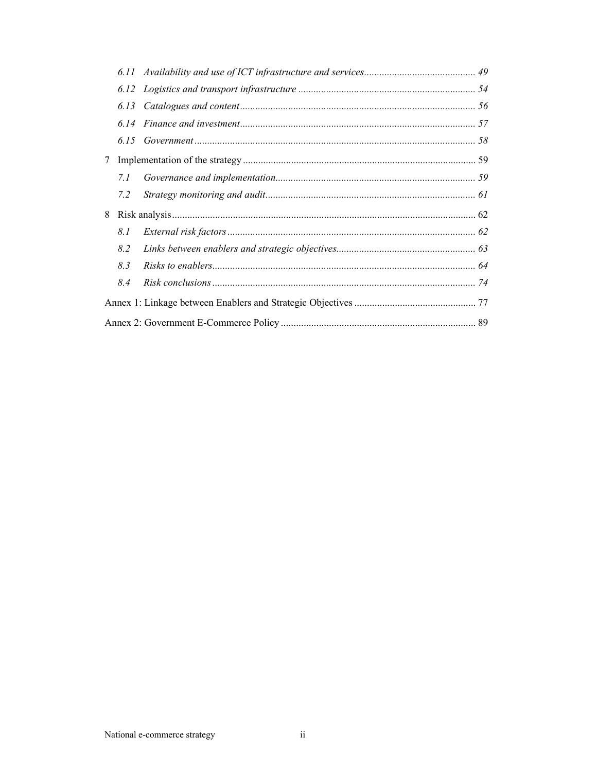*6.11 Availability and use of ICT infrastructure and services* ... *49*

*6.12 Logistics and transport infrastructure* ... *54*

*6.13 Catalogues and content* ... *56*

*6.14 Finance and investment* ... *57*

*6.15 Government* ... *58*

7 Implementation of the strategy ... 59

*7.1 Governance and implementation* ... *59*

*7.2 Strategy monitoring and audit* ... *61*

8 Risk analysis ... 62

*8.1 External risk factors* ... *62*

*8.2 Links between enablers and strategic objectives* ... *63*

*8.3 Risks to enablers* ... *64*

*8.4 Risk conclusions* ... *74*

Annex 1: Linkage between Enablers and Strategic Objectives ... 77

Annex 2: Government E-Commerce Policy ... 89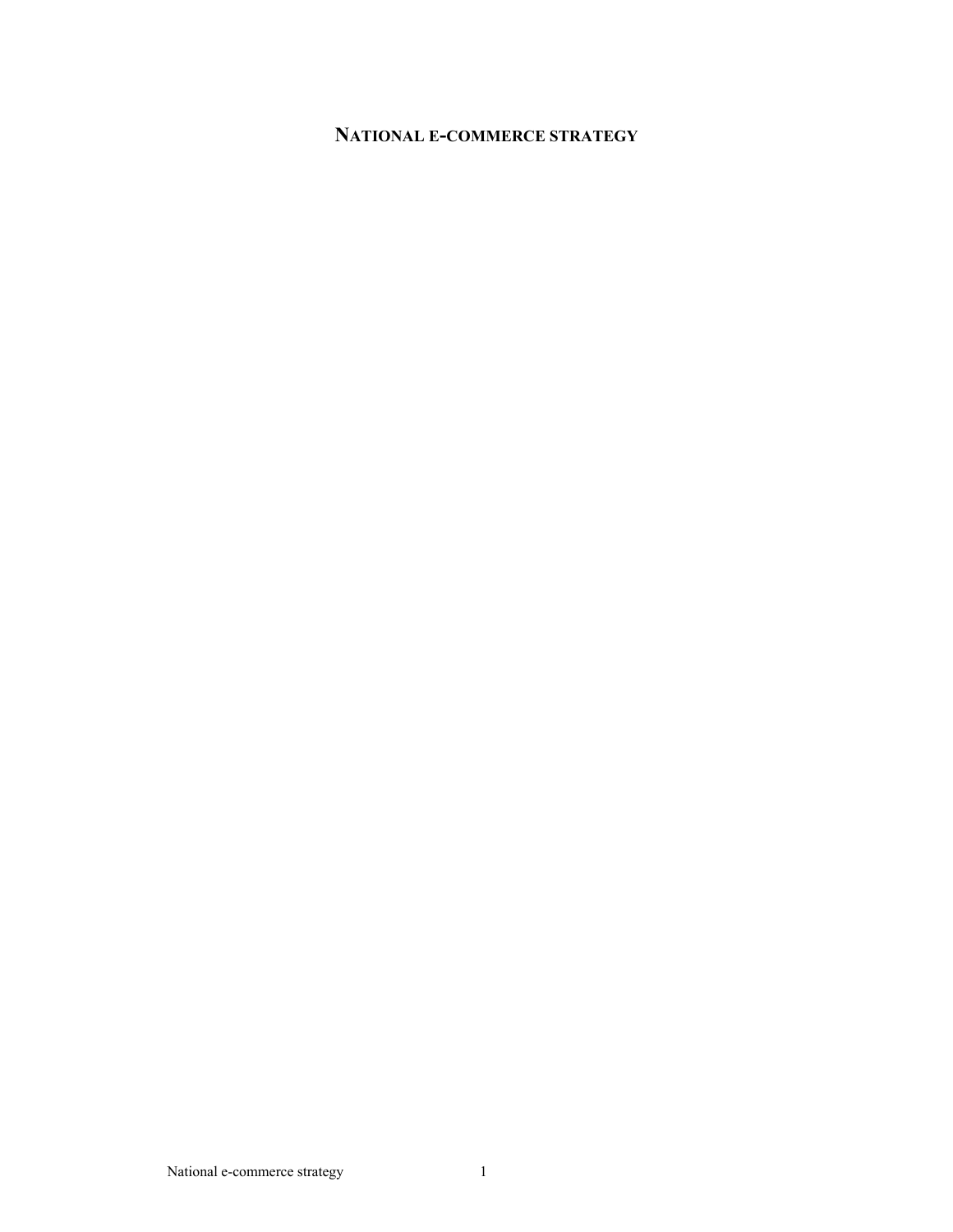# NATIONAL E-COMMERCE STRATEGY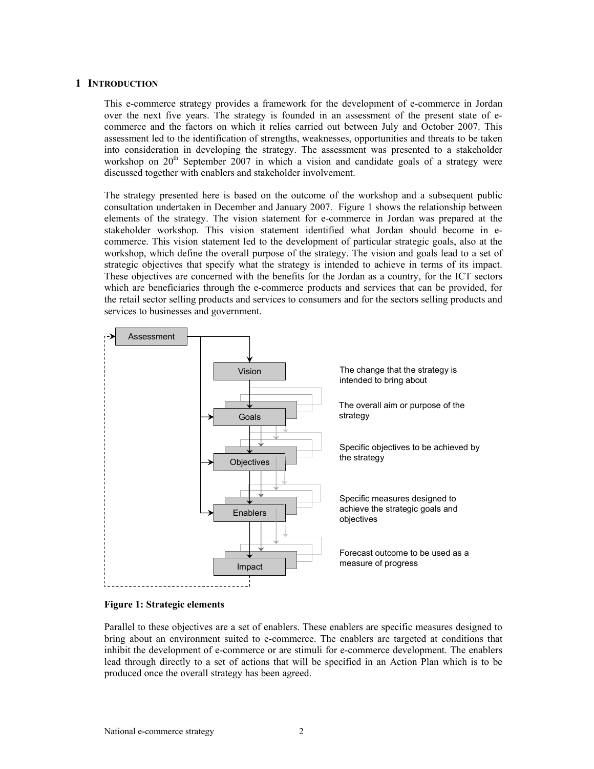# 1 INTRODUCTION

This e-commerce strategy provides a framework for the development of e-commerce in Jordan over the next five years. The strategy is founded in an assessment of the present state of e-commerce and the factors on which it relies carried out between July and October 2007. This assessment led to the identification of strengths, weaknesses, opportunities and threats to be taken into consideration in developing the strategy. The assessment was presented to a stakeholder workshop on 20th September 2007 in which a vision and candidate goals of a strategy were discussed together with enablers and stakeholder involvement.

The strategy presented here is based on the outcome of the workshop and a subsequent public consultation undertaken in December and January 2007. Figure 1 shows the relationship between elements of the strategy. The vision statement for e-commerce in Jordan was prepared at the stakeholder workshop. This vision statement identified what Jordan should become in e-commerce. This vision statement led to the development of particular strategic goals, also at the workshop, which define the overall purpose of the strategy. The vision and goals lead to a set of strategic objectives that specify what the strategy is intended to achieve in terms of its impact. These objectives are concerned with the benefits for the Jordan as a country, for the ICT sectors which are beneficiaries through the e-commerce products and services that can be provided, for the retail sector selling products and services to consumers and for the sectors selling products and services to businesses and government.

Assessment

Vision — The change that the strategy is intended to bring about

Goals — The overall aim or purpose of the strategy

Objectives — Specific objectives to be achieved by the strategy

Enablers — Specific measures designed to achieve the strategic goals and objectives

Impact — Forecast outcome to be used as a measure of progress

**Figure 1: Strategic elements**

Parallel to these objectives are a set of enablers. These enablers are specific measures designed to bring about an environment suited to e-commerce. The enablers are targeted at conditions that inhibit the development of e-commerce or are stimuli for e-commerce development. The enablers lead through directly to a set of actions that will be specified in an Action Plan which is to be produced once the overall strategy has been agreed.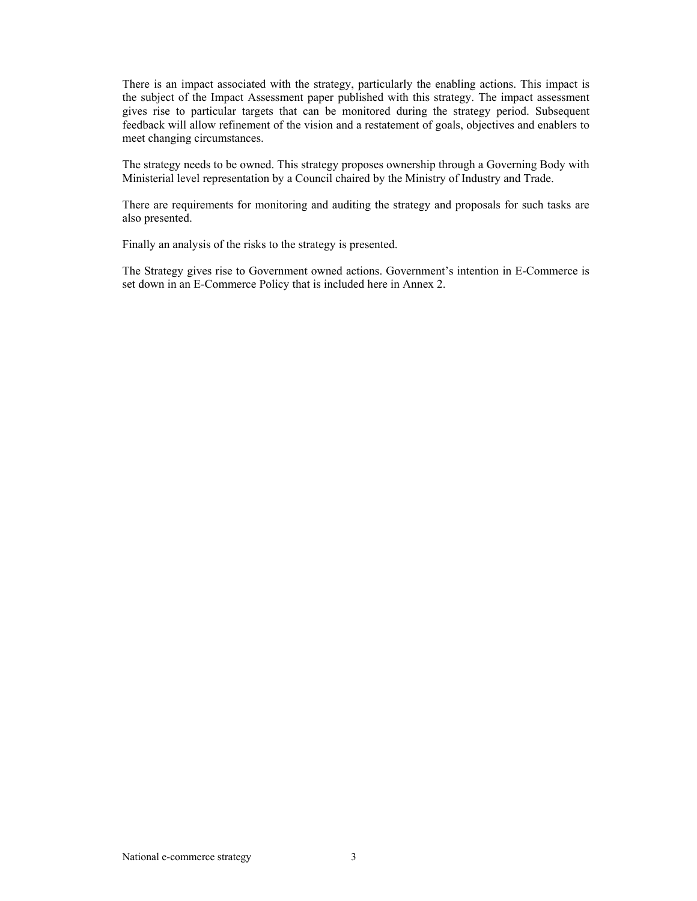There is an impact associated with the strategy, particularly the enabling actions. This impact is the subject of the Impact Assessment paper published with this strategy. The impact assessment gives rise to particular targets that can be monitored during the strategy period. Subsequent feedback will allow refinement of the vision and a restatement of goals, objectives and enablers to meet changing circumstances.

The strategy needs to be owned. This strategy proposes ownership through a Governing Body with Ministerial level representation by a Council chaired by the Ministry of Industry and Trade.

There are requirements for monitoring and auditing the strategy and proposals for such tasks are also presented.

Finally an analysis of the risks to the strategy is presented.

The Strategy gives rise to Government owned actions. Government's intention in E-Commerce is set down in an E-Commerce Policy that is included here in Annex 2.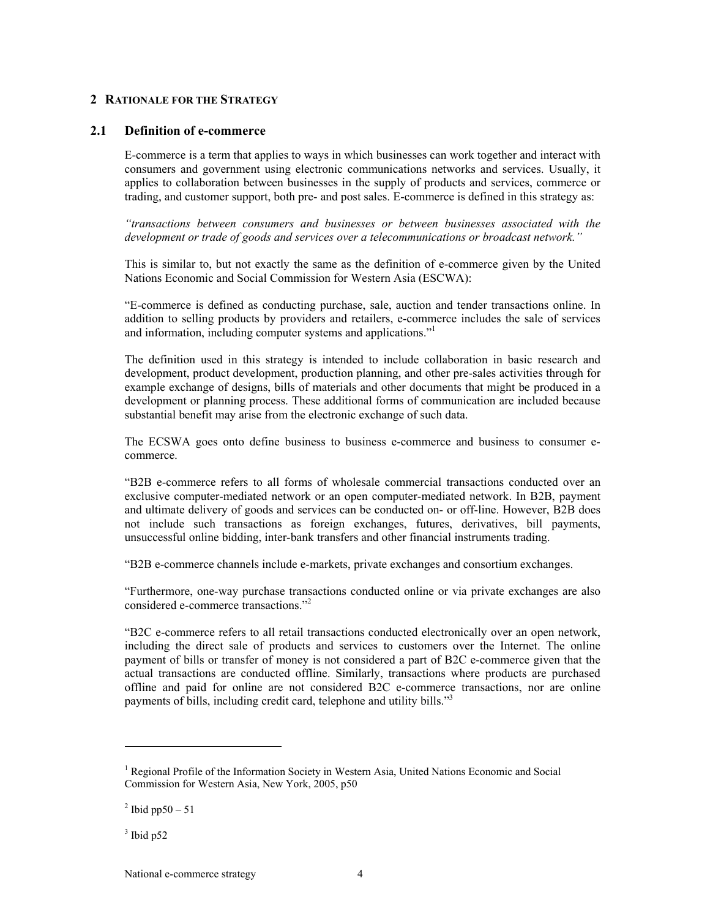## 2 RATIONALE FOR THE STRATEGY

### 2.1 Definition of e-commerce

E-commerce is a term that applies to ways in which businesses can work together and interact with consumers and government using electronic communications networks and services. Usually, it applies to collaboration between businesses in the supply of products and services, commerce or trading, and customer support, both pre- and post sales. E-commerce is defined in this strategy as:

*"transactions between consumers and businesses or between businesses associated with the development or trade of goods and services over a telecommunications or broadcast network."*

This is similar to, but not exactly the same as the definition of e-commerce given by the United Nations Economic and Social Commission for Western Asia (ESCWA):

"E-commerce is defined as conducting purchase, sale, auction and tender transactions online. In addition to selling products by providers and retailers, e-commerce includes the sale of services and information, including computer systems and applications."[1]

The definition used in this strategy is intended to include collaboration in basic research and development, product development, production planning, and other pre-sales activities through for example exchange of designs, bills of materials and other documents that might be produced in a development or planning process. These additional forms of communication are included because substantial benefit may arise from the electronic exchange of such data.

The ECSWA goes onto define business to business e-commerce and business to consumer e-commerce.

"B2B e-commerce refers to all forms of wholesale commercial transactions conducted over an exclusive computer-mediated network or an open computer-mediated network. In B2B, payment and ultimate delivery of goods and services can be conducted on- or off-line. However, B2B does not include such transactions as foreign exchanges, futures, derivatives, bill payments, unsuccessful online bidding, inter-bank transfers and other financial instruments trading.

"B2B e-commerce channels include e-markets, private exchanges and consortium exchanges.

"Furthermore, one-way purchase transactions conducted online or via private exchanges are also considered e-commerce transactions."[2]

"B2C e-commerce refers to all retail transactions conducted electronically over an open network, including the direct sale of products and services to customers over the Internet. The online payment of bills or transfer of money is not considered a part of B2C e-commerce given that the actual transactions are conducted offline. Similarly, transactions where products are purchased offline and paid for online are not considered B2C e-commerce transactions, nor are online payments of bills, including credit card, telephone and utility bills."[3]

---

[1] Regional Profile of the Information Society in Western Asia, United Nations Economic and Social Commission for Western Asia, New York, 2005, p50

[2] Ibid pp50 – 51

[3] Ibid p52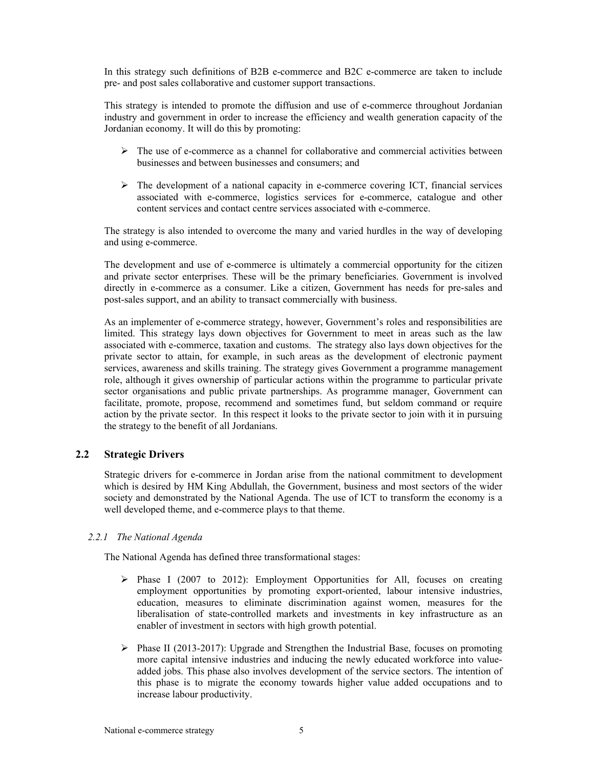In this strategy such definitions of B2B e-commerce and B2C e-commerce are taken to include pre- and post sales collaborative and customer support transactions.

This strategy is intended to promote the diffusion and use of e-commerce throughout Jordanian industry and government in order to increase the efficiency and wealth generation capacity of the Jordanian economy. It will do this by promoting:

- The use of e-commerce as a channel for collaborative and commercial activities between businesses and between businesses and consumers; and
- The development of a national capacity in e-commerce covering ICT, financial services associated with e-commerce, logistics services for e-commerce, catalogue and other content services and contact centre services associated with e-commerce.

The strategy is also intended to overcome the many and varied hurdles in the way of developing and using e-commerce.

The development and use of e-commerce is ultimately a commercial opportunity for the citizen and private sector enterprises. These will be the primary beneficiaries. Government is involved directly in e-commerce as a consumer. Like a citizen, Government has needs for pre-sales and post-sales support, and an ability to transact commercially with business.

As an implementer of e-commerce strategy, however, Government's roles and responsibilities are limited. This strategy lays down objectives for Government to meet in areas such as the law associated with e-commerce, taxation and customs. The strategy also lays down objectives for the private sector to attain, for example, in such areas as the development of electronic payment services, awareness and skills training. The strategy gives Government a programme management role, although it gives ownership of particular actions within the programme to particular private sector organisations and public private partnerships. As programme manager, Government can facilitate, promote, propose, recommend and sometimes fund, but seldom command or require action by the private sector. In this respect it looks to the private sector to join with it in pursuing the strategy to the benefit of all Jordanians.

## 2.2 Strategic Drivers

Strategic drivers for e-commerce in Jordan arise from the national commitment to development which is desired by HM King Abdullah, the Government, business and most sectors of the wider society and demonstrated by the National Agenda. The use of ICT to transform the economy is a well developed theme, and e-commerce plays to that theme.

### *2.2.1 The National Agenda*

The National Agenda has defined three transformational stages:

- Phase I (2007 to 2012): Employment Opportunities for All, focuses on creating employment opportunities by promoting export-oriented, labour intensive industries, education, measures to eliminate discrimination against women, measures for the liberalisation of state-controlled markets and investments in key infrastructure as an enabler of investment in sectors with high growth potential.
- Phase II (2013-2017): Upgrade and Strengthen the Industrial Base, focuses on promoting more capital intensive industries and inducing the newly educated workforce into value-added jobs. This phase also involves development of the service sectors. The intention of this phase is to migrate the economy towards higher value added occupations and to increase labour productivity.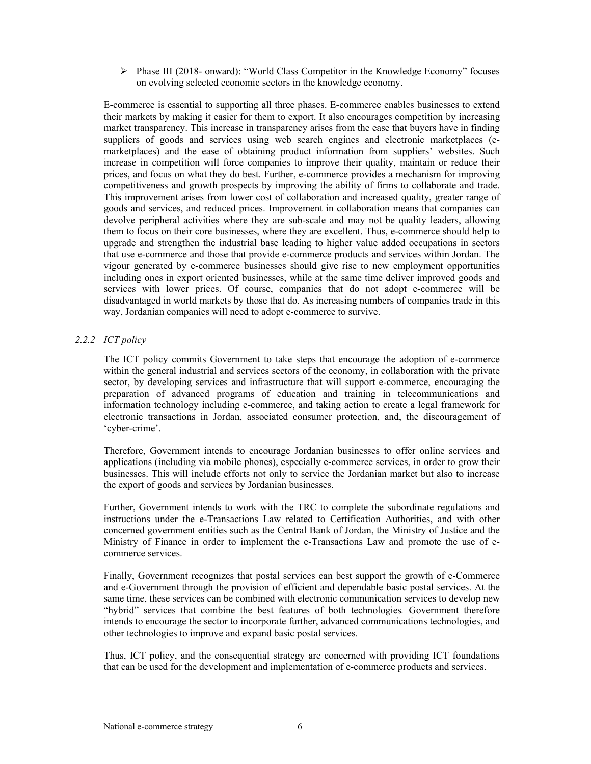- Phase III (2018- onward): "World Class Competitor in the Knowledge Economy" focuses on evolving selected economic sectors in the knowledge economy.

E-commerce is essential to supporting all three phases. E-commerce enables businesses to extend their markets by making it easier for them to export. It also encourages competition by increasing market transparency. This increase in transparency arises from the ease that buyers have in finding suppliers of goods and services using web search engines and electronic marketplaces (e-marketplaces) and the ease of obtaining product information from suppliers' websites. Such increase in competition will force companies to improve their quality, maintain or reduce their prices, and focus on what they do best. Further, e-commerce provides a mechanism for improving competitiveness and growth prospects by improving the ability of firms to collaborate and trade. This improvement arises from lower cost of collaboration and increased quality, greater range of goods and services, and reduced prices. Improvement in collaboration means that companies can devolve peripheral activities where they are sub-scale and may not be quality leaders, allowing them to focus on their core businesses, where they are excellent. Thus, e-commerce should help to upgrade and strengthen the industrial base leading to higher value added occupations in sectors that use e-commerce and those that provide e-commerce products and services within Jordan. The vigour generated by e-commerce businesses should give rise to new employment opportunities including ones in export oriented businesses, while at the same time deliver improved goods and services with lower prices. Of course, companies that do not adopt e-commerce will be disadvantaged in world markets by those that do. As increasing numbers of companies trade in this way, Jordanian companies will need to adopt e-commerce to survive.

### *2.2.2 ICT policy*

The ICT policy commits Government to take steps that encourage the adoption of e-commerce within the general industrial and services sectors of the economy, in collaboration with the private sector, by developing services and infrastructure that will support e-commerce, encouraging the preparation of advanced programs of education and training in telecommunications and information technology including e-commerce, and taking action to create a legal framework for electronic transactions in Jordan, associated consumer protection, and, the discouragement of 'cyber-crime'.

Therefore, Government intends to encourage Jordanian businesses to offer online services and applications (including via mobile phones), especially e-commerce services, in order to grow their businesses. This will include efforts not only to service the Jordanian market but also to increase the export of goods and services by Jordanian businesses.

Further, Government intends to work with the TRC to complete the subordinate regulations and instructions under the e-Transactions Law related to Certification Authorities, and with other concerned government entities such as the Central Bank of Jordan, the Ministry of Justice and the Ministry of Finance in order to implement the e-Transactions Law and promote the use of e-commerce services.

Finally, Government recognizes that postal services can best support the growth of e-Commerce and e-Government through the provision of efficient and dependable basic postal services. At the same time, these services can be combined with electronic communication services to develop new "hybrid" services that combine the best features of both technologies. Government therefore intends to encourage the sector to incorporate further, advanced communications technologies, and other technologies to improve and expand basic postal services.

Thus, ICT policy, and the consequential strategy are concerned with providing ICT foundations that can be used for the development and implementation of e-commerce products and services.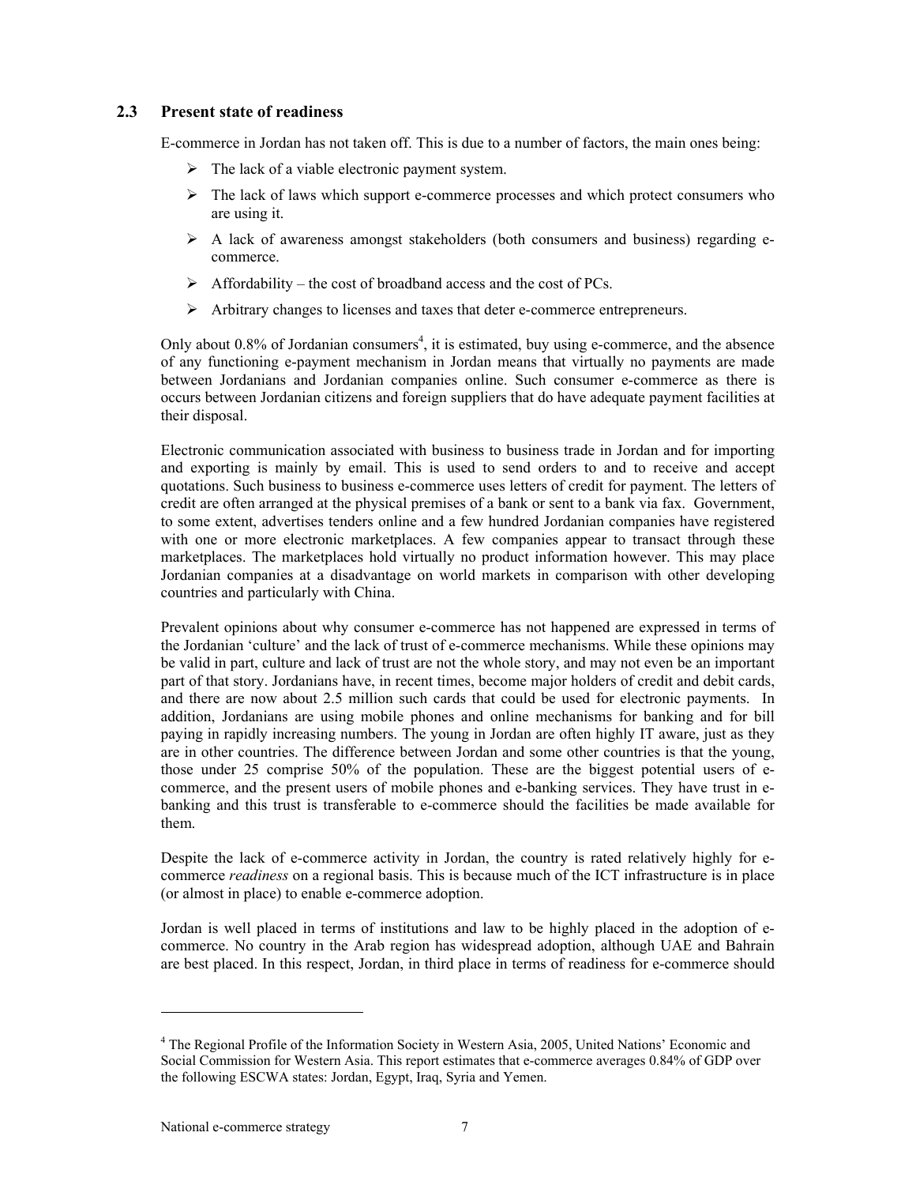## 2.3 Present state of readiness

E-commerce in Jordan has not taken off. This is due to a number of factors, the main ones being:

- The lack of a viable electronic payment system.
- The lack of laws which support e-commerce processes and which protect consumers who are using it.
- A lack of awareness amongst stakeholders (both consumers and business) regarding e-commerce.
- Affordability – the cost of broadband access and the cost of PCs.
- Arbitrary changes to licenses and taxes that deter e-commerce entrepreneurs.

Only about 0.8% of Jordanian consumers[4], it is estimated, buy using e-commerce, and the absence of any functioning e-payment mechanism in Jordan means that virtually no payments are made between Jordanians and Jordanian companies online. Such consumer e-commerce as there is occurs between Jordanian citizens and foreign suppliers that do have adequate payment facilities at their disposal.

Electronic communication associated with business to business trade in Jordan and for importing and exporting is mainly by email. This is used to send orders to and to receive and accept quotations. Such business to business e-commerce uses letters of credit for payment. The letters of credit are often arranged at the physical premises of a bank or sent to a bank via fax. Government, to some extent, advertises tenders online and a few hundred Jordanian companies have registered with one or more electronic marketplaces. A few companies appear to transact through these marketplaces. The marketplaces hold virtually no product information however. This may place Jordanian companies at a disadvantage on world markets in comparison with other developing countries and particularly with China.

Prevalent opinions about why consumer e-commerce has not happened are expressed in terms of the Jordanian 'culture' and the lack of trust of e-commerce mechanisms. While these opinions may be valid in part, culture and lack of trust are not the whole story, and may not even be an important part of that story. Jordanians have, in recent times, become major holders of credit and debit cards, and there are now about 2.5 million such cards that could be used for electronic payments. In addition, Jordanians are using mobile phones and online mechanisms for banking and for bill paying in rapidly increasing numbers. The young in Jordan are often highly IT aware, just as they are in other countries. The difference between Jordan and some other countries is that the young, those under 25 comprise 50% of the population. These are the biggest potential users of e-commerce, and the present users of mobile phones and e-banking services. They have trust in e-banking and this trust is transferable to e-commerce should the facilities be made available for them.

Despite the lack of e-commerce activity in Jordan, the country is rated relatively highly for e-commerce *readiness* on a regional basis. This is because much of the ICT infrastructure is in place (or almost in place) to enable e-commerce adoption.

Jordan is well placed in terms of institutions and law to be highly placed in the adoption of e-commerce. No country in the Arab region has widespread adoption, although UAE and Bahrain are best placed. In this respect, Jordan, in third place in terms of readiness for e-commerce should

---

[4] The Regional Profile of the Information Society in Western Asia, 2005, United Nations' Economic and Social Commission for Western Asia. This report estimates that e-commerce averages 0.84% of GDP over the following ESCWA states: Jordan, Egypt, Iraq, Syria and Yemen.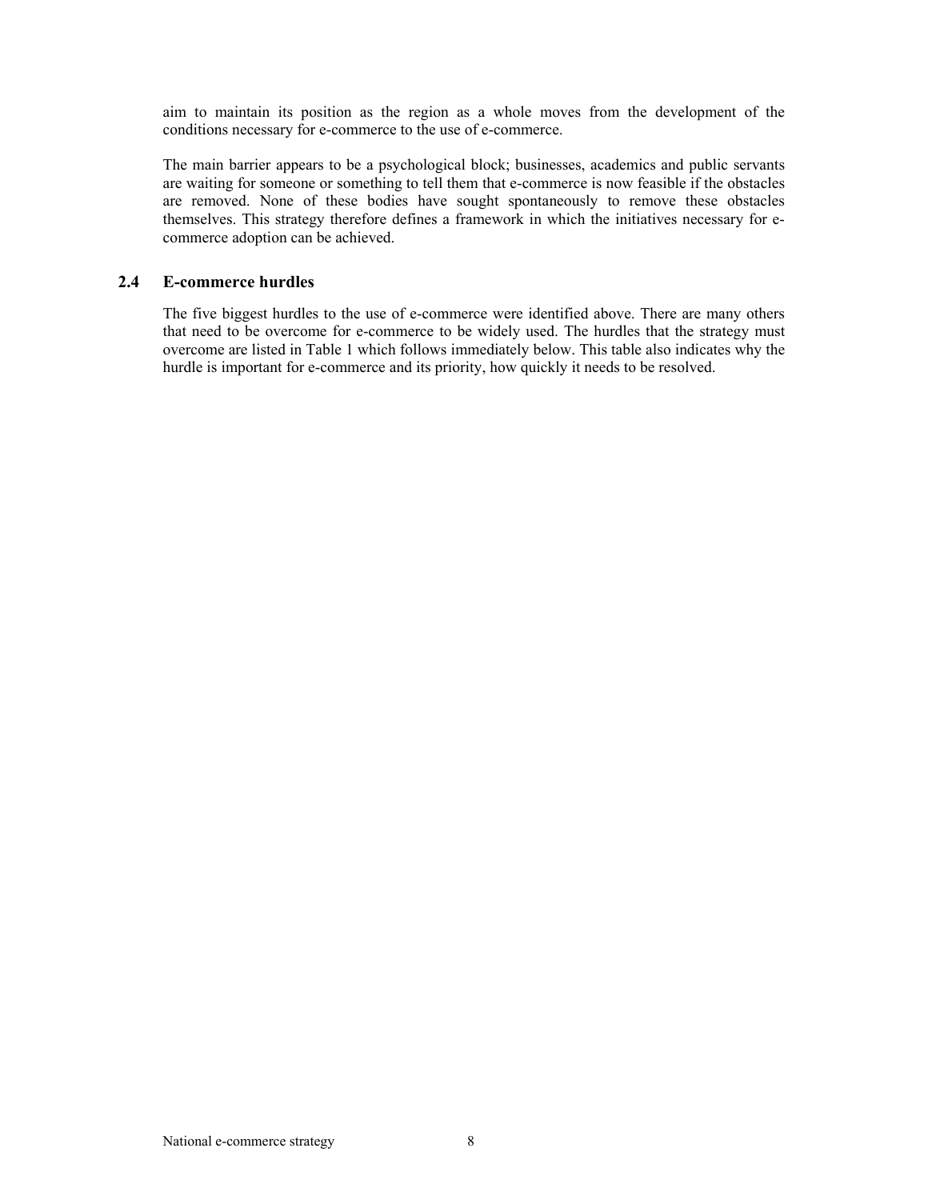aim to maintain its position as the region as a whole moves from the development of the conditions necessary for e-commerce to the use of e-commerce.

The main barrier appears to be a psychological block; businesses, academics and public servants are waiting for someone or something to tell them that e-commerce is now feasible if the obstacles are removed. None of these bodies have sought spontaneously to remove these obstacles themselves. This strategy therefore defines a framework in which the initiatives necessary for e-commerce adoption can be achieved.

## 2.4 E-commerce hurdles

The five biggest hurdles to the use of e-commerce were identified above. There are many others that need to be overcome for e-commerce to be widely used. The hurdles that the strategy must overcome are listed in Table 1 which follows immediately below. This table also indicates why the hurdle is important for e-commerce and its priority, how quickly it needs to be resolved.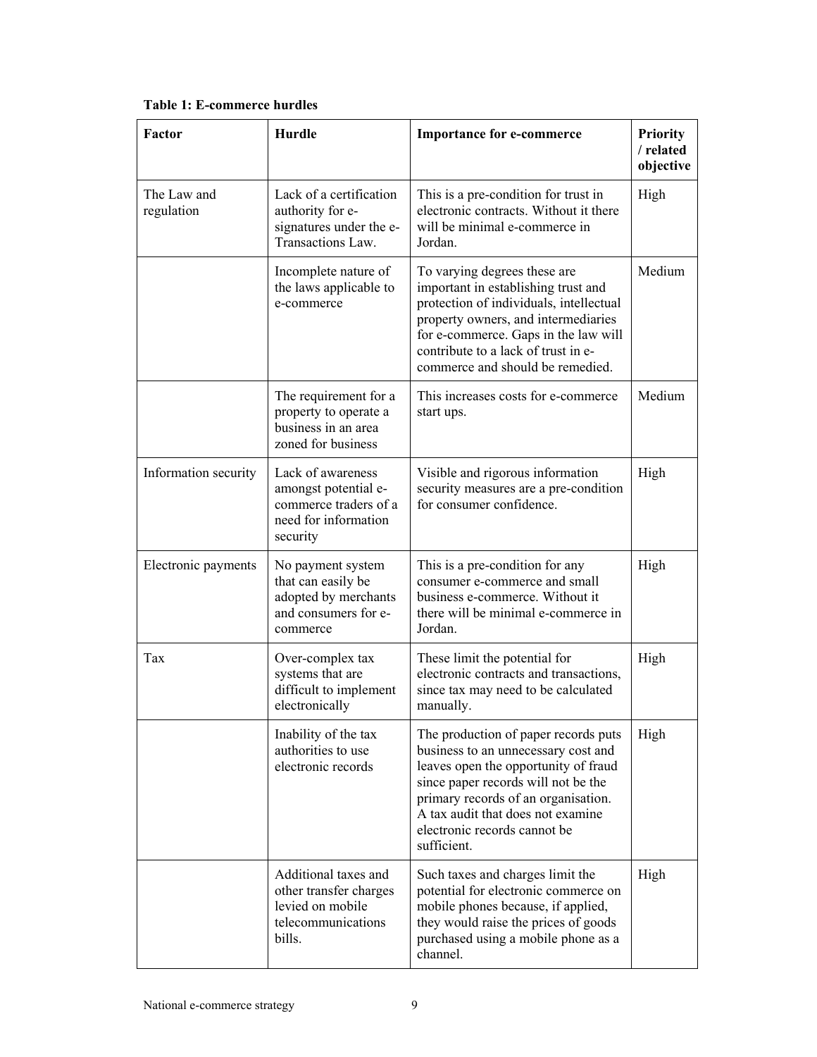**Table 1: E-commerce hurdles**

| Factor | Hurdle | Importance for e-commerce | Priority / related objective |
|---|---|---|---|
| The Law and regulation | Lack of a certification authority for e-signatures under the e-Transactions Law. | This is a pre-condition for trust in electronic contracts. Without it there will be minimal e-commerce in Jordan. | High |
| | Incomplete nature of the laws applicable to e-commerce | To varying degrees these are important in establishing trust and protection of individuals, intellectual property owners, and intermediaries for e-commerce. Gaps in the law will contribute to a lack of trust in e-commerce and should be remedied. | Medium |
| | The requirement for a property to operate a business in an area zoned for business | This increases costs for e-commerce start ups. | Medium |
| Information security | Lack of awareness amongst potential e-commerce traders of a need for information security | Visible and rigorous information security measures are a pre-condition for consumer confidence. | High |
| Electronic payments | No payment system that can easily be adopted by merchants and consumers for e-commerce | This is a pre-condition for any consumer e-commerce and small business e-commerce. Without it there will be minimal e-commerce in Jordan. | High |
| Tax | Over-complex tax systems that are difficult to implement electronically | These limit the potential for electronic contracts and transactions, since tax may need to be calculated manually. | High |
| | Inability of the tax authorities to use electronic records | The production of paper records puts business to an unnecessary cost and leaves open the opportunity of fraud since paper records will not be the primary records of an organisation. A tax audit that does not examine electronic records cannot be sufficient. | High |
| | Additional taxes and other transfer charges levied on mobile telecommunications bills. | Such taxes and charges limit the potential for electronic commerce on mobile phones because, if applied, they would raise the prices of goods purchased using a mobile phone as a channel. | High |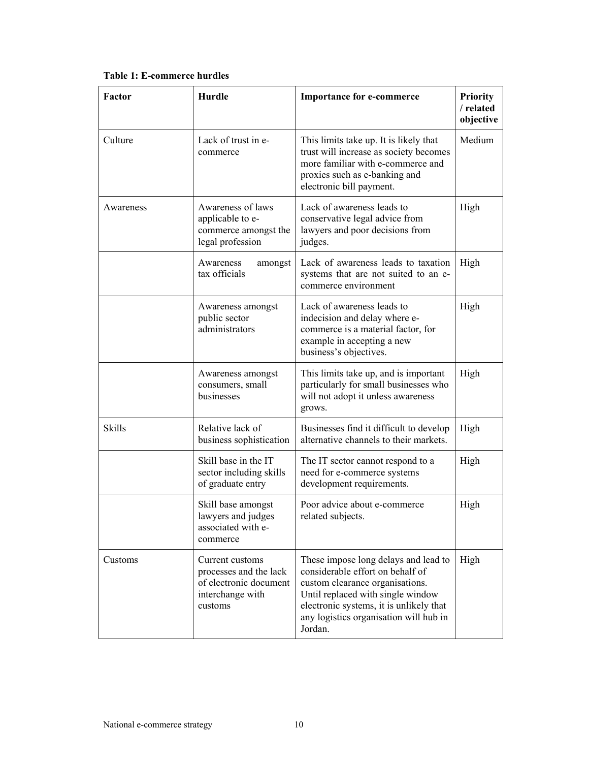**Table 1: E-commerce hurdles**

| Factor | Hurdle | Importance for e-commerce | Priority / related objective |
|---|---|---|---|
| Culture | Lack of trust in e-commerce | This limits take up. It is likely that trust will increase as society becomes more familiar with e-commerce and proxies such as e-banking and electronic bill payment. | Medium |
| Awareness | Awareness of laws applicable to e-commerce amongst the legal profession | Lack of awareness leads to conservative legal advice from lawyers and poor decisions from judges. | High |
| | Awareness amongst tax officials | Lack of awareness leads to taxation systems that are not suited to an e-commerce environment | High |
| | Awareness amongst public sector administrators | Lack of awareness leads to indecision and delay where e-commerce is a material factor, for example in accepting a new business's objectives. | High |
| | Awareness amongst consumers, small businesses | This limits take up, and is important particularly for small businesses who will not adopt it unless awareness grows. | High |
| Skills | Relative lack of business sophistication | Businesses find it difficult to develop alternative channels to their markets. | High |
| | Skill base in the IT sector including skills of graduate entry | The IT sector cannot respond to a need for e-commerce systems development requirements. | High |
| | Skill base amongst lawyers and judges associated with e-commerce | Poor advice about e-commerce related subjects. | High |
| Customs | Current customs processes and the lack of electronic document interchange with customs | These impose long delays and lead to considerable effort on behalf of custom clearance organisations. Until replaced with single window electronic systems, it is unlikely that any logistics organisation will hub in Jordan. | High |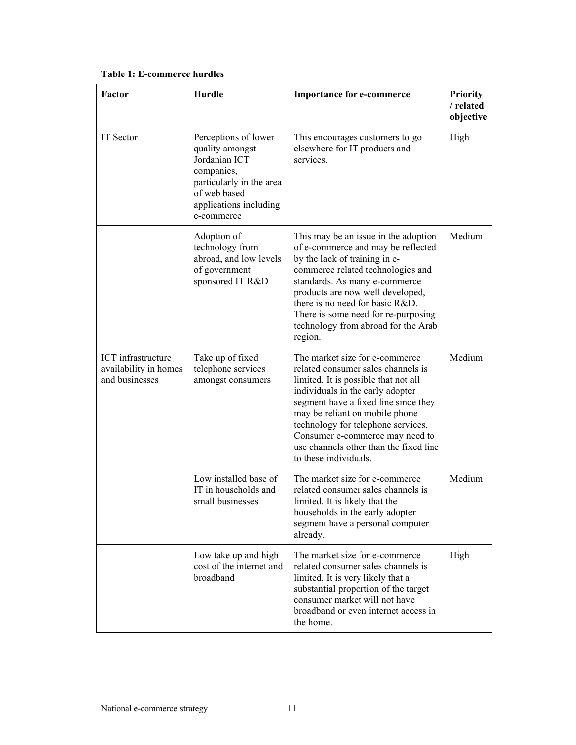**Table 1: E-commerce hurdles**

| Factor | Hurdle | Importance for e-commerce | Priority / related objective |
|---|---|---|---|
| IT Sector | Perceptions of lower quality amongst Jordanian ICT companies, particularly in the area of web based applications including e-commerce | This encourages customers to go elsewhere for IT products and services. | High |
| | Adoption of technology from abroad, and low levels of government sponsored IT R&D | This may be an issue in the adoption of e-commerce and may be reflected by the lack of training in e-commerce related technologies and standards. As many e-commerce products are now well developed, there is no need for basic R&D. There is some need for re-purposing technology from abroad for the Arab region. | Medium |
| ICT infrastructure availability in homes and businesses | Take up of fixed telephone services amongst consumers | The market size for e-commerce related consumer sales channels is limited. It is possible that not all individuals in the early adopter segment have a fixed line since they may be reliant on mobile phone technology for telephone services. Consumer e-commerce may need to use channels other than the fixed line to these individuals. | Medium |
| | Low installed base of IT in households and small businesses | The market size for e-commerce related consumer sales channels is limited. It is likely that the households in the early adopter segment have a personal computer already. | Medium |
| | Low take up and high cost of the internet and broadband | The market size for e-commerce related consumer sales channels is limited. It is very likely that a substantial proportion of the target consumer market will not have broadband or even internet access in the home. | High |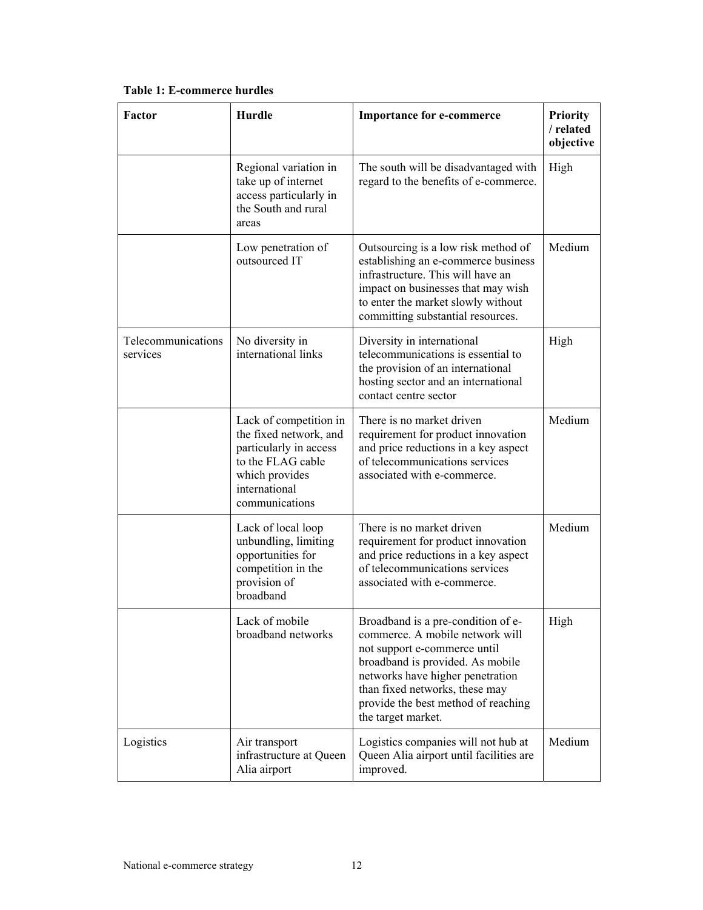**Table 1: E-commerce hurdles**

| Factor | Hurdle | Importance for e-commerce | Priority / related objective |
|---|---|---|---|
| | Regional variation in take up of internet access particularly in the South and rural areas | The south will be disadvantaged with regard to the benefits of e-commerce. | High |
| | Low penetration of outsourced IT | Outsourcing is a low risk method of establishing an e-commerce business infrastructure. This will have an impact on businesses that may wish to enter the market slowly without committing substantial resources. | Medium |
| Telecommunications services | No diversity in international links | Diversity in international telecommunications is essential to the provision of an international hosting sector and an international contact centre sector | High |
| | Lack of competition in the fixed network, and particularly in access to the FLAG cable which provides international communications | There is no market driven requirement for product innovation and price reductions in a key aspect of telecommunications services associated with e-commerce. | Medium |
| | Lack of local loop unbundling, limiting opportunities for competition in the provision of broadband | There is no market driven requirement for product innovation and price reductions in a key aspect of telecommunications services associated with e-commerce. | Medium |
| | Lack of mobile broadband networks | Broadband is a pre-condition of e-commerce. A mobile network will not support e-commerce until broadband is provided. As mobile networks have higher penetration than fixed networks, these may provide the best method of reaching the target market. | High |
| Logistics | Air transport infrastructure at Queen Alia airport | Logistics companies will not hub at Queen Alia airport until facilities are improved. | Medium |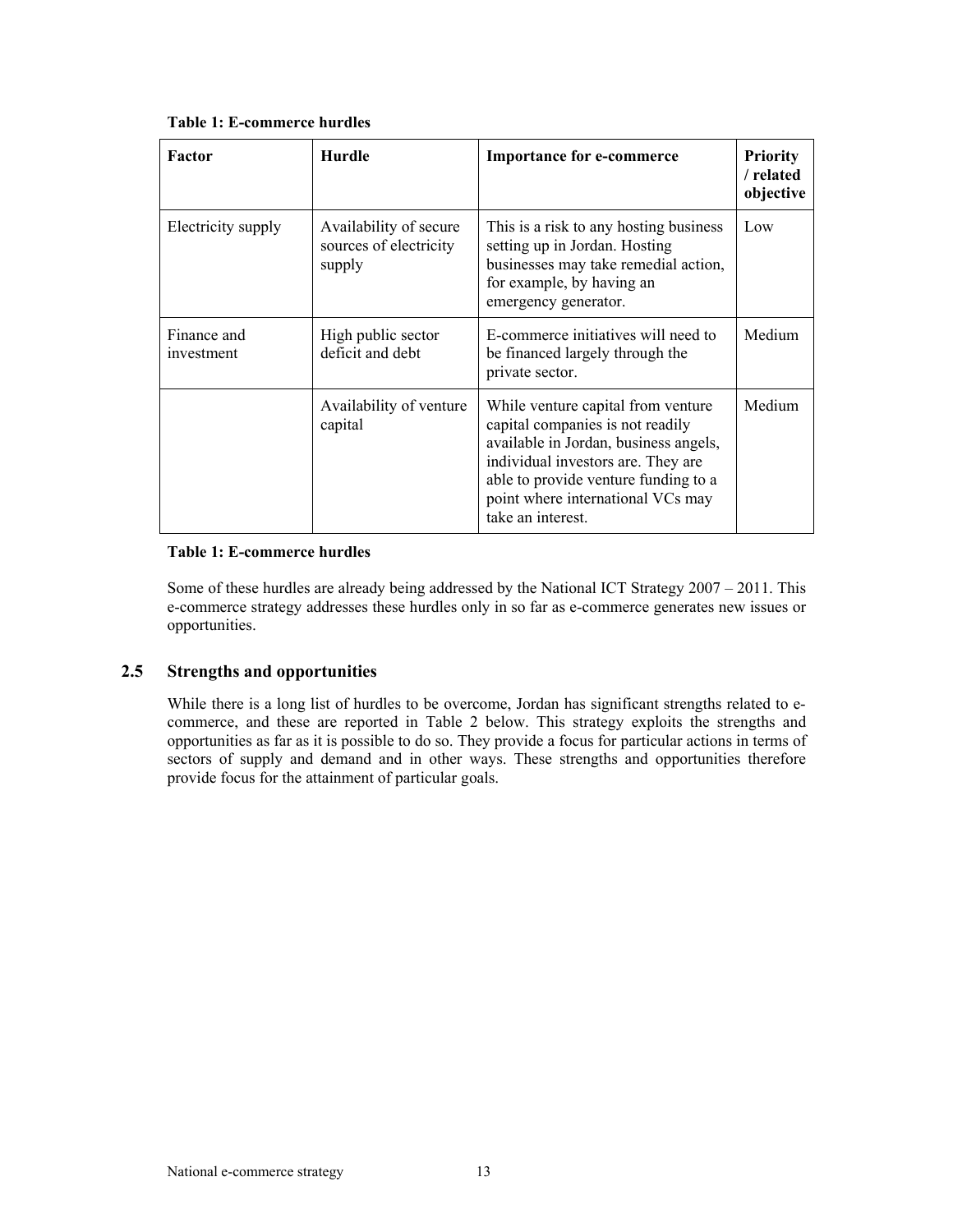**Table 1: E-commerce hurdles**

| Factor | Hurdle | Importance for e-commerce | Priority / related objective |
|---|---|---|---|
| Electricity supply | Availability of secure sources of electricity supply | This is a risk to any hosting business setting up in Jordan. Hosting businesses may take remedial action, for example, by having an emergency generator. | Low |
| Finance and investment | High public sector deficit and debt | E-commerce initiatives will need to be financed largely through the private sector. | Medium |
| | Availability of venture capital | While venture capital from venture capital companies is not readily available in Jordan, business angels, individual investors are. They are able to provide venture funding to a point where international VCs may take an interest. | Medium |

**Table 1: E-commerce hurdles**

Some of these hurdles are already being addressed by the National ICT Strategy 2007 – 2011. This e-commerce strategy addresses these hurdles only in so far as e-commerce generates new issues or opportunities.

## 2.5 Strengths and opportunities

While there is a long list of hurdles to be overcome, Jordan has significant strengths related to e-commerce, and these are reported in Table 2 below. This strategy exploits the strengths and opportunities as far as it is possible to do so. They provide a focus for particular actions in terms of sectors of supply and demand and in other ways. These strengths and opportunities therefore provide focus for the attainment of particular goals.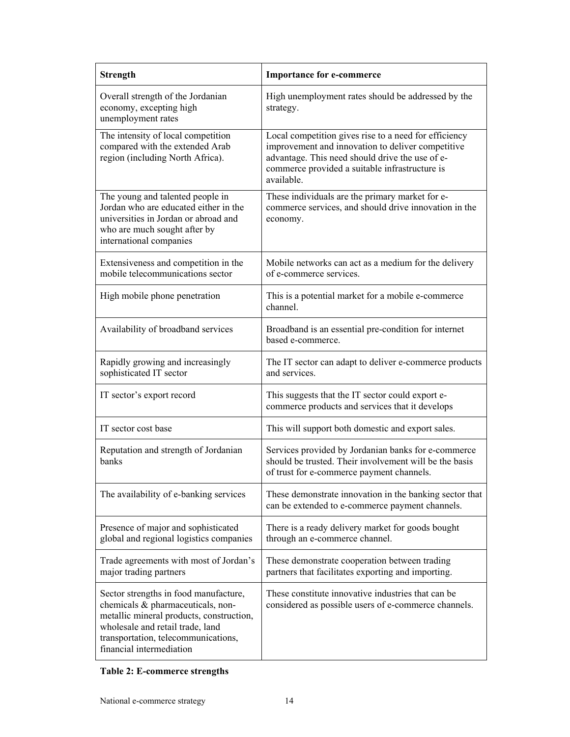| Strength | Importance for e-commerce |
|---|---|
| Overall strength of the Jordanian economy, excepting high unemployment rates | High unemployment rates should be addressed by the strategy. |
| The intensity of local competition compared with the extended Arab region (including North Africa). | Local competition gives rise to a need for efficiency improvement and innovation to deliver competitive advantage. This need should drive the use of e-commerce provided a suitable infrastructure is available. |
| The young and talented people in Jordan who are educated either in the universities in Jordan or abroad and who are much sought after by international companies | These individuals are the primary market for e-commerce services, and should drive innovation in the economy. |
| Extensiveness and competition in the mobile telecommunications sector | Mobile networks can act as a medium for the delivery of e-commerce services. |
| High mobile phone penetration | This is a potential market for a mobile e-commerce channel. |
| Availability of broadband services | Broadband is an essential pre-condition for internet based e-commerce. |
| Rapidly growing and increasingly sophisticated IT sector | The IT sector can adapt to deliver e-commerce products and services. |
| IT sector's export record | This suggests that the IT sector could export e-commerce products and services that it develops |
| IT sector cost base | This will support both domestic and export sales. |
| Reputation and strength of Jordanian banks | Services provided by Jordanian banks for e-commerce should be trusted. Their involvement will be the basis of trust for e-commerce payment channels. |
| The availability of e-banking services | These demonstrate innovation in the banking sector that can be extended to e-commerce payment channels. |
| Presence of major and sophisticated global and regional logistics companies | There is a ready delivery market for goods bought through an e-commerce channel. |
| Trade agreements with most of Jordan's major trading partners | These demonstrate cooperation between trading partners that facilitates exporting and importing. |
| Sector strengths in food manufacture, chemicals & pharmaceuticals, non-metallic mineral products, construction, wholesale and retail trade, land transportation, telecommunications, financial intermediation | These constitute innovative industries that can be considered as possible users of e-commerce channels. |

**Table 2: E-commerce strengths**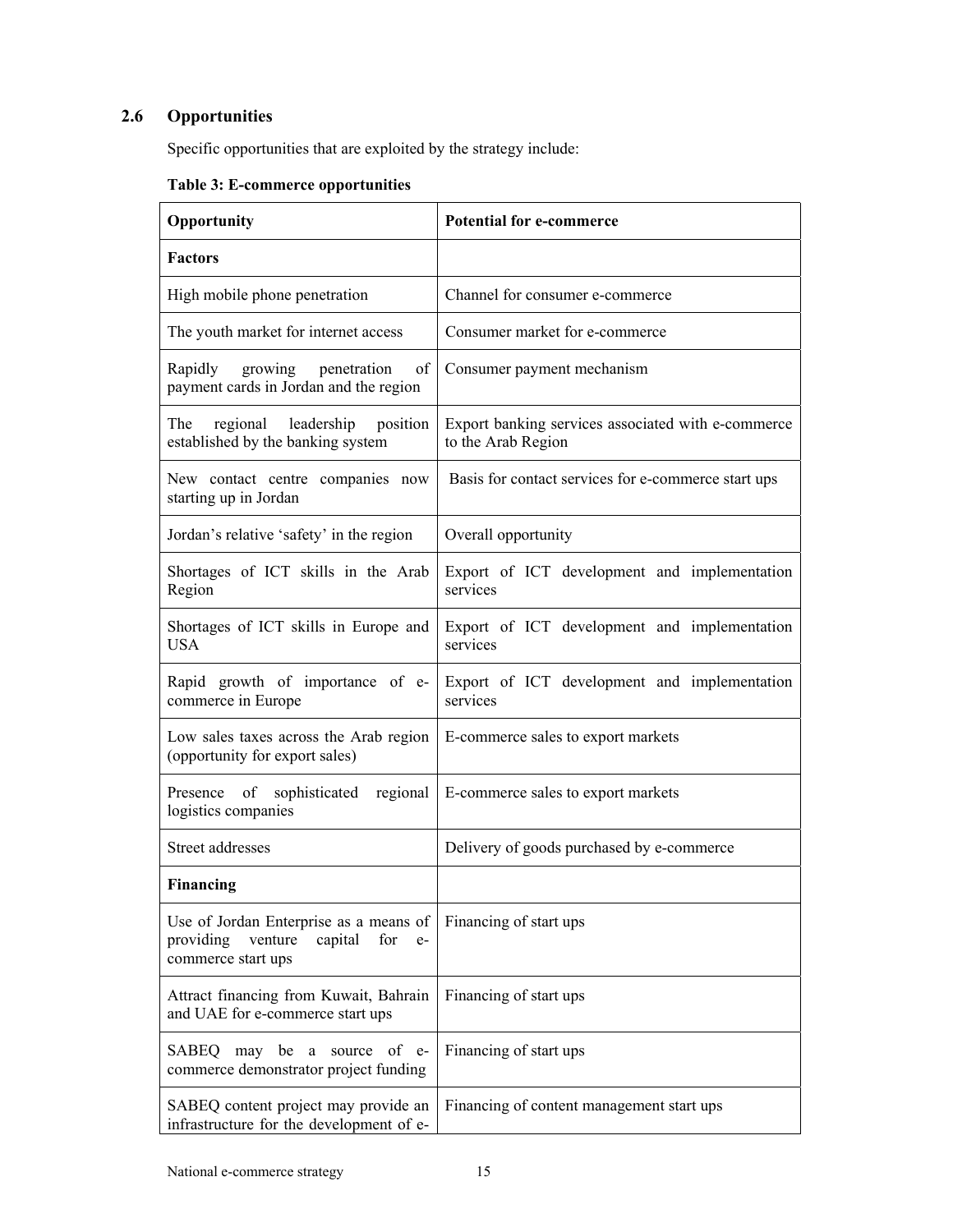## 2.6 Opportunities

Specific opportunities that are exploited by the strategy include:

**Table 3: E-commerce opportunities**

| Opportunity | Potential for e-commerce |
|---|---|
| **Factors** | |
| High mobile phone penetration | Channel for consumer e-commerce |
| The youth market for internet access | Consumer market for e-commerce |
| Rapidly growing penetration of payment cards in Jordan and the region | Consumer payment mechanism |
| The regional leadership position established by the banking system | Export banking services associated with e-commerce to the Arab Region |
| New contact centre companies now starting up in Jordan | Basis for contact services for e-commerce start ups |
| Jordan's relative 'safety' in the region | Overall opportunity |
| Shortages of ICT skills in the Arab Region | Export of ICT development and implementation services |
| Shortages of ICT skills in Europe and USA | Export of ICT development and implementation services |
| Rapid growth of importance of e-commerce in Europe | Export of ICT development and implementation services |
| Low sales taxes across the Arab region (opportunity for export sales) | E-commerce sales to export markets |
| Presence of sophisticated regional logistics companies | E-commerce sales to export markets |
| Street addresses | Delivery of goods purchased by e-commerce |
| **Financing** | |
| Use of Jordan Enterprise as a means of providing venture capital for e-commerce start ups | Financing of start ups |
| Attract financing from Kuwait, Bahrain and UAE for e-commerce start ups | Financing of start ups |
| SABEQ may be a source of e-commerce demonstrator project funding | Financing of start ups |
| SABEQ content project may provide an infrastructure for the development of e- | Financing of content management start ups |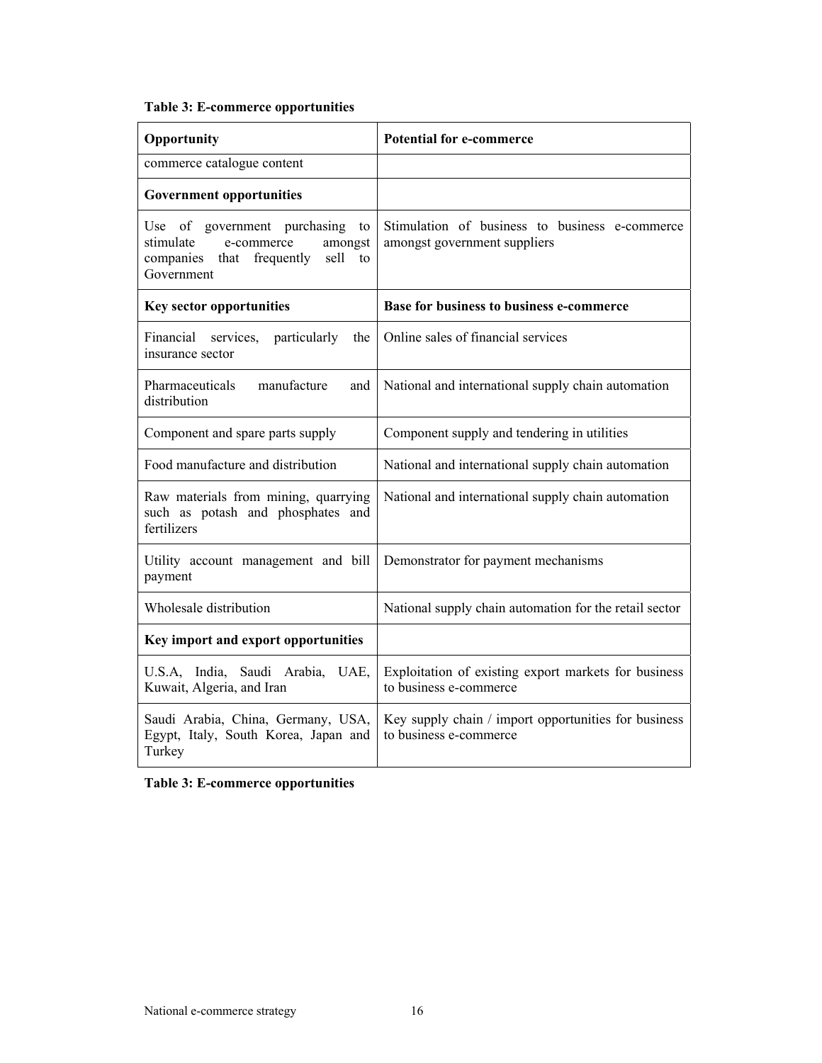**Table 3: E-commerce opportunities**

| Opportunity | Potential for e-commerce |
|---|---|
| commerce catalogue content | |
| **Government opportunities** | |
| Use of government purchasing to stimulate e-commerce amongst companies that frequently sell to Government | Stimulation of business to business e-commerce amongst government suppliers |
| **Key sector opportunities** | **Base for business to business e-commerce** |
| Financial services, particularly the insurance sector | Online sales of financial services |
| Pharmaceuticals manufacture and distribution | National and international supply chain automation |
| Component and spare parts supply | Component supply and tendering in utilities |
| Food manufacture and distribution | National and international supply chain automation |
| Raw materials from mining, quarrying such as potash and phosphates and fertilizers | National and international supply chain automation |
| Utility account management and bill payment | Demonstrator for payment mechanisms |
| Wholesale distribution | National supply chain automation for the retail sector |
| **Key import and export opportunities** | |
| U.S.A, India, Saudi Arabia, UAE, Kuwait, Algeria, and Iran | Exploitation of existing export markets for business to business e-commerce |
| Saudi Arabia, China, Germany, USA, Egypt, Italy, South Korea, Japan and Turkey | Key supply chain / import opportunities for business to business e-commerce |

**Table 3: E-commerce opportunities**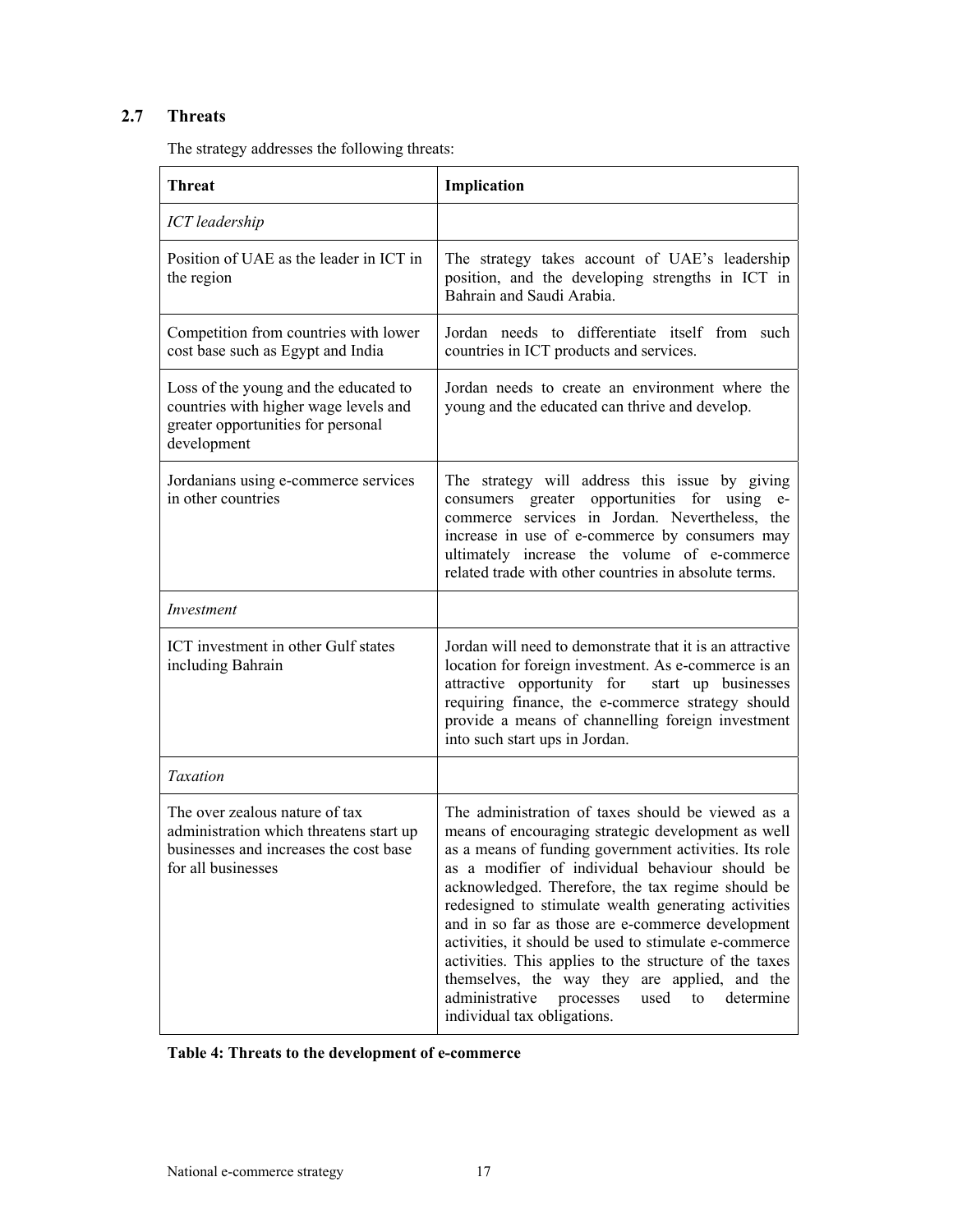## 2.7 Threats

The strategy addresses the following threats:

| **Threat** | **Implication** |
|---|---|
| *ICT leadership* | |
| Position of UAE as the leader in ICT in the region | The strategy takes account of UAE's leadership position, and the developing strengths in ICT in Bahrain and Saudi Arabia. |
| Competition from countries with lower cost base such as Egypt and India | Jordan needs to differentiate itself from such countries in ICT products and services. |
| Loss of the young and the educated to countries with higher wage levels and greater opportunities for personal development | Jordan needs to create an environment where the young and the educated can thrive and develop. |
| Jordanians using e-commerce services in other countries | The strategy will address this issue by giving consumers greater opportunities for using e-commerce services in Jordan. Nevertheless, the increase in use of e-commerce by consumers may ultimately increase the volume of e-commerce related trade with other countries in absolute terms. |
| *Investment* | |
| ICT investment in other Gulf states including Bahrain | Jordan will need to demonstrate that it is an attractive location for foreign investment. As e-commerce is an attractive opportunity for start up businesses requiring finance, the e-commerce strategy should provide a means of channelling foreign investment into such start ups in Jordan. |
| *Taxation* | |
| The over zealous nature of tax administration which threatens start up businesses and increases the cost base for all businesses | The administration of taxes should be viewed as a means of encouraging strategic development as well as a means of funding government activities. Its role as a modifier of individual behaviour should be acknowledged. Therefore, the tax regime should be redesigned to stimulate wealth generating activities and in so far as those are e-commerce development activities, it should be used to stimulate e-commerce activities. This applies to the structure of the taxes themselves, the way they are applied, and the administrative processes used to determine individual tax obligations. |

**Table 4: Threats to the development of e-commerce**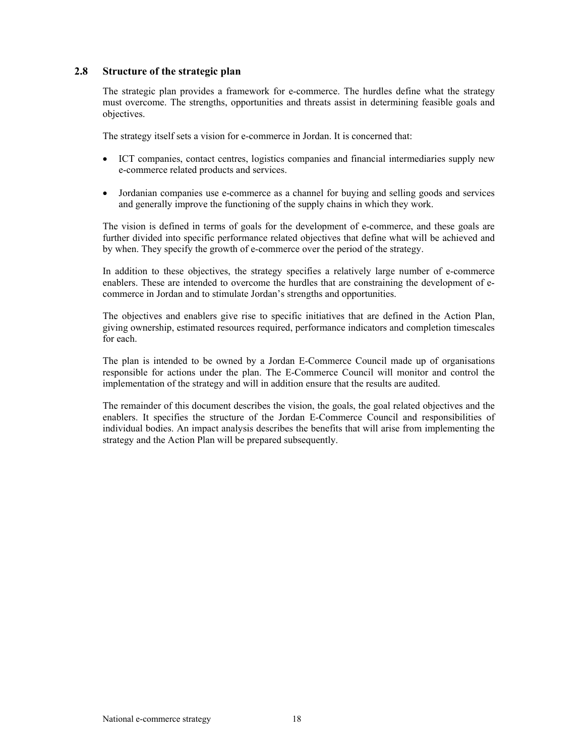## 2.8 Structure of the strategic plan

The strategic plan provides a framework for e-commerce. The hurdles define what the strategy must overcome. The strengths, opportunities and threats assist in determining feasible goals and objectives.

The strategy itself sets a vision for e-commerce in Jordan. It is concerned that:

- ICT companies, contact centres, logistics companies and financial intermediaries supply new e-commerce related products and services.
- Jordanian companies use e-commerce as a channel for buying and selling goods and services and generally improve the functioning of the supply chains in which they work.

The vision is defined in terms of goals for the development of e-commerce, and these goals are further divided into specific performance related objectives that define what will be achieved and by when. They specify the growth of e-commerce over the period of the strategy.

In addition to these objectives, the strategy specifies a relatively large number of e-commerce enablers. These are intended to overcome the hurdles that are constraining the development of e-commerce in Jordan and to stimulate Jordan's strengths and opportunities.

The objectives and enablers give rise to specific initiatives that are defined in the Action Plan, giving ownership, estimated resources required, performance indicators and completion timescales for each.

The plan is intended to be owned by a Jordan E-Commerce Council made up of organisations responsible for actions under the plan. The E-Commerce Council will monitor and control the implementation of the strategy and will in addition ensure that the results are audited.

The remainder of this document describes the vision, the goals, the goal related objectives and the enablers. It specifies the structure of the Jordan E-Commerce Council and responsibilities of individual bodies. An impact analysis describes the benefits that will arise from implementing the strategy and the Action Plan will be prepared subsequently.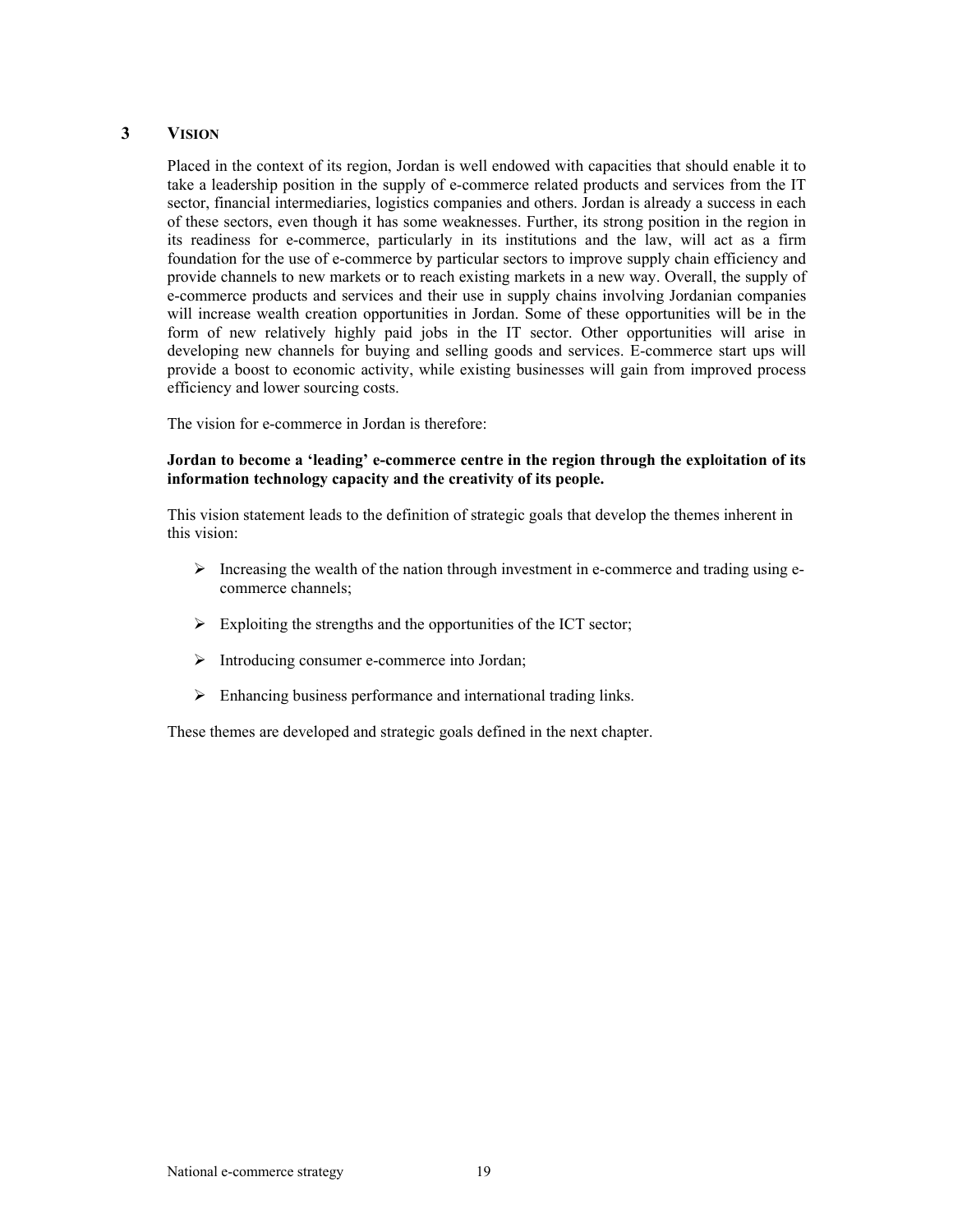# 3 VISION

Placed in the context of its region, Jordan is well endowed with capacities that should enable it to take a leadership position in the supply of e-commerce related products and services from the IT sector, financial intermediaries, logistics companies and others. Jordan is already a success in each of these sectors, even though it has some weaknesses. Further, its strong position in the region in its readiness for e-commerce, particularly in its institutions and the law, will act as a firm foundation for the use of e-commerce by particular sectors to improve supply chain efficiency and provide channels to new markets or to reach existing markets in a new way. Overall, the supply of e-commerce products and services and their use in supply chains involving Jordanian companies will increase wealth creation opportunities in Jordan. Some of these opportunities will be in the form of new relatively highly paid jobs in the IT sector. Other opportunities will arise in developing new channels for buying and selling goods and services. E-commerce start ups will provide a boost to economic activity, while existing businesses will gain from improved process efficiency and lower sourcing costs.

The vision for e-commerce in Jordan is therefore:

**Jordan to become a 'leading' e-commerce centre in the region through the exploitation of its information technology capacity and the creativity of its people.**

This vision statement leads to the definition of strategic goals that develop the themes inherent in this vision:

- Increasing the wealth of the nation through investment in e-commerce and trading using e-commerce channels;
- Exploiting the strengths and the opportunities of the ICT sector;
- Introducing consumer e-commerce into Jordan;
- Enhancing business performance and international trading links.

These themes are developed and strategic goals defined in the next chapter.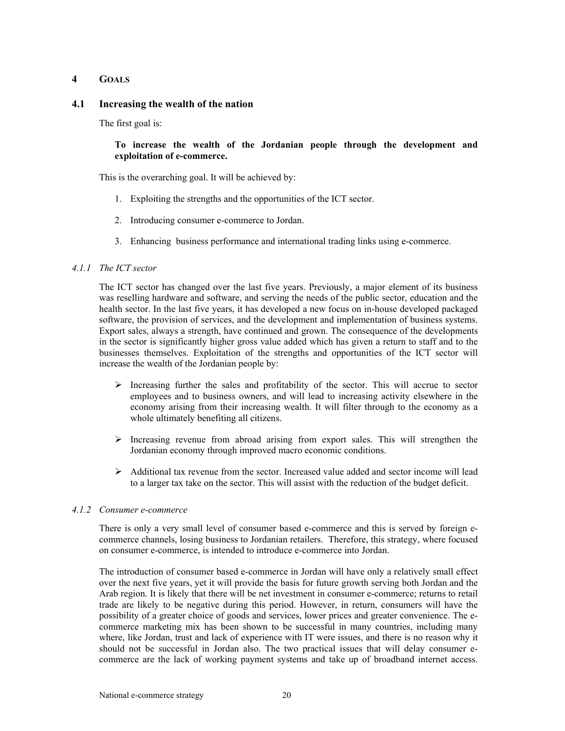# 4 GOALS

## 4.1 Increasing the wealth of the nation

The first goal is:

**To increase the wealth of the Jordanian people through the development and exploitation of e-commerce.**

This is the overarching goal. It will be achieved by:

1. Exploiting the strengths and the opportunities of the ICT sector.
2. Introducing consumer e-commerce to Jordan.
3. Enhancing business performance and international trading links using e-commerce.

### *4.1.1 The ICT sector*

The ICT sector has changed over the last five years. Previously, a major element of its business was reselling hardware and software, and serving the needs of the public sector, education and the health sector. In the last five years, it has developed a new focus on in-house developed packaged software, the provision of services, and the development and implementation of business systems. Export sales, always a strength, have continued and grown. The consequence of the developments in the sector is significantly higher gross value added which has given a return to staff and to the businesses themselves. Exploitation of the strengths and opportunities of the ICT sector will increase the wealth of the Jordanian people by:

- Increasing further the sales and profitability of the sector. This will accrue to sector employees and to business owners, and will lead to increasing activity elsewhere in the economy arising from their increasing wealth. It will filter through to the economy as a whole ultimately benefiting all citizens.
- Increasing revenue from abroad arising from export sales. This will strengthen the Jordanian economy through improved macro economic conditions.
- Additional tax revenue from the sector. Increased value added and sector income will lead to a larger tax take on the sector. This will assist with the reduction of the budget deficit.

### *4.1.2 Consumer e-commerce*

There is only a very small level of consumer based e-commerce and this is served by foreign e-commerce channels, losing business to Jordanian retailers. Therefore, this strategy, where focused on consumer e-commerce, is intended to introduce e-commerce into Jordan.

The introduction of consumer based e-commerce in Jordan will have only a relatively small effect over the next five years, yet it will provide the basis for future growth serving both Jordan and the Arab region. It is likely that there will be net investment in consumer e-commerce; returns to retail trade are likely to be negative during this period. However, in return, consumers will have the possibility of a greater choice of goods and services, lower prices and greater convenience. The e-commerce marketing mix has been shown to be successful in many countries, including many where, like Jordan, trust and lack of experience with IT were issues, and there is no reason why it should not be successful in Jordan also. The two practical issues that will delay consumer e-commerce are the lack of working payment systems and take up of broadband internet access.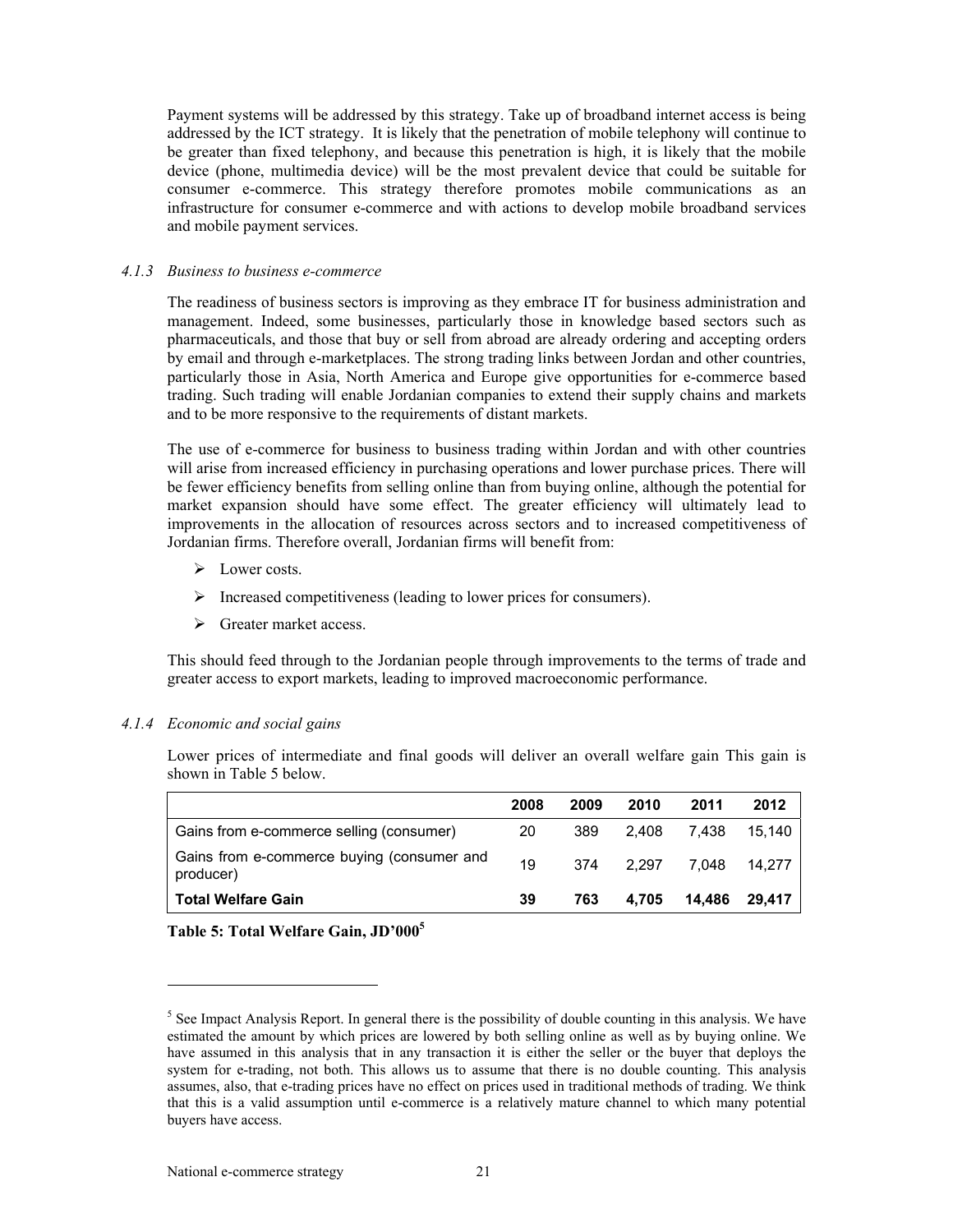Payment systems will be addressed by this strategy. Take up of broadband internet access is being addressed by the ICT strategy. It is likely that the penetration of mobile telephony will continue to be greater than fixed telephony, and because this penetration is high, it is likely that the mobile device (phone, multimedia device) will be the most prevalent device that could be suitable for consumer e-commerce. This strategy therefore promotes mobile communications as an infrastructure for consumer e-commerce and with actions to develop mobile broadband services and mobile payment services.

### *4.1.3 Business to business e-commerce*

The readiness of business sectors is improving as they embrace IT for business administration and management. Indeed, some businesses, particularly those in knowledge based sectors such as pharmaceuticals, and those that buy or sell from abroad are already ordering and accepting orders by email and through e-marketplaces. The strong trading links between Jordan and other countries, particularly those in Asia, North America and Europe give opportunities for e-commerce based trading. Such trading will enable Jordanian companies to extend their supply chains and markets and to be more responsive to the requirements of distant markets.

The use of e-commerce for business to business trading within Jordan and with other countries will arise from increased efficiency in purchasing operations and lower purchase prices. There will be fewer efficiency benefits from selling online than from buying online, although the potential for market expansion should have some effect. The greater efficiency will ultimately lead to improvements in the allocation of resources across sectors and to increased competitiveness of Jordanian firms. Therefore overall, Jordanian firms will benefit from:

- Lower costs.
- Increased competitiveness (leading to lower prices for consumers).
- Greater market access.

This should feed through to the Jordanian people through improvements to the terms of trade and greater access to export markets, leading to improved macroeconomic performance.

### *4.1.4 Economic and social gains*

Lower prices of intermediate and final goods will deliver an overall welfare gain This gain is shown in Table 5 below.

| | 2008 | 2009 | 2010 | 2011 | 2012 |
|---|---|---|---|---|---|
| Gains from e-commerce selling (consumer) | 20 | 389 | 2,408 | 7,438 | 15,140 |
| Gains from e-commerce buying (consumer and producer) | 19 | 374 | 2,297 | 7,048 | 14,277 |
| **Total Welfare Gain** | **39** | **763** | **4,705** | **14,486** | **29,417** |

**Table 5: Total Welfare Gain, JD'000[5]**

[5] See Impact Analysis Report. In general there is the possibility of double counting in this analysis. We have estimated the amount by which prices are lowered by both selling online as well as by buying online. We have assumed in this analysis that in any transaction it is either the seller or the buyer that deploys the system for e-trading, not both. This allows us to assume that there is no double counting. This analysis assumes, also, that e-trading prices have no effect on prices used in traditional methods of trading. We think that this is a valid assumption until e-commerce is a relatively mature channel to which many potential buyers have access.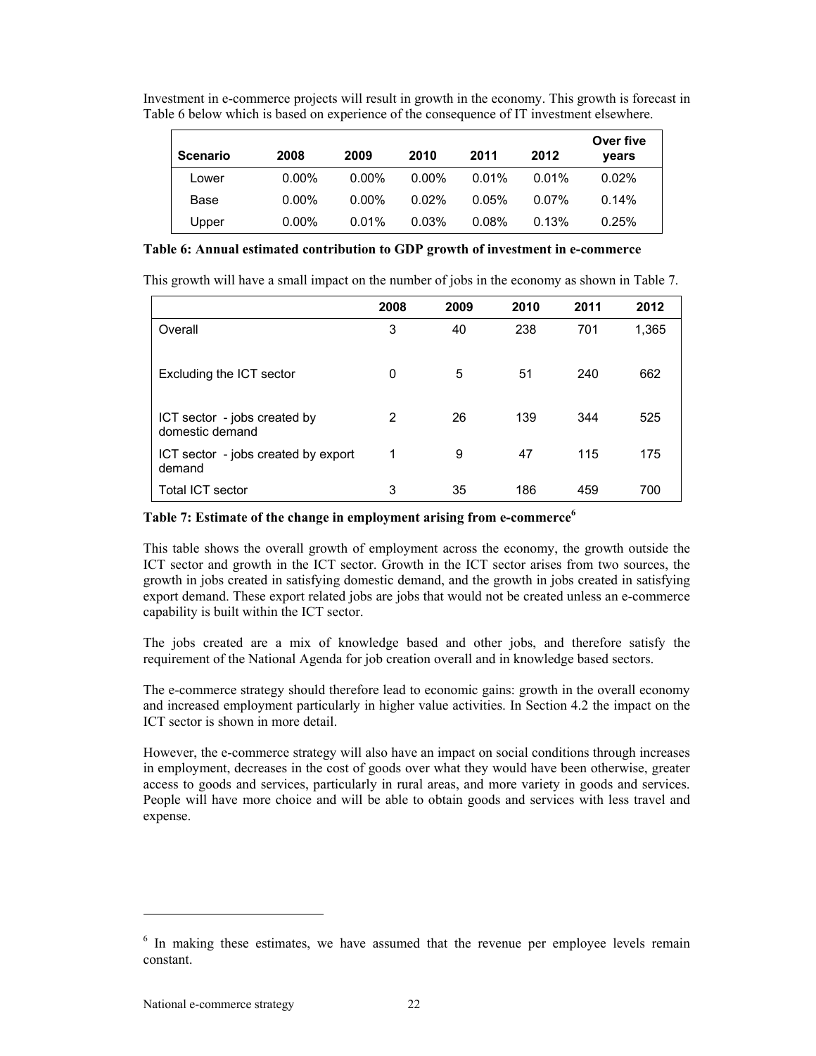Investment in e-commerce projects will result in growth in the economy. This growth is forecast in Table 6 below which is based on experience of the consequence of IT investment elsewhere.

| Scenario | 2008 | 2009 | 2010 | 2011 | 2012 | Over five years |
|---|---|---|---|---|---|---|
| Lower | 0.00% | 0.00% | 0.00% | 0.01% | 0.01% | 0.02% |
| Base | 0.00% | 0.00% | 0.02% | 0.05% | 0.07% | 0.14% |
| Upper | 0.00% | 0.01% | 0.03% | 0.08% | 0.13% | 0.25% |

**Table 6: Annual estimated contribution to GDP growth of investment in e-commerce**

This growth will have a small impact on the number of jobs in the economy as shown in Table 7.

| | 2008 | 2009 | 2010 | 2011 | 2012 |
|---|---|---|---|---|---|
| Overall | 3 | 40 | 238 | 701 | 1,365 |
| Excluding the ICT sector | 0 | 5 | 51 | 240 | 662 |
| ICT sector - jobs created by domestic demand | 2 | 26 | 139 | 344 | 525 |
| ICT sector - jobs created by export demand | 1 | 9 | 47 | 115 | 175 |
| Total ICT sector | 3 | 35 | 186 | 459 | 700 |

**Table 7: Estimate of the change in employment arising from e-commerce[6]**

This table shows the overall growth of employment across the economy, the growth outside the ICT sector and growth in the ICT sector. Growth in the ICT sector arises from two sources, the growth in jobs created in satisfying domestic demand, and the growth in jobs created in satisfying export demand. These export related jobs are jobs that would not be created unless an e-commerce capability is built within the ICT sector.

The jobs created are a mix of knowledge based and other jobs, and therefore satisfy the requirement of the National Agenda for job creation overall and in knowledge based sectors.

The e-commerce strategy should therefore lead to economic gains: growth in the overall economy and increased employment particularly in higher value activities. In Section 4.2 the impact on the ICT sector is shown in more detail.

However, the e-commerce strategy will also have an impact on social conditions through increases in employment, decreases in the cost of goods over what they would have been otherwise, greater access to goods and services, particularly in rural areas, and more variety in goods and services. People will have more choice and will be able to obtain goods and services with less travel and expense.

---

[6] In making these estimates, we have assumed that the revenue per employee levels remain constant.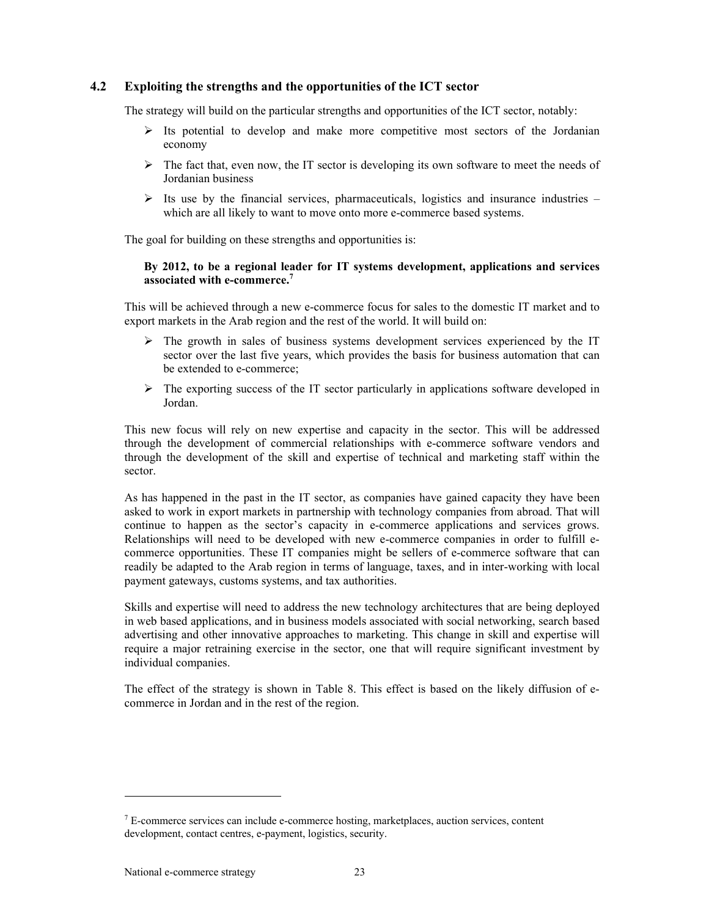## 4.2 Exploiting the strengths and the opportunities of the ICT sector

The strategy will build on the particular strengths and opportunities of the ICT sector, notably:

- Its potential to develop and make more competitive most sectors of the Jordanian economy
- The fact that, even now, the IT sector is developing its own software to meet the needs of Jordanian business
- Its use by the financial services, pharmaceuticals, logistics and insurance industries – which are all likely to want to move onto more e-commerce based systems.

The goal for building on these strengths and opportunities is:

**By 2012, to be a regional leader for IT systems development, applications and services associated with e-commerce.**[7]

This will be achieved through a new e-commerce focus for sales to the domestic IT market and to export markets in the Arab region and the rest of the world. It will build on:

- The growth in sales of business systems development services experienced by the IT sector over the last five years, which provides the basis for business automation that can be extended to e-commerce;
- The exporting success of the IT sector particularly in applications software developed in Jordan.

This new focus will rely on new expertise and capacity in the sector. This will be addressed through the development of commercial relationships with e-commerce software vendors and through the development of the skill and expertise of technical and marketing staff within the sector.

As has happened in the past in the IT sector, as companies have gained capacity they have been asked to work in export markets in partnership with technology companies from abroad. That will continue to happen as the sector's capacity in e-commerce applications and services grows. Relationships will need to be developed with new e-commerce companies in order to fulfill e-commerce opportunities. These IT companies might be sellers of e-commerce software that can readily be adapted to the Arab region in terms of language, taxes, and in inter-working with local payment gateways, customs systems, and tax authorities.

Skills and expertise will need to address the new technology architectures that are being deployed in web based applications, and in business models associated with social networking, search based advertising and other innovative approaches to marketing. This change in skill and expertise will require a major retraining exercise in the sector, one that will require significant investment by individual companies.

The effect of the strategy is shown in Table 8. This effect is based on the likely diffusion of e-commerce in Jordan and in the rest of the region.

---

[7] E-commerce services can include e-commerce hosting, marketplaces, auction services, content development, contact centres, e-payment, logistics, security.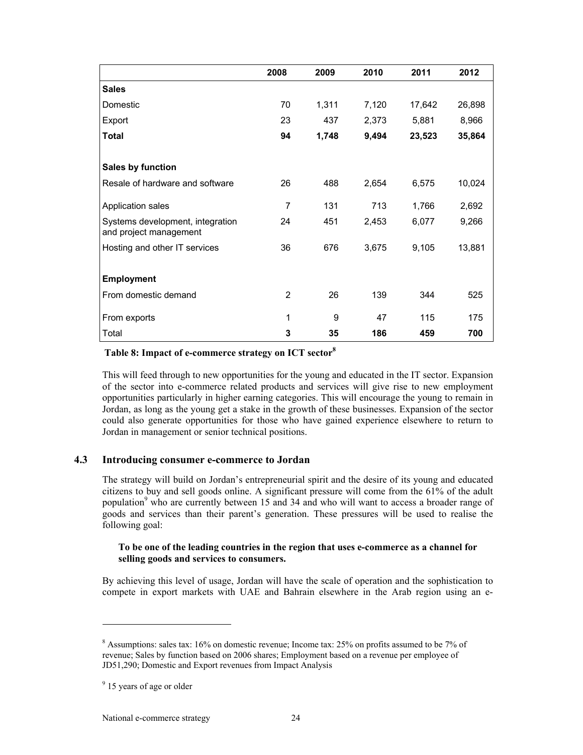| | 2008 | 2009 | 2010 | 2011 | 2012 |
|---|---|---|---|---|---|
| **Sales** | | | | | |
| Domestic | 70 | 1,311 | 7,120 | 17,642 | 26,898 |
| Export | 23 | 437 | 2,373 | 5,881 | 8,966 |
| **Total** | **94** | **1,748** | **9,494** | **23,523** | **35,864** |
| | | | | | |
| **Sales by function** | | | | | |
| Resale of hardware and software | 26 | 488 | 2,654 | 6,575 | 10,024 |
| Application sales | 7 | 131 | 713 | 1,766 | 2,692 |
| Systems development, integration and project management | 24 | 451 | 2,453 | 6,077 | 9,266 |
| Hosting and other IT services | 36 | 676 | 3,675 | 9,105 | 13,881 |
| | | | | | |
| **Employment** | | | | | |
| From domestic demand | 2 | 26 | 139 | 344 | 525 |
| From exports | 1 | 9 | 47 | 115 | 175 |
| Total | **3** | **35** | **186** | **459** | **700** |

**Table 8: Impact of e-commerce strategy on ICT sector**[8]

This will feed through to new opportunities for the young and educated in the IT sector. Expansion of the sector into e-commerce related products and services will give rise to new employment opportunities particularly in higher earning categories. This will encourage the young to remain in Jordan, as long as the young get a stake in the growth of these businesses. Expansion of the sector could also generate opportunities for those who have gained experience elsewhere to return to Jordan in management or senior technical positions.

### 4.3 Introducing consumer e-commerce to Jordan

The strategy will build on Jordan's entrepreneurial spirit and the desire of its young and educated citizens to buy and sell goods online. A significant pressure will come from the 61% of the adult population[9] who are currently between 15 and 34 and who will want to access a broader range of goods and services than their parent's generation. These pressures will be used to realise the following goal:

> **To be one of the leading countries in the region that uses e-commerce as a channel for selling goods and services to consumers.**

By achieving this level of usage, Jordan will have the scale of operation and the sophistication to compete in export markets with UAE and Bahrain elsewhere in the Arab region using an e-

---

[8] Assumptions: sales tax: 16% on domestic revenue; Income tax: 25% on profits assumed to be 7% of revenue; Sales by function based on 2006 shares; Employment based on a revenue per employee of JD51,290; Domestic and Export revenues from Impact Analysis

[9] 15 years of age or older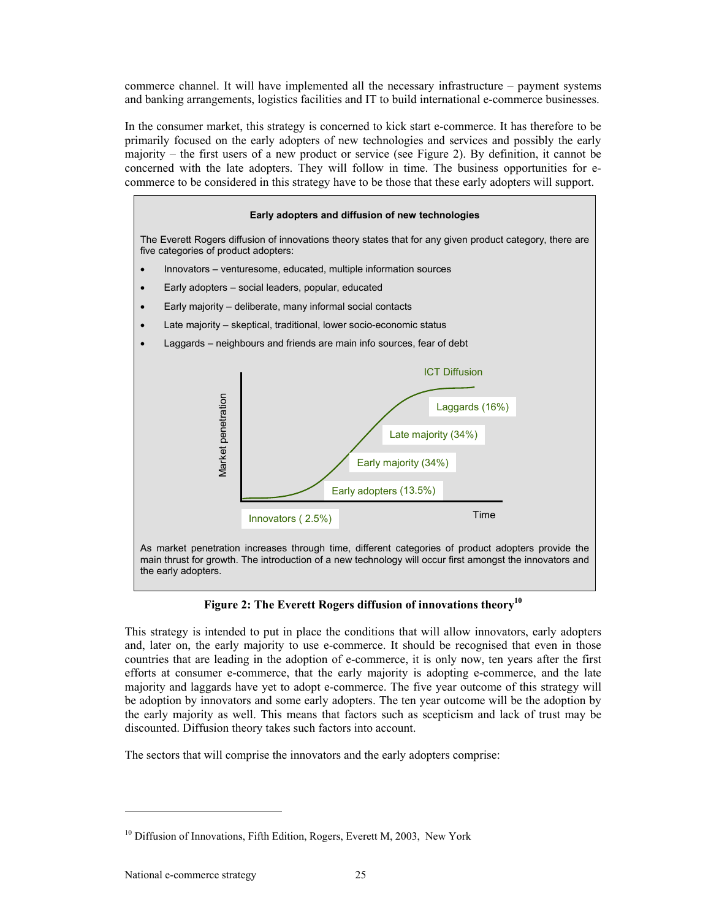commerce channel. It will have implemented all the necessary infrastructure – payment systems and banking arrangements, logistics facilities and IT to build international e-commerce businesses.

In the consumer market, this strategy is concerned to kick start e-commerce. It has therefore to be primarily focused on the early adopters of new technologies and services and possibly the early majority – the first users of a new product or service (see Figure 2). By definition, it cannot be concerned with the late adopters. They will follow in time. The business opportunities for e-commerce to be considered in this strategy have to be those that these early adopters will support.

**Early adopters and diffusion of new technologies**

The Everett Rogers diffusion of innovations theory states that for any given product category, there are five categories of product adopters:

- Innovators – venturesome, educated, multiple information sources
- Early adopters – social leaders, popular, educated
- Early majority – deliberate, many informal social contacts
- Late majority – skeptical, traditional, lower socio-economic status
- Laggards – neighbours and friends are main info sources, fear of debt

ICT Diffusion

Market penetration

Laggards (16%)

Late majority (34%)

Early majority (34%)

Early adopters (13.5%)

Innovators ( 2.5%)

Time

As market penetration increases through time, different categories of product adopters provide the main thrust for growth. The introduction of a new technology will occur first amongst the innovators and the early adopters.

**Figure 2: The Everett Rogers diffusion of innovations theory[10]**

This strategy is intended to put in place the conditions that will allow innovators, early adopters and, later on, the early majority to use e-commerce. It should be recognised that even in those countries that are leading in the adoption of e-commerce, it is only now, ten years after the first efforts at consumer e-commerce, that the early majority is adopting e-commerce, and the late majority and laggards have yet to adopt e-commerce. The five year outcome of this strategy will be adoption by innovators and some early adopters. The ten year outcome will be the adoption by the early majority as well. This means that factors such as scepticism and lack of trust may be discounted. Diffusion theory takes such factors into account.

The sectors that will comprise the innovators and the early adopters comprise:

---

[10] Diffusion of Innovations, Fifth Edition, Rogers, Everett M, 2003, New York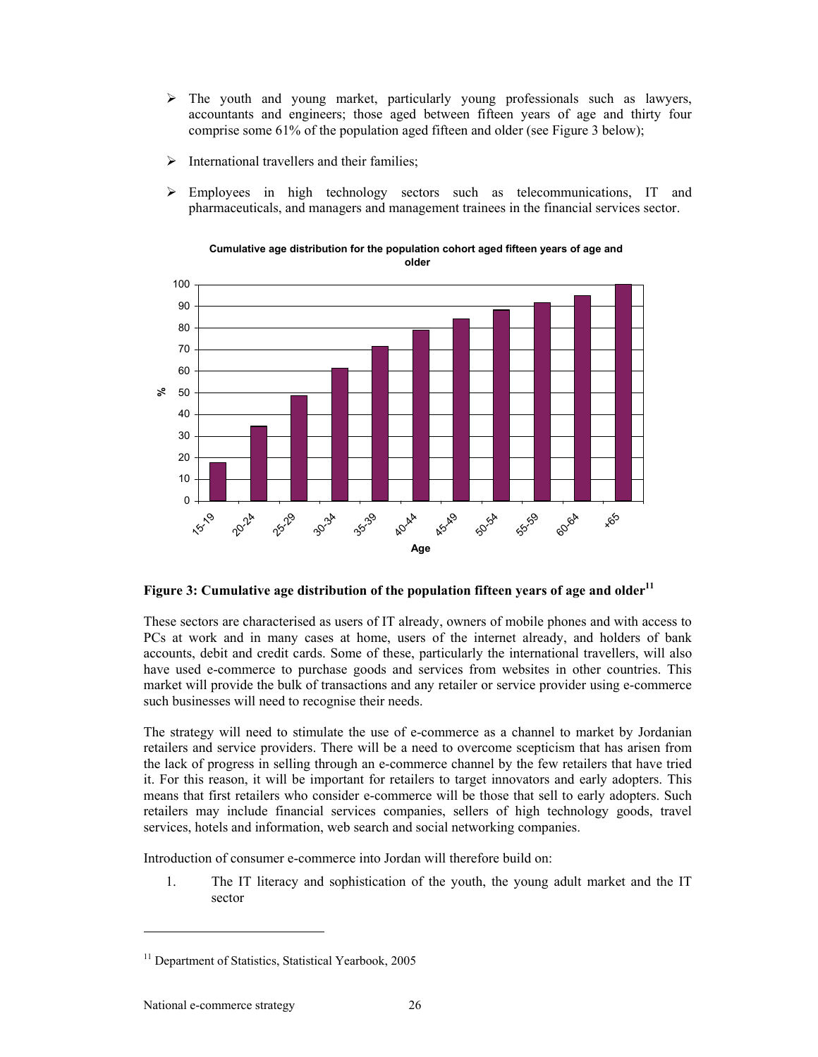- The youth and young market, particularly young professionals such as lawyers, accountants and engineers; those aged between fifteen years of age and thirty four comprise some 61% of the population aged fifteen and older (see Figure 3 below);

- International travellers and their families;

- Employees in high technology sectors such as telecommunications, IT and pharmaceuticals, and managers and management trainees in the financial services sector.

**Figure 3: Cumulative age distribution of the population fifteen years of age and older**[11]

These sectors are characterised as users of IT already, owners of mobile phones and with access to PCs at work and in many cases at home, users of the internet already, and holders of bank accounts, debit and credit cards. Some of these, particularly the international travellers, will also have used e-commerce to purchase goods and services from websites in other countries. This market will provide the bulk of transactions and any retailer or service provider using e-commerce such businesses will need to recognise their needs.

The strategy will need to stimulate the use of e-commerce as a channel to market by Jordanian retailers and service providers. There will be a need to overcome scepticism that has arisen from the lack of progress in selling through an e-commerce channel by the few retailers that have tried it. For this reason, it will be important for retailers to target innovators and early adopters. This means that first retailers who consider e-commerce will be those that sell to early adopters. Such retailers may include financial services companies, sellers of high technology goods, travel services, hotels and information, web search and social networking companies.

Introduction of consumer e-commerce into Jordan will therefore build on:

1. The IT literacy and sophistication of the youth, the young adult market and the IT sector

[11] Department of Statistics, Statistical Yearbook, 2005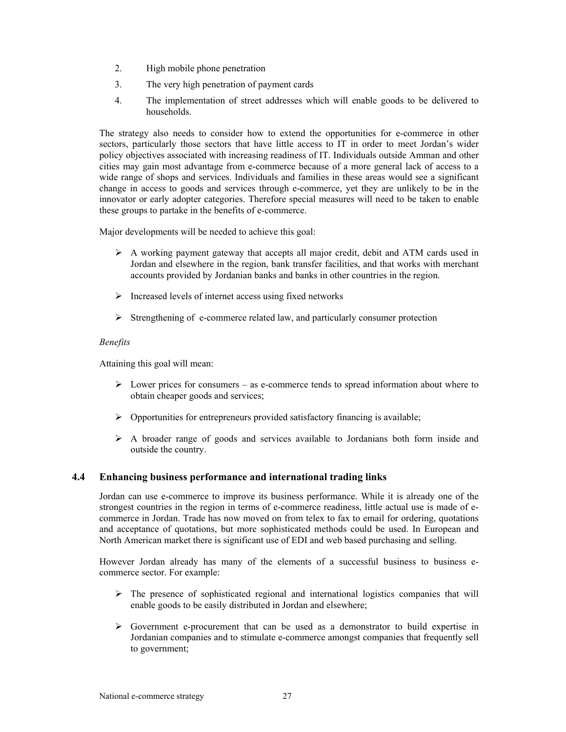2. High mobile phone penetration
3. The very high penetration of payment cards
4. The implementation of street addresses which will enable goods to be delivered to households.

The strategy also needs to consider how to extend the opportunities for e-commerce in other sectors, particularly those sectors that have little access to IT in order to meet Jordan's wider policy objectives associated with increasing readiness of IT. Individuals outside Amman and other cities may gain most advantage from e-commerce because of a more general lack of access to a wide range of shops and services. Individuals and families in these areas would see a significant change in access to goods and services through e-commerce, yet they are unlikely to be in the innovator or early adopter categories. Therefore special measures will need to be taken to enable these groups to partake in the benefits of e-commerce.

Major developments will be needed to achieve this goal:

- A working payment gateway that accepts all major credit, debit and ATM cards used in Jordan and elsewhere in the region, bank transfer facilities, and that works with merchant accounts provided by Jordanian banks and banks in other countries in the region.
- Increased levels of internet access using fixed networks
- Strengthening of e-commerce related law, and particularly consumer protection

*Benefits*

Attaining this goal will mean:

- Lower prices for consumers – as e-commerce tends to spread information about where to obtain cheaper goods and services;
- Opportunities for entrepreneurs provided satisfactory financing is available;
- A broader range of goods and services available to Jordanians both form inside and outside the country.

### 4.4 Enhancing business performance and international trading links

Jordan can use e-commerce to improve its business performance. While it is already one of the strongest countries in the region in terms of e-commerce readiness, little actual use is made of e-commerce in Jordan. Trade has now moved on from telex to fax to email for ordering, quotations and acceptance of quotations, but more sophisticated methods could be used. In European and North American market there is significant use of EDI and web based purchasing and selling.

However Jordan already has many of the elements of a successful business to business e-commerce sector. For example:

- The presence of sophisticated regional and international logistics companies that will enable goods to be easily distributed in Jordan and elsewhere;
- Government e-procurement that can be used as a demonstrator to build expertise in Jordanian companies and to stimulate e-commerce amongst companies that frequently sell to government;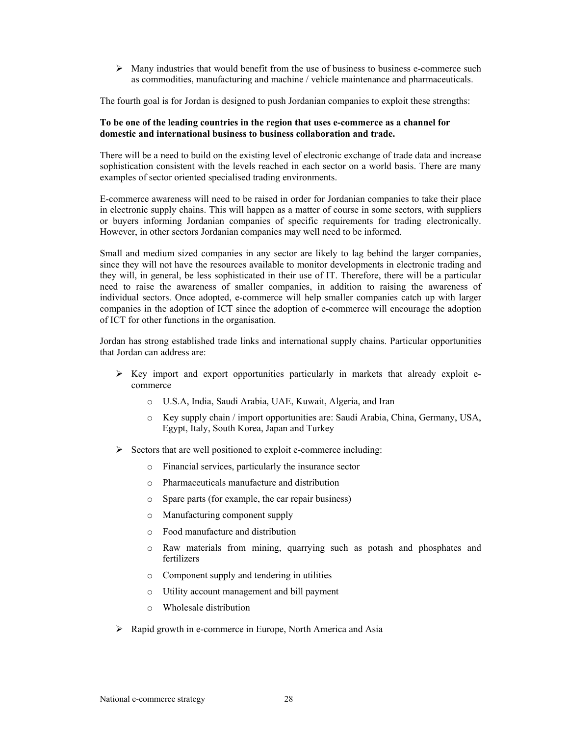- Many industries that would benefit from the use of business to business e-commerce such as commodities, manufacturing and machine / vehicle maintenance and pharmaceuticals.

The fourth goal is for Jordan is designed to push Jordanian companies to exploit these strengths:

**To be one of the leading countries in the region that uses e-commerce as a channel for domestic and international business to business collaboration and trade.**

There will be a need to build on the existing level of electronic exchange of trade data and increase sophistication consistent with the levels reached in each sector on a world basis. There are many examples of sector oriented specialised trading environments.

E-commerce awareness will need to be raised in order for Jordanian companies to take their place in electronic supply chains. This will happen as a matter of course in some sectors, with suppliers or buyers informing Jordanian companies of specific requirements for trading electronically. However, in other sectors Jordanian companies may well need to be informed.

Small and medium sized companies in any sector are likely to lag behind the larger companies, since they will not have the resources available to monitor developments in electronic trading and they will, in general, be less sophisticated in their use of IT. Therefore, there will be a particular need to raise the awareness of smaller companies, in addition to raising the awareness of individual sectors. Once adopted, e-commerce will help smaller companies catch up with larger companies in the adoption of ICT since the adoption of e-commerce will encourage the adoption of ICT for other functions in the organisation.

Jordan has strong established trade links and international supply chains. Particular opportunities that Jordan can address are:

- Key import and export opportunities particularly in markets that already exploit e-commerce
  - U.S.A, India, Saudi Arabia, UAE, Kuwait, Algeria, and Iran
  - Key supply chain / import opportunities are: Saudi Arabia, China, Germany, USA, Egypt, Italy, South Korea, Japan and Turkey
- Sectors that are well positioned to exploit e-commerce including:
  - Financial services, particularly the insurance sector
  - Pharmaceuticals manufacture and distribution
  - Spare parts (for example, the car repair business)
  - Manufacturing component supply
  - Food manufacture and distribution
  - Raw materials from mining, quarrying such as potash and phosphates and fertilizers
  - Component supply and tendering in utilities
  - Utility account management and bill payment
  - Wholesale distribution
- Rapid growth in e-commerce in Europe, North America and Asia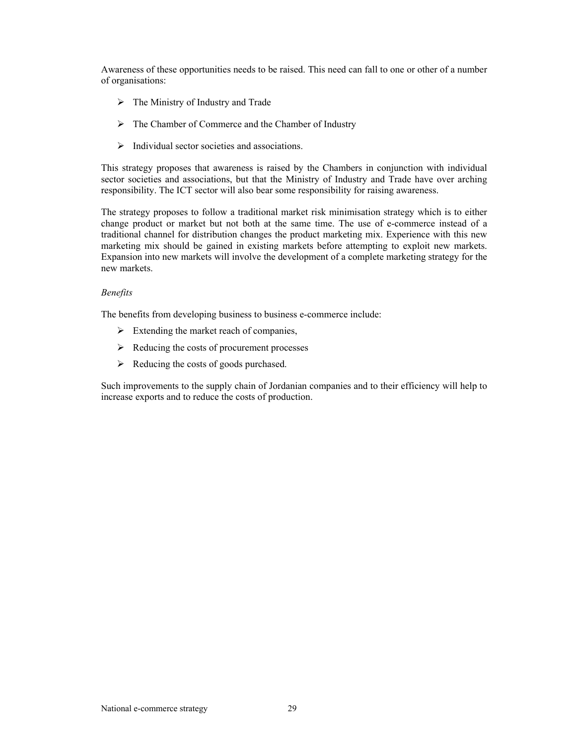Awareness of these opportunities needs to be raised. This need can fall to one or other of a number of organisations:

- The Ministry of Industry and Trade
- The Chamber of Commerce and the Chamber of Industry
- Individual sector societies and associations.

This strategy proposes that awareness is raised by the Chambers in conjunction with individual sector societies and associations, but that the Ministry of Industry and Trade have over arching responsibility. The ICT sector will also bear some responsibility for raising awareness.

The strategy proposes to follow a traditional market risk minimisation strategy which is to either change product or market but not both at the same time. The use of e-commerce instead of a traditional channel for distribution changes the product marketing mix. Experience with this new marketing mix should be gained in existing markets before attempting to exploit new markets. Expansion into new markets will involve the development of a complete marketing strategy for the new markets.

*Benefits*

The benefits from developing business to business e-commerce include:

- Extending the market reach of companies,
- Reducing the costs of procurement processes
- Reducing the costs of goods purchased.

Such improvements to the supply chain of Jordanian companies and to their efficiency will help to increase exports and to reduce the costs of production.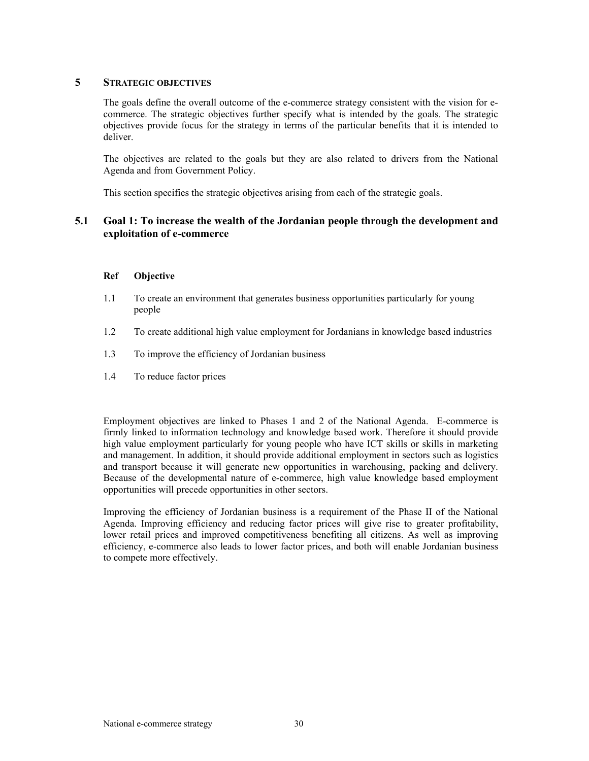# 5 STRATEGIC OBJECTIVES

The goals define the overall outcome of the e-commerce strategy consistent with the vision for e-commerce. The strategic objectives further specify what is intended by the goals. The strategic objectives provide focus for the strategy in terms of the particular benefits that it is intended to deliver.

The objectives are related to the goals but they are also related to drivers from the National Agenda and from Government Policy.

This section specifies the strategic objectives arising from each of the strategic goals.

## 5.1 Goal 1: To increase the wealth of the Jordanian people through the development and exploitation of e-commerce

| Ref | Objective |
|---|---|
| 1.1 | To create an environment that generates business opportunities particularly for young people |
| 1.2 | To create additional high value employment for Jordanians in knowledge based industries |
| 1.3 | To improve the efficiency of Jordanian business |
| 1.4 | To reduce factor prices |

Employment objectives are linked to Phases 1 and 2 of the National Agenda. E-commerce is firmly linked to information technology and knowledge based work. Therefore it should provide high value employment particularly for young people who have ICT skills or skills in marketing and management. In addition, it should provide additional employment in sectors such as logistics and transport because it will generate new opportunities in warehousing, packing and delivery. Because of the developmental nature of e-commerce, high value knowledge based employment opportunities will precede opportunities in other sectors.

Improving the efficiency of Jordanian business is a requirement of the Phase II of the National Agenda. Improving efficiency and reducing factor prices will give rise to greater profitability, lower retail prices and improved competitiveness benefiting all citizens. As well as improving efficiency, e-commerce also leads to lower factor prices, and both will enable Jordanian business to compete more effectively.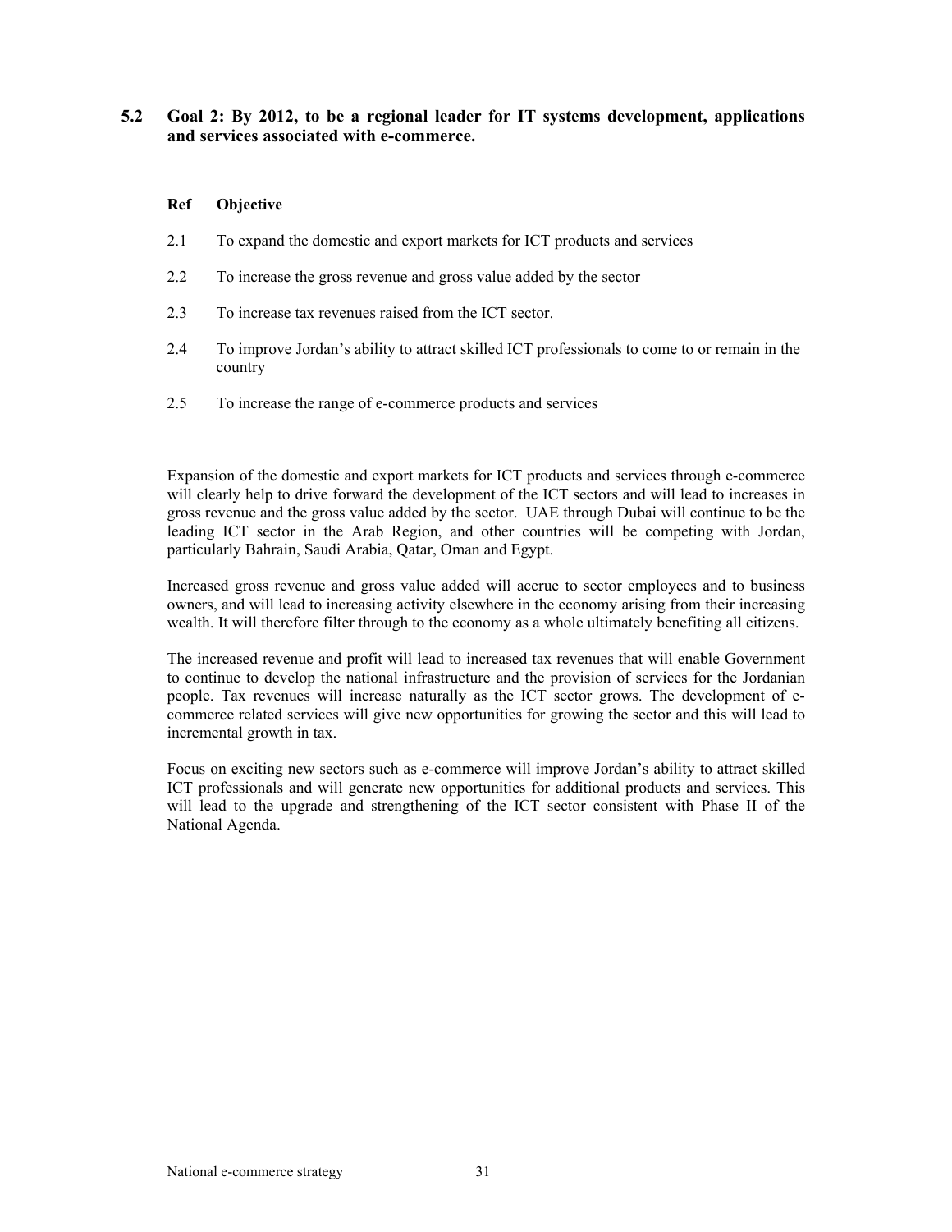## 5.2 Goal 2: By 2012, to be a regional leader for IT systems development, applications and services associated with e-commerce.

| Ref | Objective |
| --- | --- |
| 2.1 | To expand the domestic and export markets for ICT products and services |
| 2.2 | To increase the gross revenue and gross value added by the sector |
| 2.3 | To increase tax revenues raised from the ICT sector. |
| 2.4 | To improve Jordan's ability to attract skilled ICT professionals to come to or remain in the country |
| 2.5 | To increase the range of e-commerce products and services |

Expansion of the domestic and export markets for ICT products and services through e-commerce will clearly help to drive forward the development of the ICT sectors and will lead to increases in gross revenue and the gross value added by the sector. UAE through Dubai will continue to be the leading ICT sector in the Arab Region, and other countries will be competing with Jordan, particularly Bahrain, Saudi Arabia, Qatar, Oman and Egypt.

Increased gross revenue and gross value added will accrue to sector employees and to business owners, and will lead to increasing activity elsewhere in the economy arising from their increasing wealth. It will therefore filter through to the economy as a whole ultimately benefiting all citizens.

The increased revenue and profit will lead to increased tax revenues that will enable Government to continue to develop the national infrastructure and the provision of services for the Jordanian people. Tax revenues will increase naturally as the ICT sector grows. The development of e-commerce related services will give new opportunities for growing the sector and this will lead to incremental growth in tax.

Focus on exciting new sectors such as e-commerce will improve Jordan's ability to attract skilled ICT professionals and will generate new opportunities for additional products and services. This will lead to the upgrade and strengthening of the ICT sector consistent with Phase II of the National Agenda.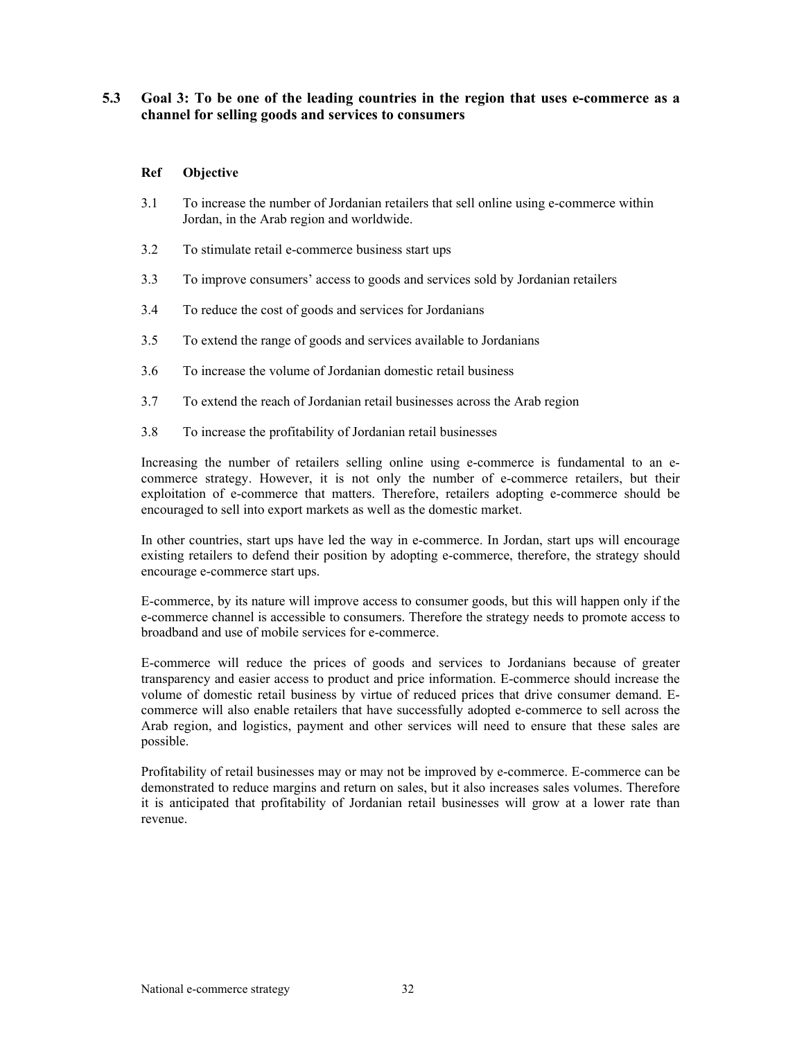## 5.3 Goal 3: To be one of the leading countries in the region that uses e-commerce as a channel for selling goods and services to consumers

| Ref | Objective |
| --- | --- |
| 3.1 | To increase the number of Jordanian retailers that sell online using e-commerce within Jordan, in the Arab region and worldwide. |
| 3.2 | To stimulate retail e-commerce business start ups |
| 3.3 | To improve consumers' access to goods and services sold by Jordanian retailers |
| 3.4 | To reduce the cost of goods and services for Jordanians |
| 3.5 | To extend the range of goods and services available to Jordanians |
| 3.6 | To increase the volume of Jordanian domestic retail business |
| 3.7 | To extend the reach of Jordanian retail businesses across the Arab region |
| 3.8 | To increase the profitability of Jordanian retail businesses |

Increasing the number of retailers selling online using e-commerce is fundamental to an e-commerce strategy. However, it is not only the number of e-commerce retailers, but their exploitation of e-commerce that matters. Therefore, retailers adopting e-commerce should be encouraged to sell into export markets as well as the domestic market.

In other countries, start ups have led the way in e-commerce. In Jordan, start ups will encourage existing retailers to defend their position by adopting e-commerce, therefore, the strategy should encourage e-commerce start ups.

E-commerce, by its nature will improve access to consumer goods, but this will happen only if the e-commerce channel is accessible to consumers. Therefore the strategy needs to promote access to broadband and use of mobile services for e-commerce.

E-commerce will reduce the prices of goods and services to Jordanians because of greater transparency and easier access to product and price information. E-commerce should increase the volume of domestic retail business by virtue of reduced prices that drive consumer demand. E-commerce will also enable retailers that have successfully adopted e-commerce to sell across the Arab region, and logistics, payment and other services will need to ensure that these sales are possible.

Profitability of retail businesses may or may not be improved by e-commerce. E-commerce can be demonstrated to reduce margins and return on sales, but it also increases sales volumes. Therefore it is anticipated that profitability of Jordanian retail businesses will grow at a lower rate than revenue.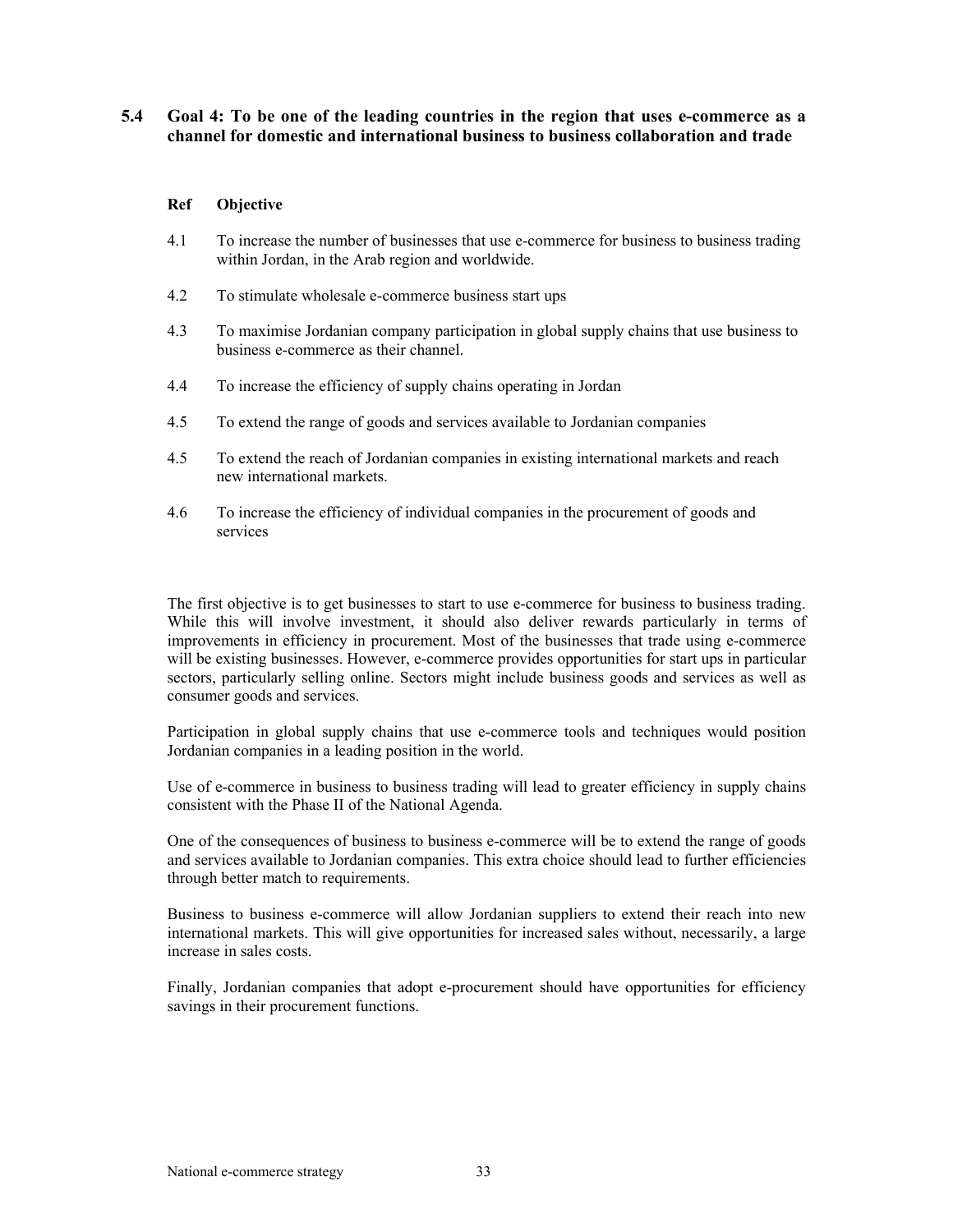## 5.4 Goal 4: To be one of the leading countries in the region that uses e-commerce as a channel for domestic and international business to business collaboration and trade

| Ref | Objective |
|---|---|
| 4.1 | To increase the number of businesses that use e-commerce for business to business trading within Jordan, in the Arab region and worldwide. |
| 4.2 | To stimulate wholesale e-commerce business start ups |
| 4.3 | To maximise Jordanian company participation in global supply chains that use business to business e-commerce as their channel. |
| 4.4 | To increase the efficiency of supply chains operating in Jordan |
| 4.5 | To extend the range of goods and services available to Jordanian companies |
| 4.5 | To extend the reach of Jordanian companies in existing international markets and reach new international markets. |
| 4.6 | To increase the efficiency of individual companies in the procurement of goods and services |

The first objective is to get businesses to start to use e-commerce for business to business trading. While this will involve investment, it should also deliver rewards particularly in terms of improvements in efficiency in procurement. Most of the businesses that trade using e-commerce will be existing businesses. However, e-commerce provides opportunities for start ups in particular sectors, particularly selling online. Sectors might include business goods and services as well as consumer goods and services.

Participation in global supply chains that use e-commerce tools and techniques would position Jordanian companies in a leading position in the world.

Use of e-commerce in business to business trading will lead to greater efficiency in supply chains consistent with the Phase II of the National Agenda.

One of the consequences of business to business e-commerce will be to extend the range of goods and services available to Jordanian companies. This extra choice should lead to further efficiencies through better match to requirements.

Business to business e-commerce will allow Jordanian suppliers to extend their reach into new international markets. This will give opportunities for increased sales without, necessarily, a large increase in sales costs.

Finally, Jordanian companies that adopt e-procurement should have opportunities for efficiency savings in their procurement functions.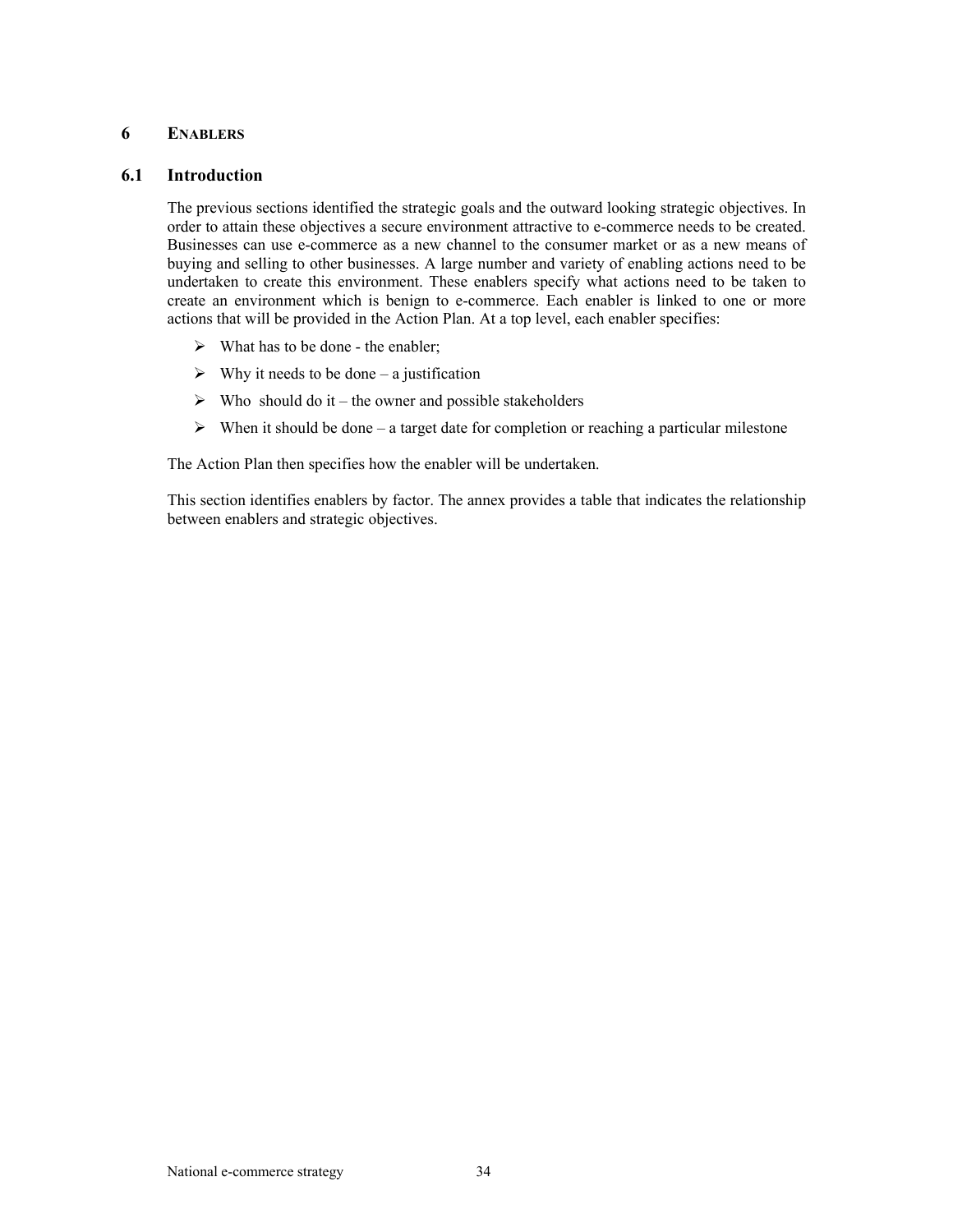# 6 ENABLERS

## 6.1 Introduction

The previous sections identified the strategic goals and the outward looking strategic objectives. In order to attain these objectives a secure environment attractive to e-commerce needs to be created. Businesses can use e-commerce as a new channel to the consumer market or as a new means of buying and selling to other businesses. A large number and variety of enabling actions need to be undertaken to create this environment. These enablers specify what actions need to be taken to create an environment which is benign to e-commerce. Each enabler is linked to one or more actions that will be provided in the Action Plan. At a top level, each enabler specifies:

- What has to be done - the enabler;
- Why it needs to be done – a justification
- Who should do it – the owner and possible stakeholders
- When it should be done – a target date for completion or reaching a particular milestone

The Action Plan then specifies how the enabler will be undertaken.

This section identifies enablers by factor. The annex provides a table that indicates the relationship between enablers and strategic objectives.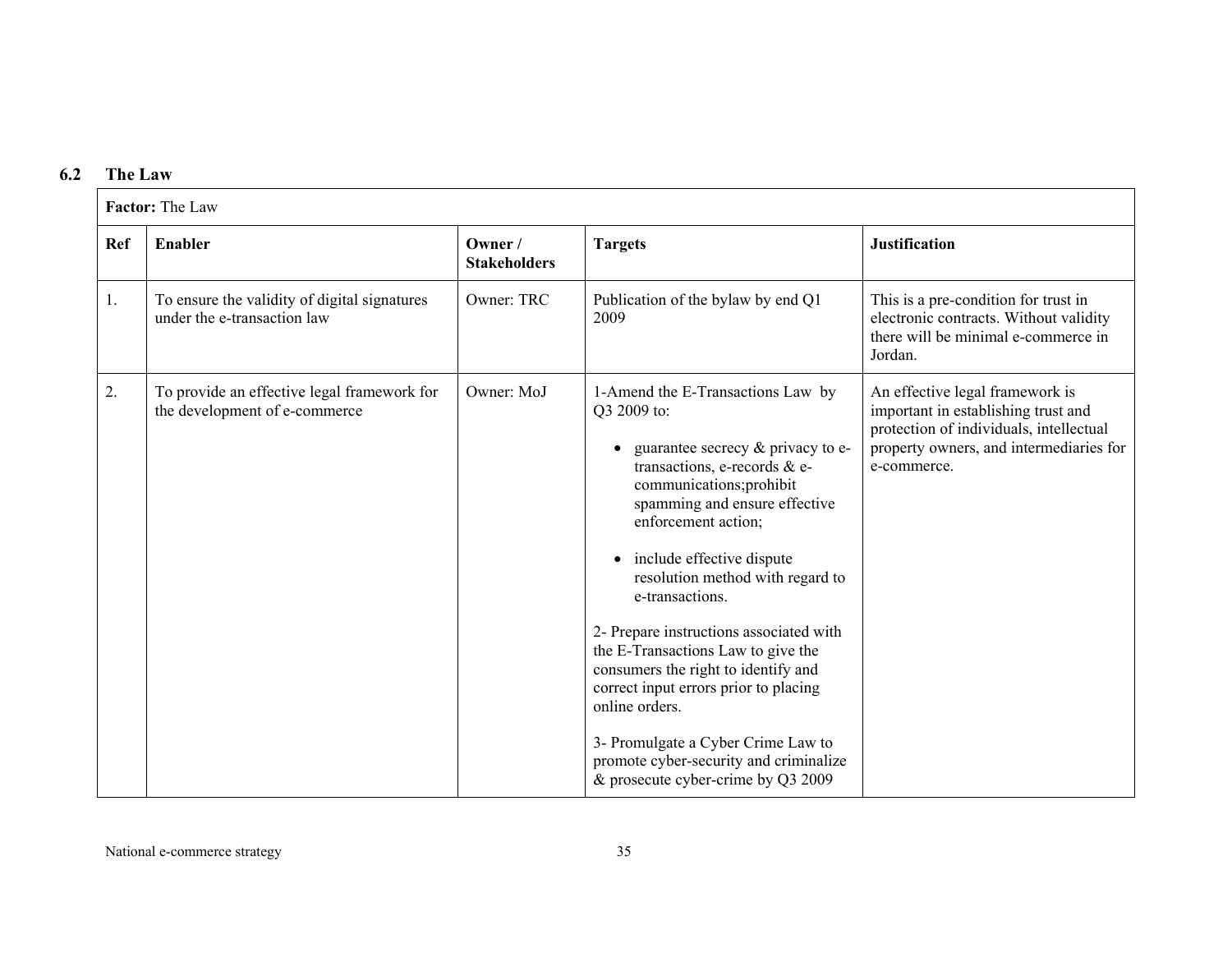## 6.2 The Law

| Factor: The Law | | | | |
|---|---|---|---|---|
| **Ref** | **Enabler** | **Owner / Stakeholders** | **Targets** | **Justification** |
| 1. | To ensure the validity of digital signatures under the e-transaction law | Owner: TRC | Publication of the bylaw by end Q1 2009 | This is a pre-condition for trust in electronic contracts. Without validity there will be minimal e-commerce in Jordan. |
| 2. | To provide an effective legal framework for the development of e-commerce | Owner: MoJ | 1-Amend the E-Transactions Law by Q3 2009 to:<br><br>• guarantee secrecy & privacy to e-transactions, e-records & e-communications;prohibit spamming and ensure effective enforcement action;<br><br>• include effective dispute resolution method with regard to e-transactions.<br><br>2- Prepare instructions associated with the E-Transactions Law to give the consumers the right to identify and correct input errors prior to placing online orders.<br><br>3- Promulgate a Cyber Crime Law to promote cyber-security and criminalize & prosecute cyber-crime by Q3 2009 | An effective legal framework is important in establishing trust and protection of individuals, intellectual property owners, and intermediaries for e-commerce. |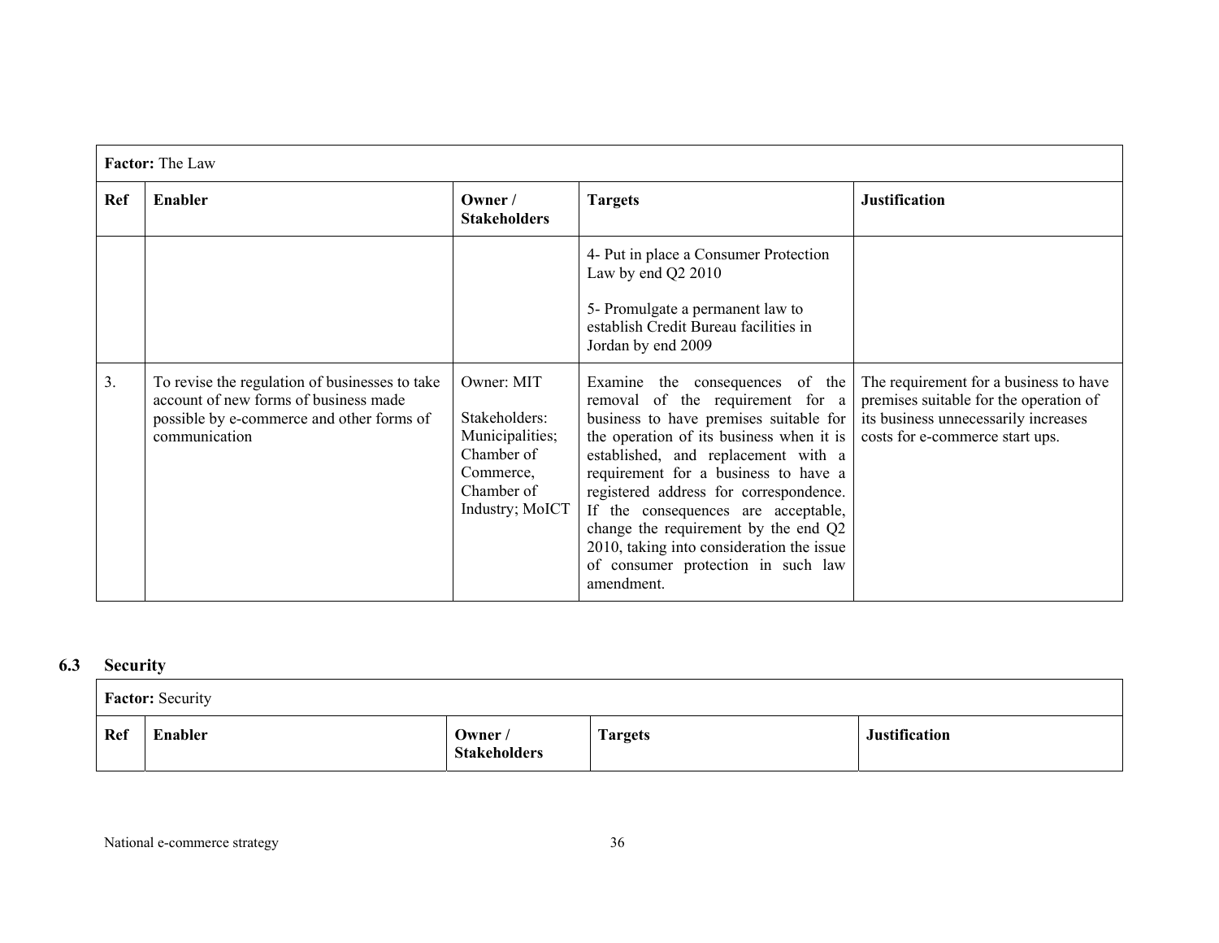| **Factor:** The Law | | | | |
|---|---|---|---|---|
| **Ref** | **Enabler** | **Owner / Stakeholders** | **Targets** | **Justification** |
| | | | 4- Put in place a Consumer Protection Law by end Q2 2010<br><br>5- Promulgate a permanent law to establish Credit Bureau facilities in Jordan by end 2009 | |
| 3. | To revise the regulation of businesses to take account of new forms of business made possible by e-commerce and other forms of communication | Owner: MIT<br><br>Stakeholders: Municipalities; Chamber of Commerce, Chamber of Industry; MoICT | Examine the consequences of the removal of the requirement for a business to have premises suitable for the operation of its business when it is established, and replacement with a requirement for a business to have a registered address for correspondence. If the consequences are acceptable, change the requirement by the end Q2 2010, taking into consideration the issue of consumer protection in such law amendment. | The requirement for a business to have premises suitable for the operation of its business unnecessarily increases costs for e-commerce start ups. |

## 6.3 Security

| **Factor:** Security | | | | |
|---|---|---|---|---|
| **Ref** | **Enabler** | **Owner / Stakeholders** | **Targets** | **Justification** |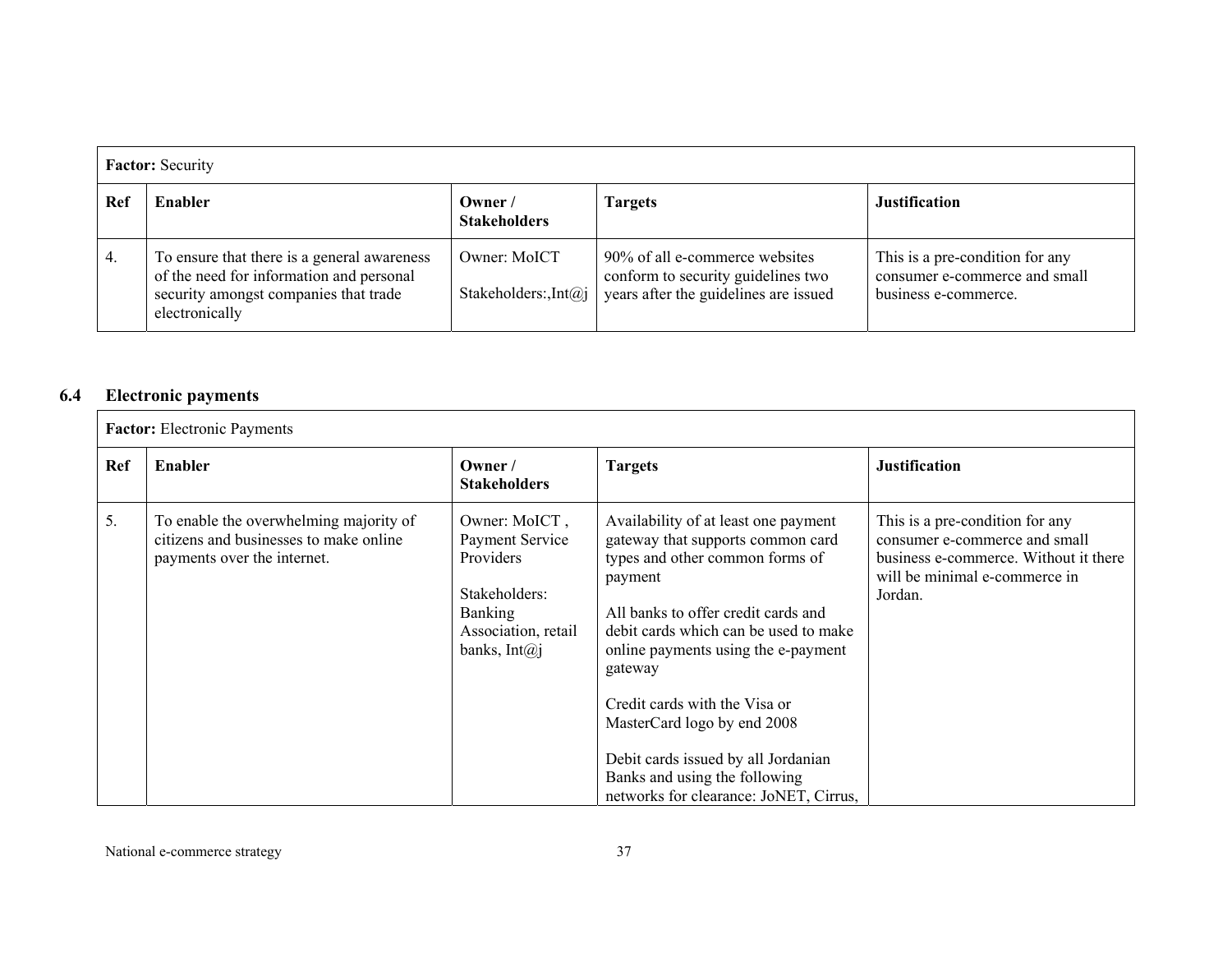| **Factor:** Security | | | | |
|---|---|---|---|---|
| **Ref** | **Enabler** | **Owner / Stakeholders** | **Targets** | **Justification** |
| 4. | To ensure that there is a general awareness of the need for information and personal security amongst companies that trade electronically | Owner: MoICT<br><br>Stakeholders:,Int@j | 90% of all e-commerce websites conform to security guidelines two years after the guidelines are issued | This is a pre-condition for any consumer e-commerce and small business e-commerce. |

## 6.4 Electronic payments

| **Factor:** Electronic Payments | | | | |
|---|---|---|---|---|
| **Ref** | **Enabler** | **Owner / Stakeholders** | **Targets** | **Justification** |
| 5. | To enable the overwhelming majority of citizens and businesses to make online payments over the internet. | Owner: MoICT , Payment Service Providers<br><br>Stakeholders: Banking Association, retail banks, Int@j | Availability of at least one payment gateway that supports common card types and other common forms of payment<br><br>All banks to offer credit cards and debit cards which can be used to make online payments using the e-payment gateway<br><br>Credit cards with the Visa or MasterCard logo by end 2008<br><br>Debit cards issued by all Jordanian Banks and using the following networks for clearance: JoNET, Cirrus, | This is a pre-condition for any consumer e-commerce and small business e-commerce. Without it there will be minimal e-commerce in Jordan. |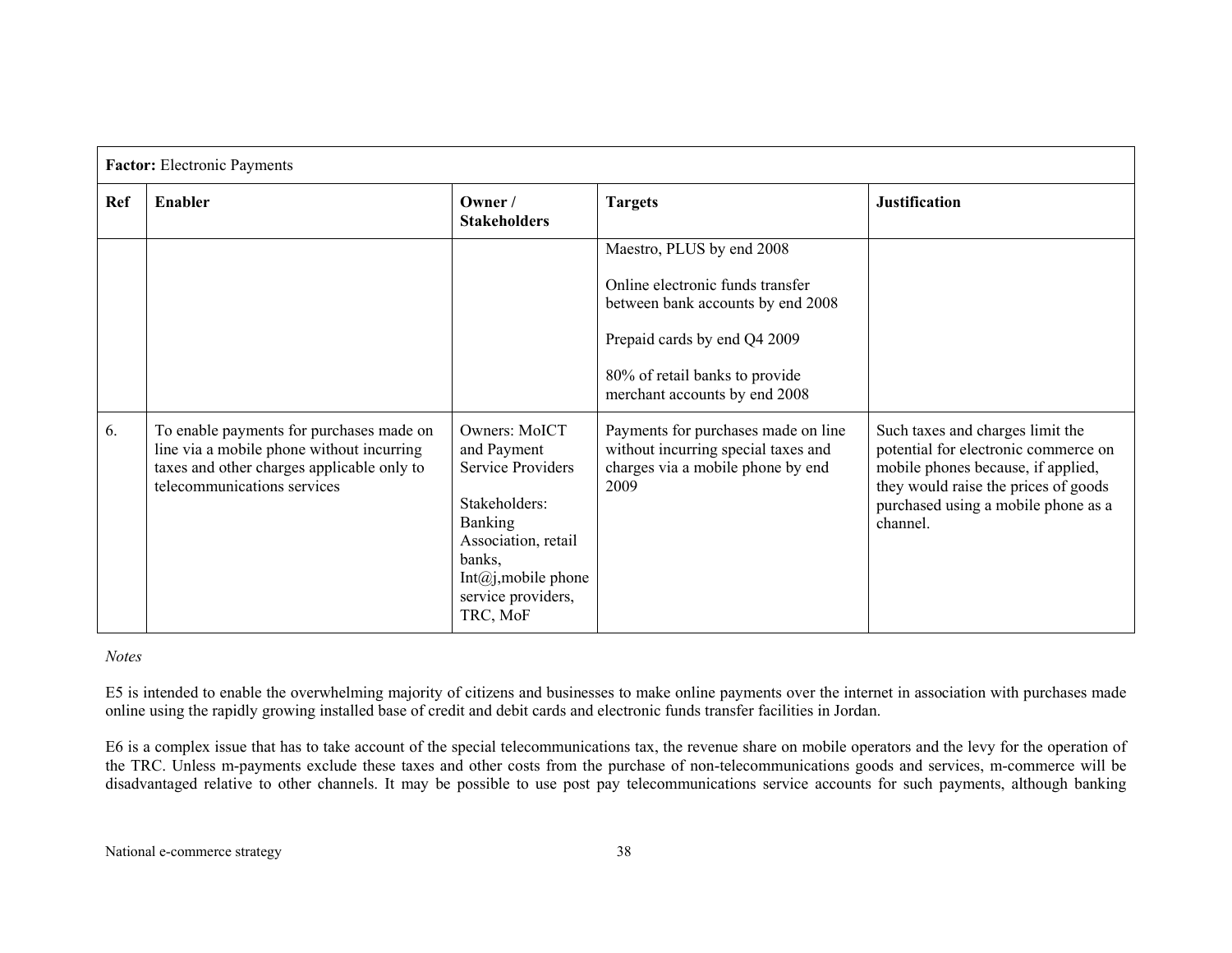| **Factor:** Electronic Payments | | | | |
|---|---|---|---|---|
| **Ref** | **Enabler** | **Owner / Stakeholders** | **Targets** | **Justification** |
| | | | Maestro, PLUS by end 2008<br><br>Online electronic funds transfer between bank accounts by end 2008<br><br>Prepaid cards by end Q4 2009<br><br>80% of retail banks to provide merchant accounts by end 2008 | |
| 6. | To enable payments for purchases made on line via a mobile phone without incurring taxes and other charges applicable only to telecommunications services | Owners: MoICT and Payment Service Providers<br><br>Stakeholders: Banking Association, retail banks, Int@j,mobile phone service providers, TRC, MoF | Payments for purchases made on line without incurring special taxes and charges via a mobile phone by end 2009 | Such taxes and charges limit the potential for electronic commerce on mobile phones because, if applied, they would raise the prices of goods purchased using a mobile phone as a channel. |

*Notes*

E5 is intended to enable the overwhelming majority of citizens and businesses to make online payments over the internet in association with purchases made online using the rapidly growing installed base of credit and debit cards and electronic funds transfer facilities in Jordan.

E6 is a complex issue that has to take account of the special telecommunications tax, the revenue share on mobile operators and the levy for the operation of the TRC. Unless m-payments exclude these taxes and other costs from the purchase of non-telecommunications goods and services, m-commerce will be disadvantaged relative to other channels. It may be possible to use post pay telecommunications service accounts for such payments, although banking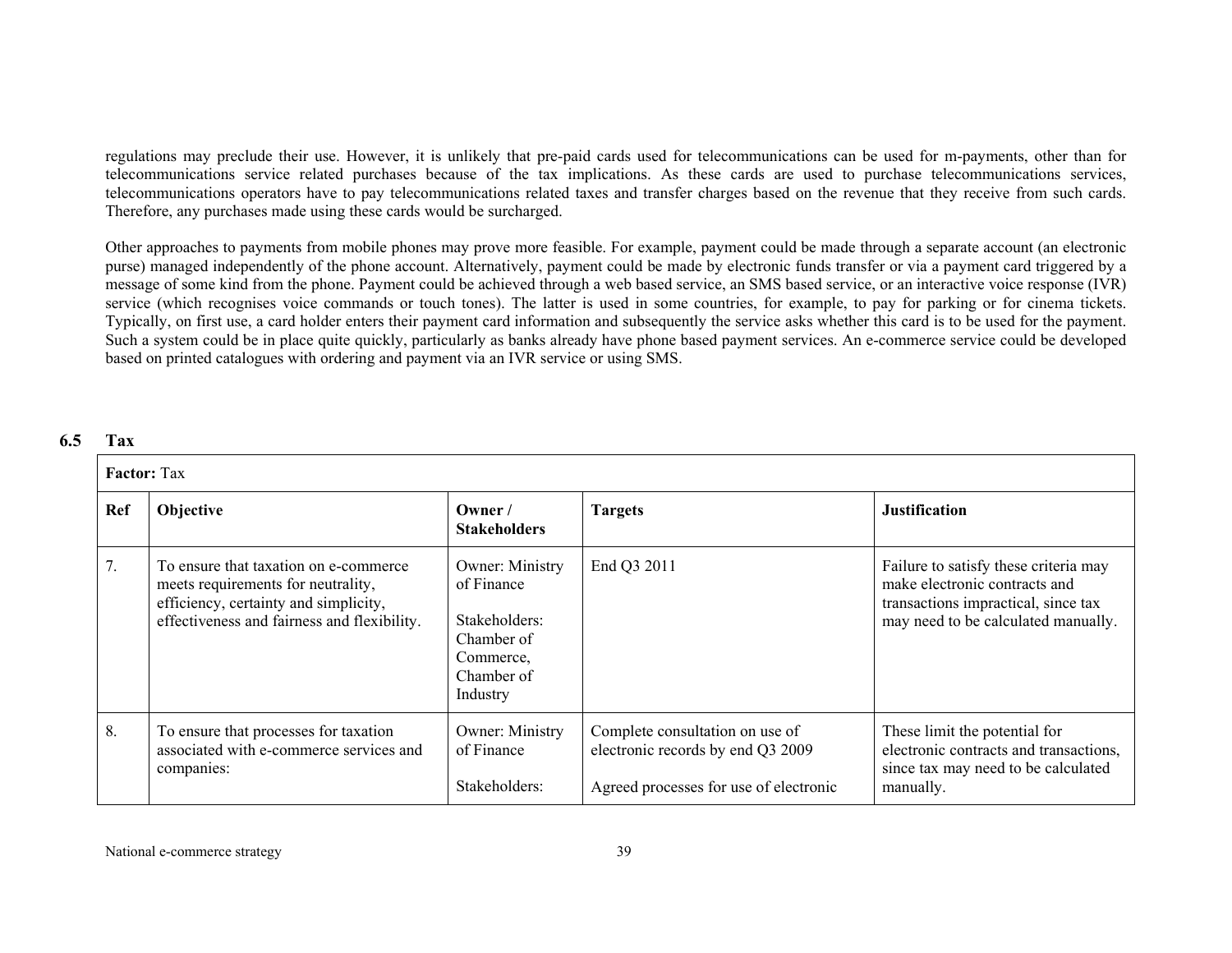regulations may preclude their use. However, it is unlikely that pre-paid cards used for telecommunications can be used for m-payments, other than for telecommunications service related purchases because of the tax implications. As these cards are used to purchase telecommunications services, telecommunications operators have to pay telecommunications related taxes and transfer charges based on the revenue that they receive from such cards. Therefore, any purchases made using these cards would be surcharged.

Other approaches to payments from mobile phones may prove more feasible. For example, payment could be made through a separate account (an electronic purse) managed independently of the phone account. Alternatively, payment could be made by electronic funds transfer or via a payment card triggered by a message of some kind from the phone. Payment could be achieved through a web based service, an SMS based service, or an interactive voice response (IVR) service (which recognises voice commands or touch tones). The latter is used in some countries, for example, to pay for parking or for cinema tickets. Typically, on first use, a card holder enters their payment card information and subsequently the service asks whether this card is to be used for the payment. Such a system could be in place quite quickly, particularly as banks already have phone based payment services. An e-commerce service could be developed based on printed catalogues with ordering and payment via an IVR service or using SMS.

## 6.5 Tax

| **Factor:** Tax | | | | |
|---|---|---|---|---|
| **Ref** | **Objective** | **Owner / Stakeholders** | **Targets** | **Justification** |
| 7. | To ensure that taxation on e-commerce meets requirements for neutrality, efficiency, certainty and simplicity, effectiveness and fairness and flexibility. | Owner: Ministry of Finance<br><br>Stakeholders: Chamber of Commerce, Chamber of Industry | End Q3 2011 | Failure to satisfy these criteria may make electronic contracts and transactions impractical, since tax may need to be calculated manually. |
| 8. | To ensure that processes for taxation associated with e-commerce services and companies: | Owner: Ministry of Finance<br><br>Stakeholders: | Complete consultation on use of electronic records by end Q3 2009<br><br>Agreed processes for use of electronic | These limit the potential for electronic contracts and transactions, since tax may need to be calculated manually. |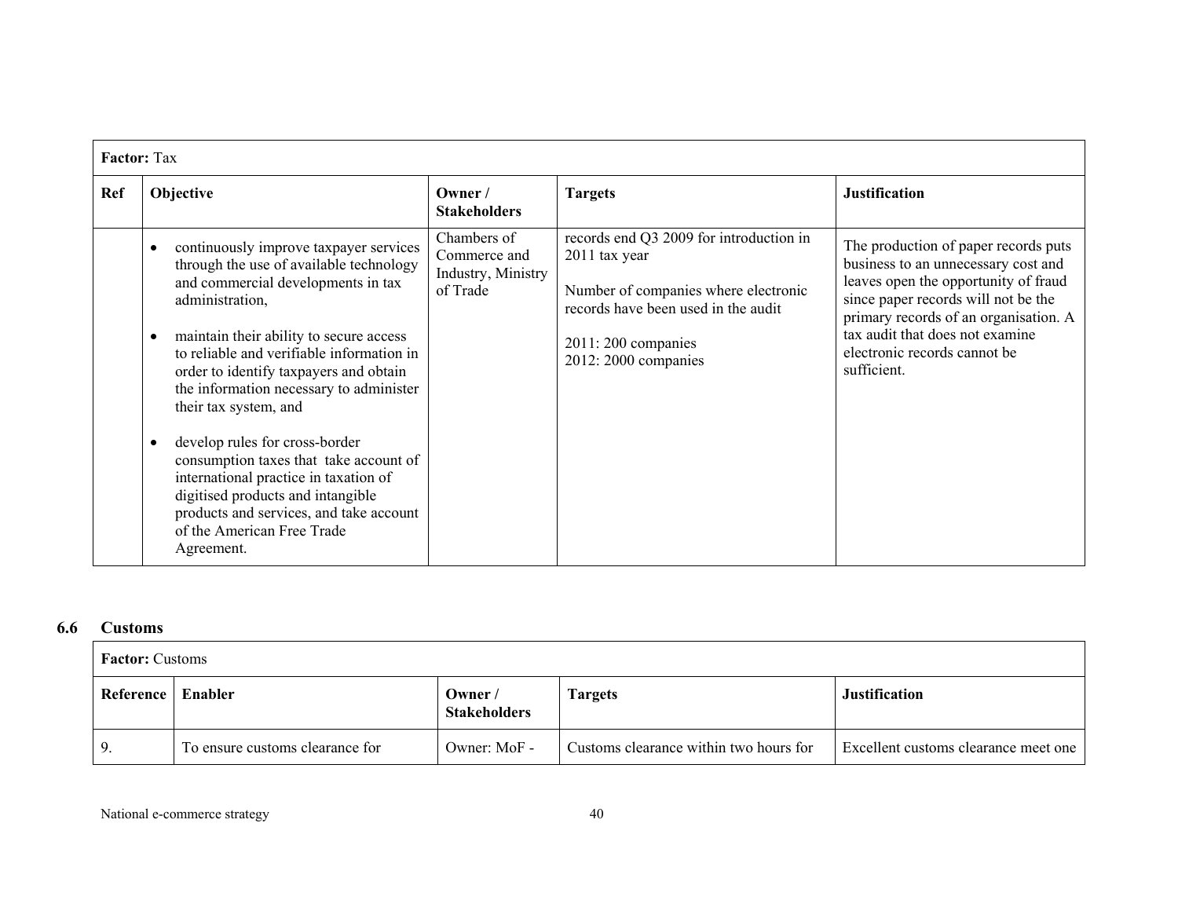| **Factor:** Tax | | | | |
|---|---|---|---|---|
| **Ref** | **Objective** | **Owner / Stakeholders** | **Targets** | **Justification** |
| | • continuously improve taxpayer services through the use of available technology and commercial developments in tax administration,<br><br>• maintain their ability to secure access to reliable and verifiable information in order to identify taxpayers and obtain the information necessary to administer their tax system, and<br><br>• develop rules for cross-border consumption taxes that take account of international practice in taxation of digitised products and intangible products and services, and take account of the American Free Trade Agreement. | Chambers of Commerce and Industry, Ministry of Trade | records end Q3 2009 for introduction in 2011 tax year<br><br>Number of companies where electronic records have been used in the audit<br><br>2011: 200 companies<br>2012: 2000 companies | The production of paper records puts business to an unnecessary cost and leaves open the opportunity of fraud since paper records will not be the primary records of an organisation. A tax audit that does not examine electronic records cannot be sufficient. |

## 6.6 Customs

| **Factor:** Customs | | | | |
|---|---|---|---|---|
| **Reference** | **Enabler** | **Owner / Stakeholders** | **Targets** | **Justification** |
| 9. | To ensure customs clearance for | Owner: MoF - | Customs clearance within two hours for | Excellent customs clearance meet one |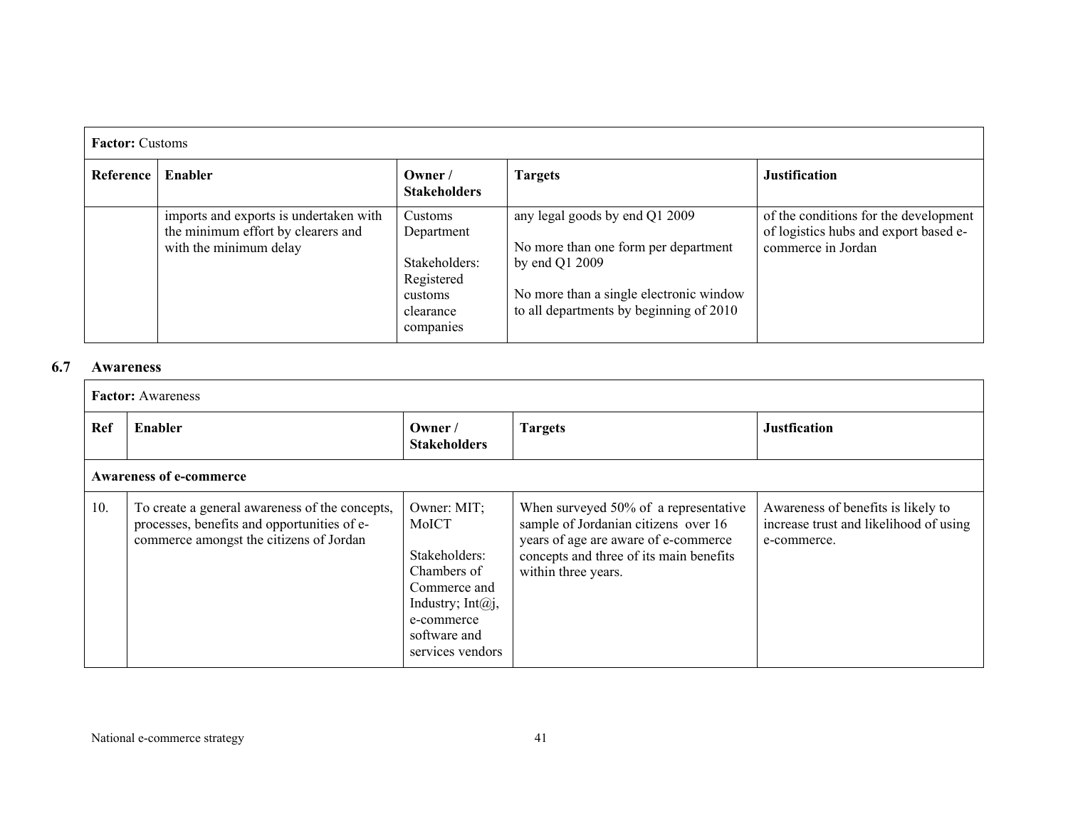| **Factor:** Customs | | | | |
|---|---|---|---|---|
| **Reference** | **Enabler** | **Owner / Stakeholders** | **Targets** | **Justification** |
| | imports and exports is undertaken with the minimum effort by clearers and with the minimum delay | Customs Department<br><br>Stakeholders: Registered customs clearance companies | any legal goods by end Q1 2009<br><br>No more than one form per department by end Q1 2009<br><br>No more than a single electronic window to all departments by beginning of 2010 | of the conditions for the development of logistics hubs and export based e-commerce in Jordan |

## 6.7 Awareness

| **Factor:** Awareness | | | | |
|---|---|---|---|---|
| **Ref** | **Enabler** | **Owner / Stakeholders** | **Targets** | **Justfication** |
| **Awareness of e-commerce** | | | | |
| 10. | To create a general awareness of the concepts, processes, benefits and opportunities of e-commerce amongst the citizens of Jordan | Owner: MIT; MoICT<br><br>Stakeholders: Chambers of Commerce and Industry; Int@j, e-commerce software and services vendors | When surveyed 50% of a representative sample of Jordanian citizens over 16 years of age are aware of e-commerce concepts and three of its main benefits within three years. | Awareness of benefits is likely to increase trust and likelihood of using e-commerce. |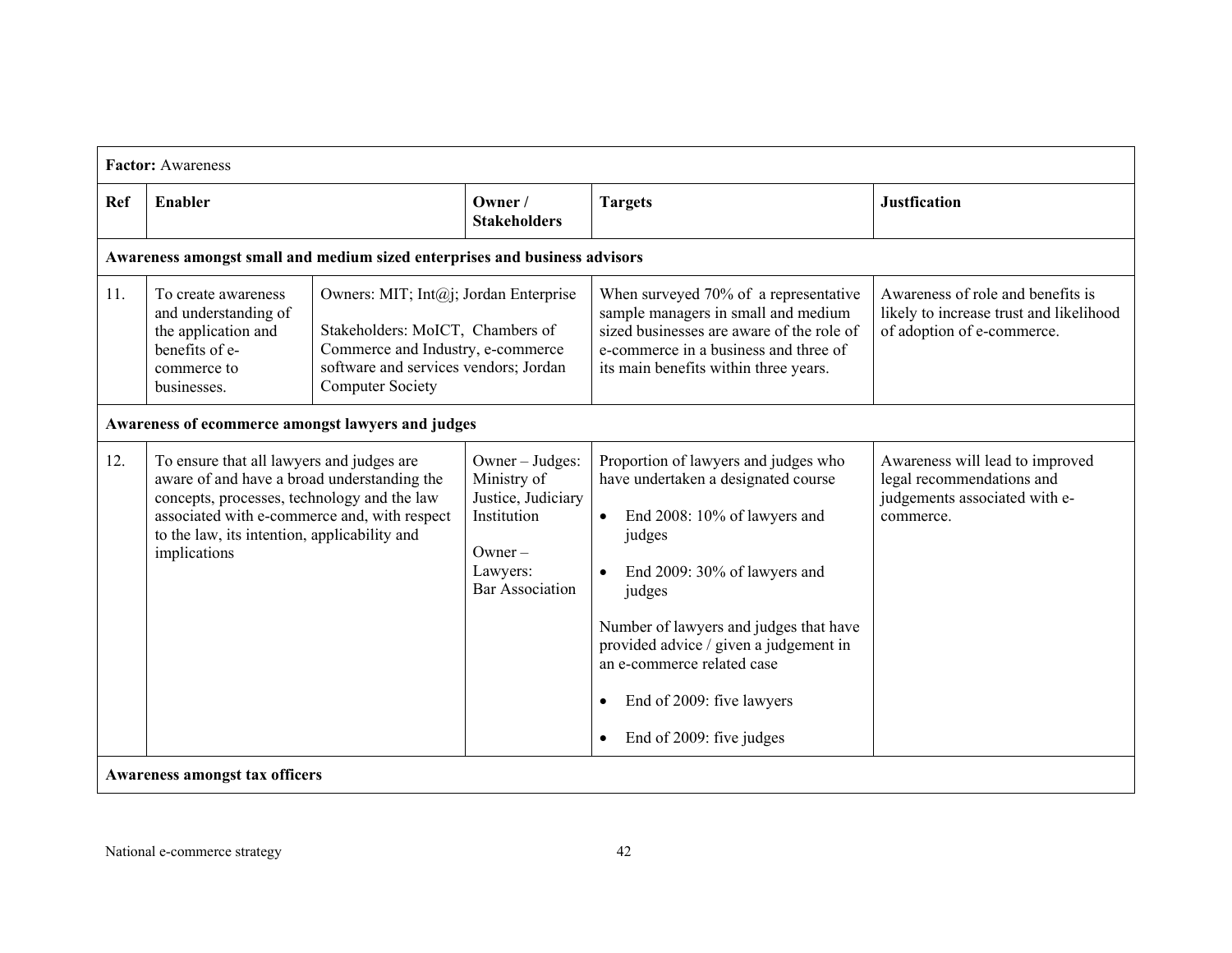| **Factor:** Awareness | | | | |
|---|---|---|---|---|
| **Ref** | **Enabler** | **Owner / Stakeholders** | **Targets** | **Justfication** |
| **Awareness amongst small and medium sized enterprises and business advisors** | | | | |
| 11. | To create awareness and understanding of the application and benefits of e-commerce to businesses. | Owners: MIT; Int@j; Jordan Enterprise<br><br>Stakeholders: MoICT, Chambers of Commerce and Industry, e-commerce software and services vendors; Jordan Computer Society | When surveyed 70% of a representative sample managers in small and medium sized businesses are aware of the role of e-commerce in a business and three of its main benefits within three years. | Awareness of role and benefits is likely to increase trust and likelihood of adoption of e-commerce. |
| **Awareness of ecommerce amongst lawyers and judges** | | | | |
| 12. | To ensure that all lawyers and judges are aware of and have a broad understanding the concepts, processes, technology and the law associated with e-commerce and, with respect to the law, its intention, applicability and implications | Owner – Judges: Ministry of Justice, Judiciary Institution<br><br>Owner – Lawyers: Bar Association | Proportion of lawyers and judges who have undertaken a designated course<br><br>• End 2008: 10% of lawyers and judges<br><br>• End 2009: 30% of lawyers and judges<br><br>Number of lawyers and judges that have provided advice / given a judgement in an e-commerce related case<br><br>• End of 2009: five lawyers<br><br>• End of 2009: five judges | Awareness will lead to improved legal recommendations and judgements associated with e-commerce. |
| **Awareness amongst tax officers** | | | | |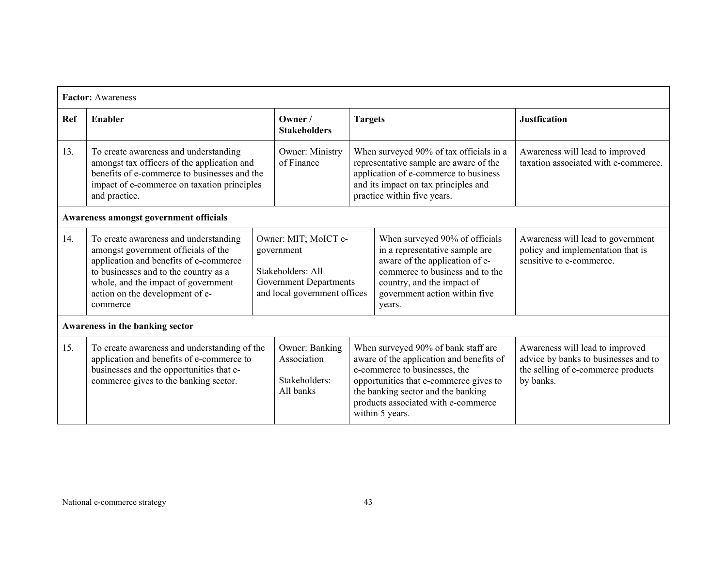| **Factor:** Awareness | | | | |
|---|---|---|---|---|
| **Ref** | **Enabler** | **Owner / Stakeholders** | **Targets** | **Justfication** |
| 13. | To create awareness and understanding amongst tax officers of the application and benefits of e-commerce to businesses and the impact of e-commerce on taxation principles and practice. | Owner: Ministry of Finance | When surveyed 90% of tax officials in a representative sample are aware of the application of e-commerce to business and its impact on tax principles and practice within five years. | Awareness will lead to improved taxation associated with e-commerce. |
| **Awareness amongst government officials** | | | | |
| 14. | To create awareness and understanding amongst government officials of the application and benefits of e-commerce to businesses and to the country as a whole, and the impact of government action on the development of e-commerce | Owner: MIT; MoICT e-government<br><br>Stakeholders: All Government Departments and local government offices | When surveyed 90% of officials in a representative sample are aware of the application of e-commerce to business and to the country, and the impact of government action within five years. | Awareness will lead to government policy and implementation that is sensitive to e-commerce. |
| **Awareness in the banking sector** | | | | |
| 15. | To create awareness and understanding of the application and benefits of e-commerce to businesses and the opportunities that e-commerce gives to the banking sector. | Owner: Banking Association<br><br>Stakeholders: All banks | When surveyed 90% of bank staff are aware of the application and benefits of e-commerce to businesses, the opportunities that e-commerce gives to the banking sector and the banking products associated with e-commerce within 5 years. | Awareness will lead to improved advice by banks to businesses and to the selling of e-commerce products by banks. |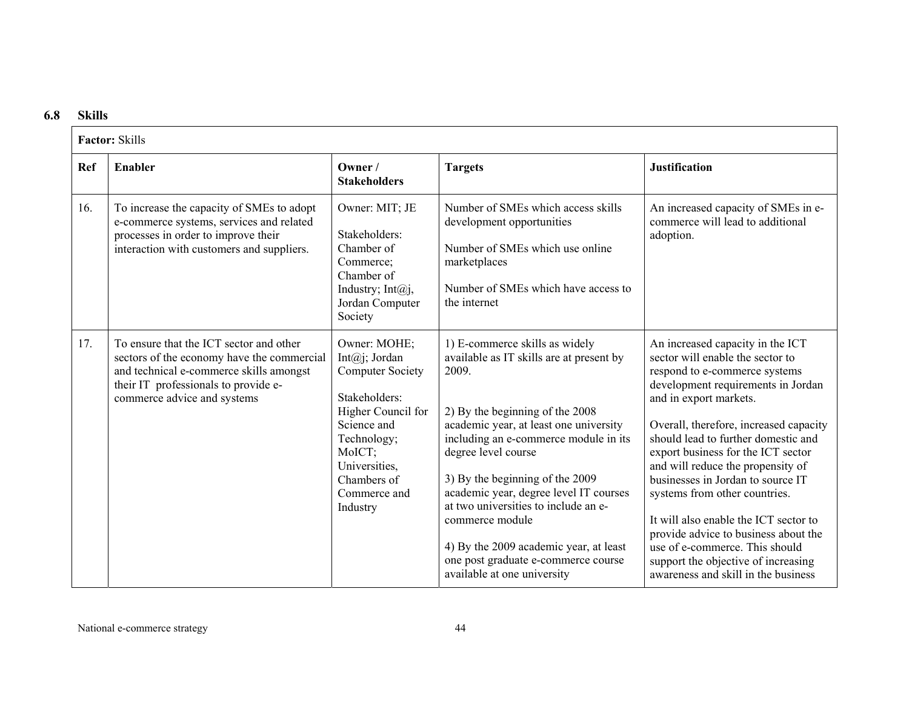## 6.8 Skills

| Factor: Skills | | | | |
|---|---|---|---|---|
| **Ref** | **Enabler** | **Owner / Stakeholders** | **Targets** | **Justification** |
| 16. | To increase the capacity of SMEs to adopt e-commerce systems, services and related processes in order to improve their interaction with customers and suppliers. | Owner: MIT; JE<br><br>Stakeholders: Chamber of Commerce; Chamber of Industry; Int@j, Jordan Computer Society | Number of SMEs which access skills development opportunities<br><br>Number of SMEs which use online marketplaces<br><br>Number of SMEs which have access to the internet | An increased capacity of SMEs in e-commerce will lead to additional adoption. |
| 17. | To ensure that the ICT sector and other sectors of the economy have the commercial and technical e-commerce skills amongst their IT professionals to provide e-commerce advice and systems | Owner: MOHE; Int@j; Jordan Computer Society<br><br>Stakeholders: Higher Council for Science and Technology; MoICT; Universities, Chambers of Commerce and Industry | 1) E-commerce skills as widely available as IT skills are at present by 2009.<br><br>2) By the beginning of the 2008 academic year, at least one university including an e-commerce module in its degree level course<br><br>3) By the beginning of the 2009 academic year, degree level IT courses at two universities to include an e-commerce module<br><br>4) By the 2009 academic year, at least one post graduate e-commerce course available at one university | An increased capacity in the ICT sector will enable the sector to respond to e-commerce systems development requirements in Jordan and in export markets.<br><br>Overall, therefore, increased capacity should lead to further domestic and export business for the ICT sector and will reduce the propensity of businesses in Jordan to source IT systems from other countries.<br><br>It will also enable the ICT sector to provide advice to business about the use of e-commerce. This should support the objective of increasing awareness and skill in the business |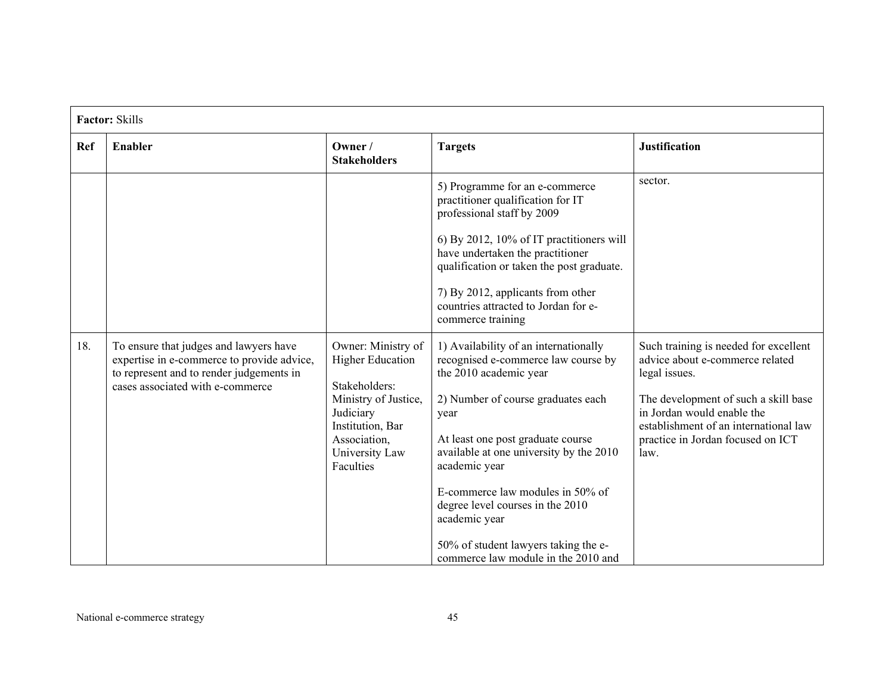| **Factor:** Skills | | | | |
|---|---|---|---|---|
| **Ref** | **Enabler** | **Owner / Stakeholders** | **Targets** | **Justification** |
| | | | 5) Programme for an e-commerce practitioner qualification for IT professional staff by 2009<br><br>6) By 2012, 10% of IT practitioners will have undertaken the practitioner qualification or taken the post graduate.<br><br>7) By 2012, applicants from other countries attracted to Jordan for e-commerce training | sector. |
| 18. | To ensure that judges and lawyers have expertise in e-commerce to provide advice, to represent and to render judgements in cases associated with e-commerce | Owner: Ministry of Higher Education<br><br>Stakeholders: Ministry of Justice, Judiciary Institution, Bar Association, University Law Faculties | 1) Availability of an internationally recognised e-commerce law course by the 2010 academic year<br><br>2) Number of course graduates each year<br><br>At least one post graduate course available at one university by the 2010 academic year<br><br>E-commerce law modules in 50% of degree level courses in the 2010 academic year<br><br>50% of student lawyers taking the e-commerce law module in the 2010 and | Such training is needed for excellent advice about e-commerce related legal issues.<br><br>The development of such a skill base in Jordan would enable the establishment of an international law practice in Jordan focused on ICT law. |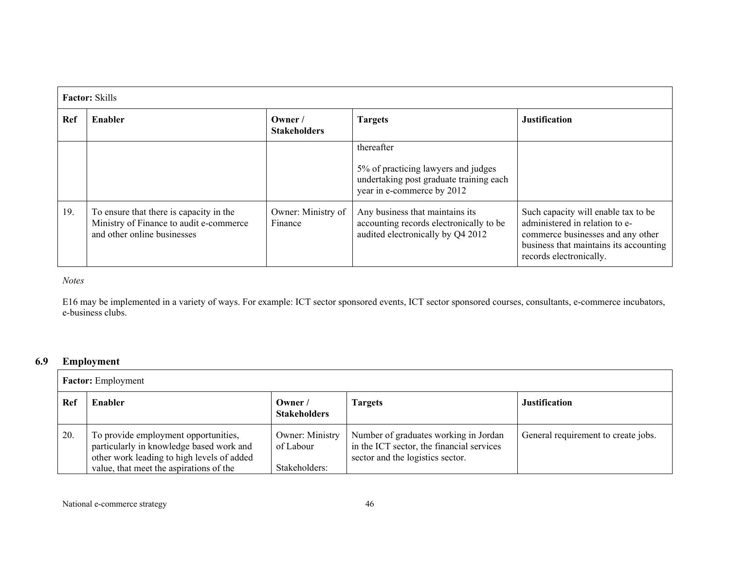| **Factor:** Skills | | | | |
|---|---|---|---|---|
| **Ref** | **Enabler** | **Owner / Stakeholders** | **Targets** | **Justification** |
| | | | thereafter<br><br>5% of practicing lawyers and judges undertaking post graduate training each year in e-commerce by 2012 | |
| 19. | To ensure that there is capacity in the Ministry of Finance to audit e-commerce and other online businesses | Owner: Ministry of Finance | Any business that maintains its accounting records electronically to be audited electronically by Q4 2012 | Such capacity will enable tax to be administered in relation to e-commerce businesses and any other business that maintains its accounting records electronically. |

*Notes*

E16 may be implemented in a variety of ways. For example: ICT sector sponsored events, ICT sector sponsored courses, consultants, e-commerce incubators, e-business clubs.

## 6.9 Employment

| **Factor:** Employment | | | | |
|---|---|---|---|---|
| **Ref** | **Enabler** | **Owner / Stakeholders** | **Targets** | **Justification** |
| 20. | To provide employment opportunities, particularly in knowledge based work and other work leading to high levels of added value, that meet the aspirations of the | Owner: Ministry of Labour<br><br>Stakeholders: | Number of graduates working in Jordan in the ICT sector, the financial services sector and the logistics sector. | General requirement to create jobs. |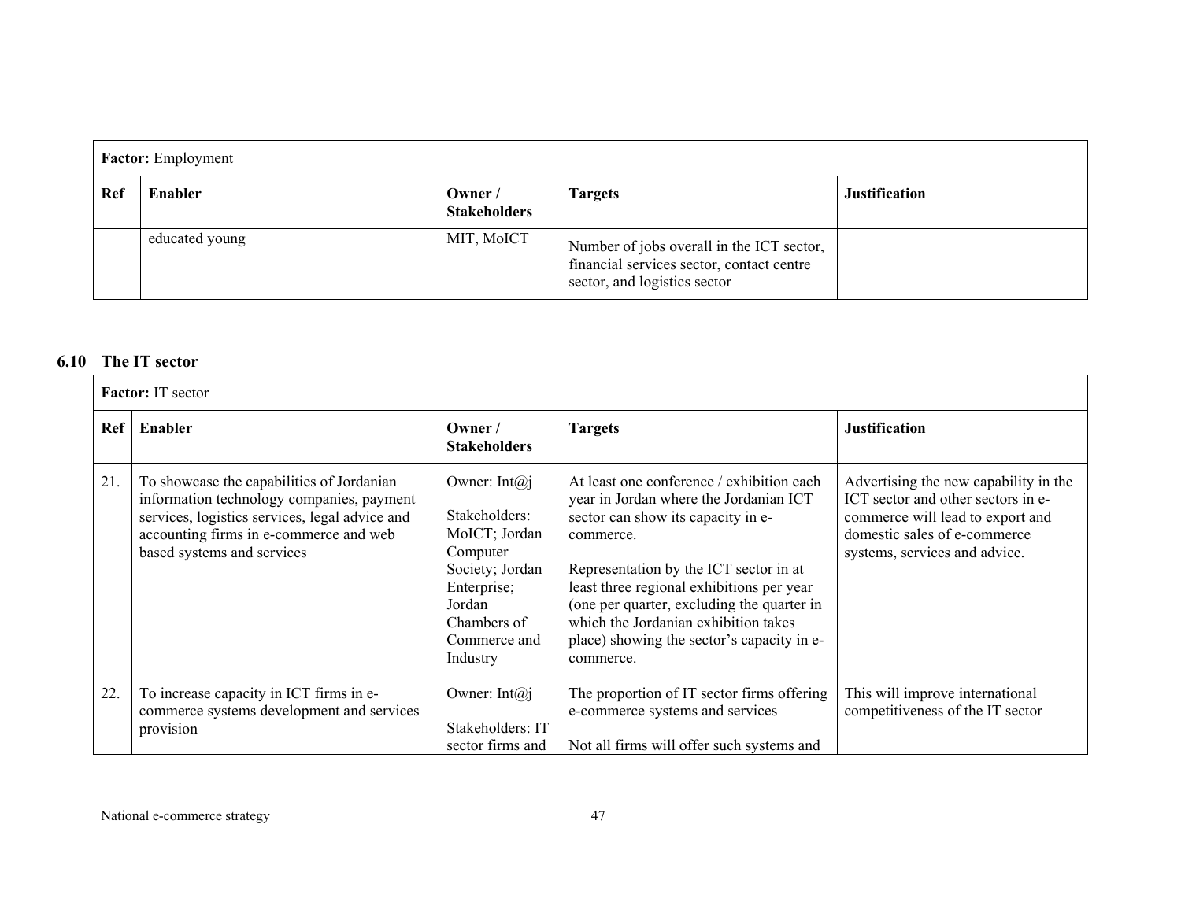| **Factor:** Employment | | | | |
|---|---|---|---|---|
| **Ref** | **Enabler** | **Owner / Stakeholders** | **Targets** | **Justification** |
| | educated young | MIT, MoICT | Number of jobs overall in the ICT sector, financial services sector, contact centre sector, and logistics sector | |

### 6.10 The IT sector

| **Factor:** IT sector | | | | |
|---|---|---|---|---|
| **Ref** | **Enabler** | **Owner / Stakeholders** | **Targets** | **Justification** |
| 21. | To showcase the capabilities of Jordanian information technology companies, payment services, logistics services, legal advice and accounting firms in e-commerce and web based systems and services | Owner: Int@j<br><br>Stakeholders: MoICT; Jordan Computer Society; Jordan Enterprise; Jordan Chambers of Commerce and Industry | At least one conference / exhibition each year in Jordan where the Jordanian ICT sector can show its capacity in e-commerce.<br><br>Representation by the ICT sector in at least three regional exhibitions per year (one per quarter, excluding the quarter in which the Jordanian exhibition takes place) showing the sector's capacity in e-commerce. | Advertising the new capability in the ICT sector and other sectors in e-commerce will lead to export and domestic sales of e-commerce systems, services and advice. |
| 22. | To increase capacity in ICT firms in e-commerce systems development and services provision | Owner: Int@j<br><br>Stakeholders: IT sector firms and | The proportion of IT sector firms offering e-commerce systems and services<br><br>Not all firms will offer such systems and | This will improve international competitiveness of the IT sector |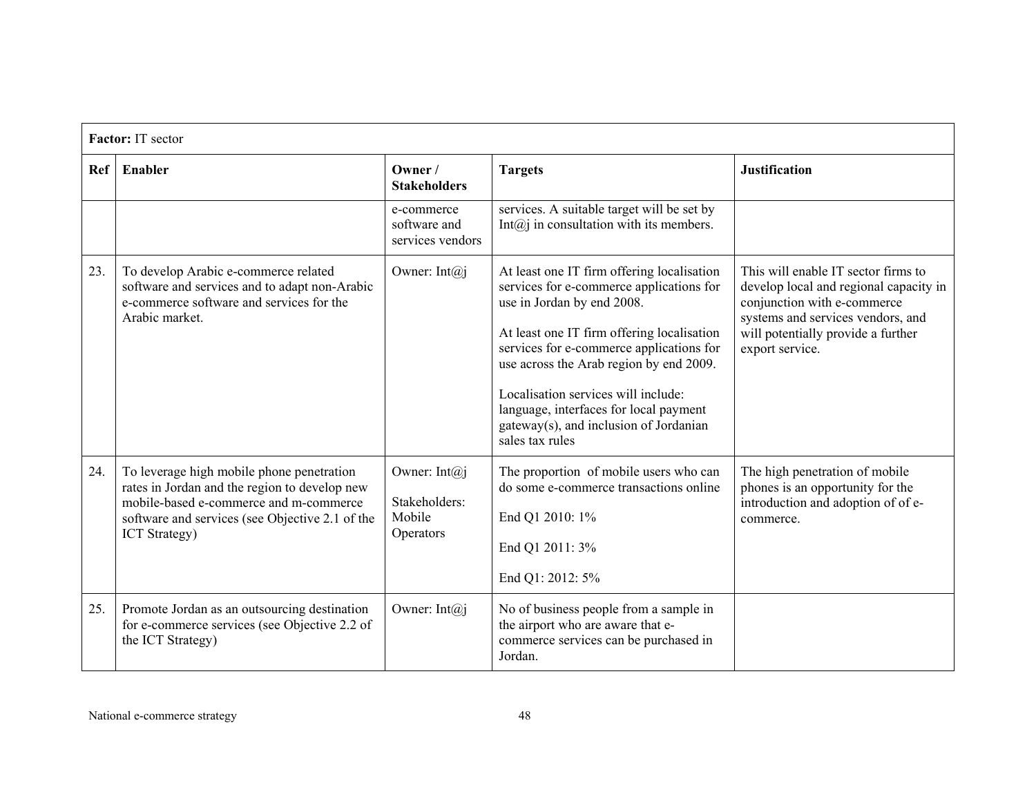| **Factor:** IT sector | | | | |
|---|---|---|---|---|
| **Ref** | **Enabler** | **Owner / Stakeholders** | **Targets** | **Justification** |
| | | e-commerce software and services vendors | services. A suitable target will be set by Int@j in consultation with its members. | |
| 23. | To develop Arabic e-commerce related software and services and to adapt non-Arabic e-commerce software and services for the Arabic market. | Owner: Int@j | At least one IT firm offering localisation services for e-commerce applications for use in Jordan by end 2008.<br><br>At least one IT firm offering localisation services for e-commerce applications for use across the Arab region by end 2009.<br><br>Localisation services will include: language, interfaces for local payment gateway(s), and inclusion of Jordanian sales tax rules | This will enable IT sector firms to develop local and regional capacity in conjunction with e-commerce systems and services vendors, and will potentially provide a further export service. |
| 24. | To leverage high mobile phone penetration rates in Jordan and the region to develop new mobile-based e-commerce and m-commerce software and services (see Objective 2.1 of the ICT Strategy) | Owner: Int@j<br><br>Stakeholders: Mobile Operators | The proportion of mobile users who can do some e-commerce transactions online<br><br>End Q1 2010: 1%<br><br>End Q1 2011: 3%<br><br>End Q1: 2012: 5% | The high penetration of mobile phones is an opportunity for the introduction and adoption of of e-commerce. |
| 25. | Promote Jordan as an outsourcing destination for e-commerce services (see Objective 2.2 of the ICT Strategy) | Owner: Int@j | No of business people from a sample in the airport who are aware that e-commerce services can be purchased in Jordan. | |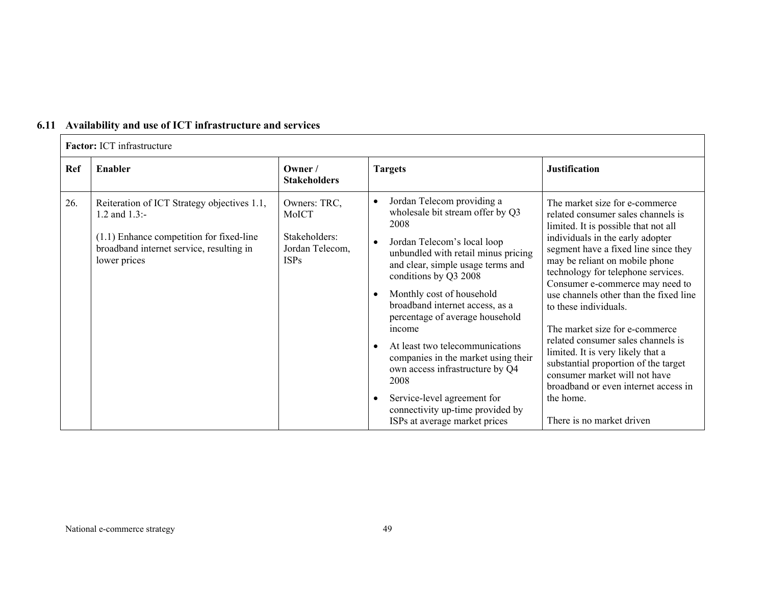### 6.11 Availability and use of ICT infrastructure and services

| **Factor:** ICT infrastructure | | | | |
|---|---|---|---|---|
| **Ref** | **Enabler** | **Owner / Stakeholders** | **Targets** | **Justification** |
| 26. | Reiteration of ICT Strategy objectives 1.1, 1.2 and 1.3:-<br><br>(1.1) Enhance competition for fixed-line broadband internet service, resulting in lower prices | Owners: TRC, MoICT<br><br>Stakeholders: Jordan Telecom, ISPs | • Jordan Telecom providing a wholesale bit stream offer by Q3 2008<br>• Jordan Telecom's local loop unbundled with retail minus pricing and clear, simple usage terms and conditions by Q3 2008<br>• Monthly cost of household broadband internet access, as a percentage of average household income<br>• At least two telecommunications companies in the market using their own access infrastructure by Q4 2008<br>• Service-level agreement for connectivity up-time provided by ISPs at average market prices | The market size for e-commerce related consumer sales channels is limited. It is possible that not all individuals in the early adopter segment have a fixed line since they may be reliant on mobile phone technology for telephone services. Consumer e-commerce may need to use channels other than the fixed line to these individuals.<br><br>The market size for e-commerce related consumer sales channels is limited. It is very likely that a substantial proportion of the target consumer market will not have broadband or even internet access in the home.<br><br>There is no market driven |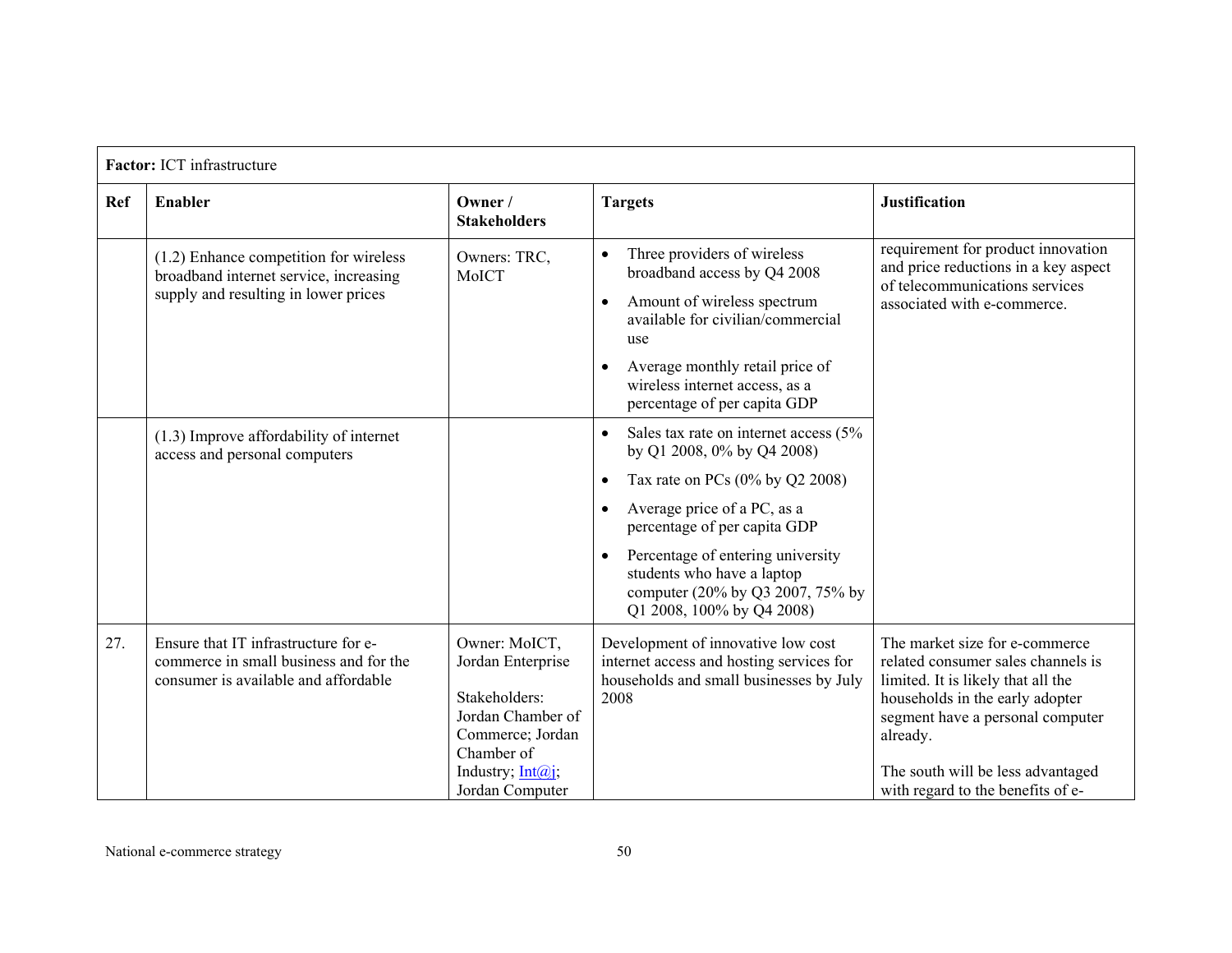| **Factor:** ICT infrastructure | | | | |
|---|---|---|---|---|
| **Ref** | **Enabler** | **Owner / Stakeholders** | **Targets** | **Justification** |
| | (1.2) Enhance competition for wireless broadband internet service, increasing supply and resulting in lower prices | Owners: TRC, MoICT | • Three providers of wireless broadband access by Q4 2008<br>• Amount of wireless spectrum available for civilian/commercial use<br>• Average monthly retail price of wireless internet access, as a percentage of per capita GDP | requirement for product innovation and price reductions in a key aspect of telecommunications services associated with e-commerce. |
| | (1.3) Improve affordability of internet access and personal computers | | • Sales tax rate on internet access (5% by Q1 2008, 0% by Q4 2008)<br>• Tax rate on PCs (0% by Q2 2008)<br>• Average price of a PC, as a percentage of per capita GDP<br>• Percentage of entering university students who have a laptop computer (20% by Q3 2007, 75% by Q1 2008, 100% by Q4 2008) | |
| 27. | Ensure that IT infrastructure for e-commerce in small business and for the consumer is available and affordable | Owner: MoICT, Jordan Enterprise<br><br>Stakeholders: Jordan Chamber of Commerce; Jordan Chamber of Industry; Int@j; Jordan Computer | Development of innovative low cost internet access and hosting services for households and small businesses by July 2008 | The market size for e-commerce related consumer sales channels is limited. It is likely that all the households in the early adopter segment have a personal computer already.<br><br>The south will be less advantaged with regard to the benefits of e- |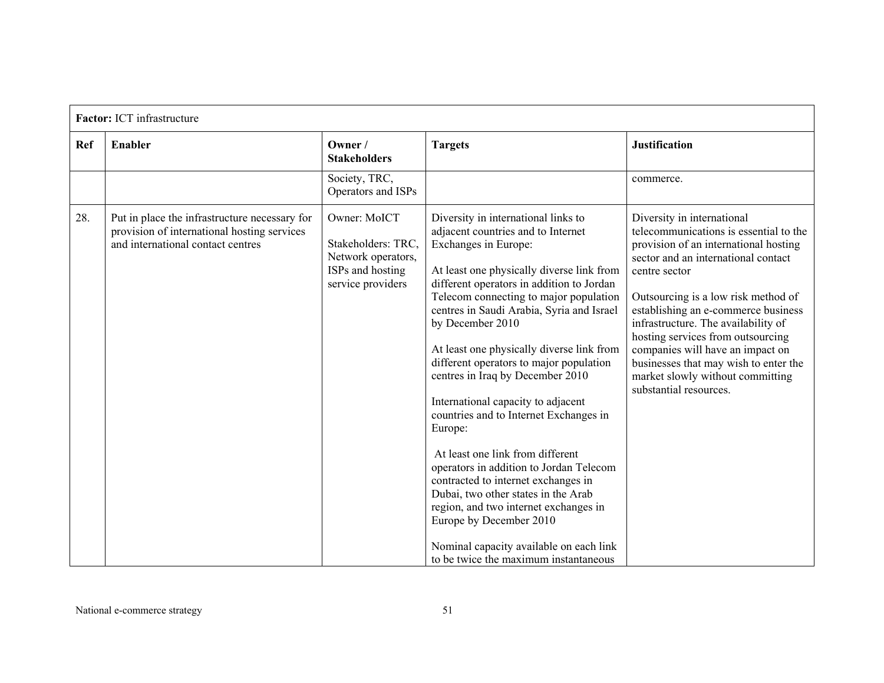| **Factor:** ICT infrastructure | | | | |
|---|---|---|---|---|
| **Ref** | **Enabler** | **Owner / Stakeholders** | **Targets** | **Justification** |
| | | Society, TRC, Operators and ISPs | | commerce. |
| 28. | Put in place the infrastructure necessary for provision of international hosting services and international contact centres | Owner: MoICT<br><br>Stakeholders: TRC, Network operators, ISPs and hosting service providers | Diversity in international links to adjacent countries and to Internet Exchanges in Europe:<br><br>At least one physically diverse link from different operators in addition to Jordan Telecom connecting to major population centres in Saudi Arabia, Syria and Israel by December 2010<br><br>At least one physically diverse link from different operators to major population centres in Iraq by December 2010<br><br>International capacity to adjacent countries and to Internet Exchanges in Europe:<br><br>At least one link from different operators in addition to Jordan Telecom contracted to internet exchanges in Dubai, two other states in the Arab region, and two internet exchanges in Europe by December 2010<br><br>Nominal capacity available on each link to be twice the maximum instantaneous | Diversity in international telecommunications is essential to the provision of an international hosting sector and an international contact centre sector<br><br>Outsourcing is a low risk method of establishing an e-commerce business infrastructure. The availability of hosting services from outsourcing companies will have an impact on businesses that may wish to enter the market slowly without committing substantial resources. |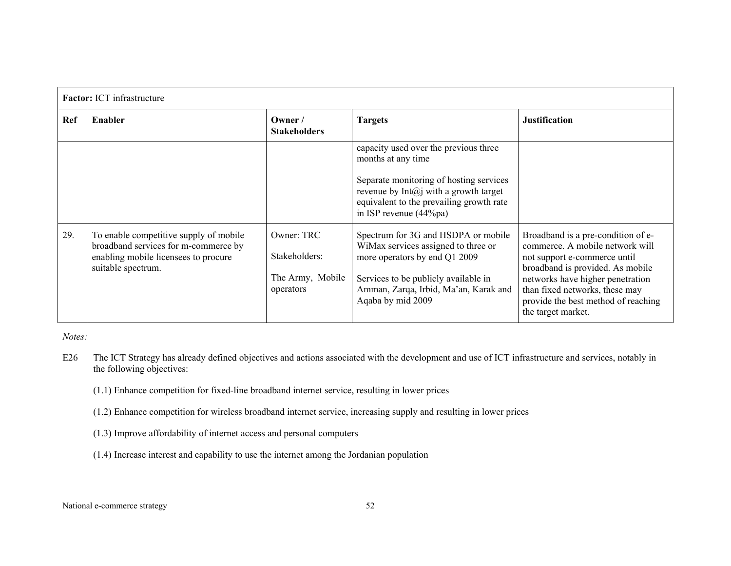| **Factor:** ICT infrastructure | | | | |
|---|---|---|---|---|
| **Ref** | **Enabler** | **Owner / Stakeholders** | **Targets** | **Justification** |
| | | | capacity used over the previous three months at any time<br><br>Separate monitoring of hosting services revenue by Int@j with a growth target equivalent to the prevailing growth rate in ISP revenue (44%pa) | |
| 29. | To enable competitive supply of mobile broadband services for m-commerce by enabling mobile licensees to procure suitable spectrum. | Owner: TRC<br><br>Stakeholders:<br><br>The Army, Mobile operators | Spectrum for 3G and HSDPA or mobile WiMax services assigned to three or more operators by end Q1 2009<br><br>Services to be publicly available in Amman, Zarqa, Irbid, Ma'an, Karak and Aqaba by mid 2009 | Broadband is a pre-condition of e-commerce. A mobile network will not support e-commerce until broadband is provided. As mobile networks have higher penetration than fixed networks, these may provide the best method of reaching the target market. |

*Notes:*

E26 The ICT Strategy has already defined objectives and actions associated with the development and use of ICT infrastructure and services, notably in the following objectives:

(1.1) Enhance competition for fixed-line broadband internet service, resulting in lower prices

(1.2) Enhance competition for wireless broadband internet service, increasing supply and resulting in lower prices

(1.3) Improve affordability of internet access and personal computers

(1.4) Increase interest and capability to use the internet among the Jordanian population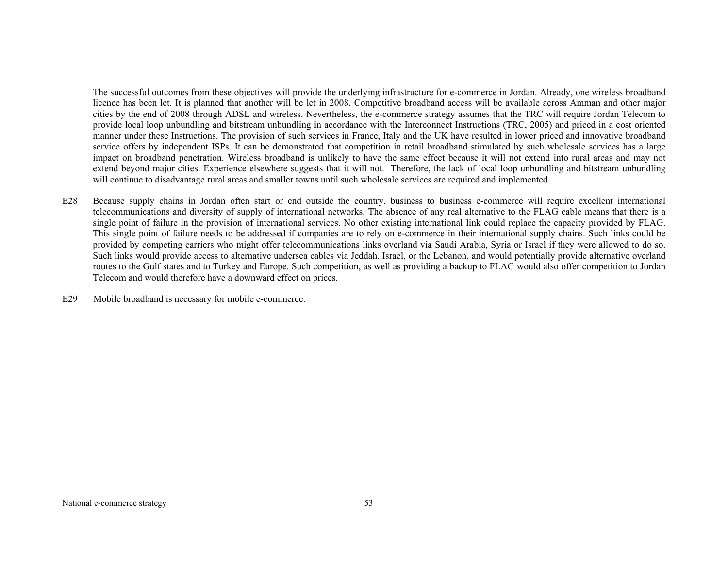The successful outcomes from these objectives will provide the underlying infrastructure for e-commerce in Jordan. Already, one wireless broadband licence has been let. It is planned that another will be let in 2008. Competitive broadband access will be available across Amman and other major cities by the end of 2008 through ADSL and wireless. Nevertheless, the e-commerce strategy assumes that the TRC will require Jordan Telecom to provide local loop unbundling and bitstream unbundling in accordance with the Interconnect Instructions (TRC, 2005) and priced in a cost oriented manner under these Instructions. The provision of such services in France, Italy and the UK have resulted in lower priced and innovative broadband service offers by independent ISPs. It can be demonstrated that competition in retail broadband stimulated by such wholesale services has a large impact on broadband penetration. Wireless broadband is unlikely to have the same effect because it will not extend into rural areas and may not extend beyond major cities. Experience elsewhere suggests that it will not. Therefore, the lack of local loop unbundling and bitstream unbundling will continue to disadvantage rural areas and smaller towns until such wholesale services are required and implemented.

E28 Because supply chains in Jordan often start or end outside the country, business to business e-commerce will require excellent international telecommunications and diversity of supply of international networks. The absence of any real alternative to the FLAG cable means that there is a single point of failure in the provision of international services. No other existing international link could replace the capacity provided by FLAG. This single point of failure needs to be addressed if companies are to rely on e-commerce in their international supply chains. Such links could be provided by competing carriers who might offer telecommunications links overland via Saudi Arabia, Syria or Israel if they were allowed to do so. Such links would provide access to alternative undersea cables via Jeddah, Israel, or the Lebanon, and would potentially provide alternative overland routes to the Gulf states and to Turkey and Europe. Such competition, as well as providing a backup to FLAG would also offer competition to Jordan Telecom and would therefore have a downward effect on prices.

E29 Mobile broadband is necessary for mobile e-commerce.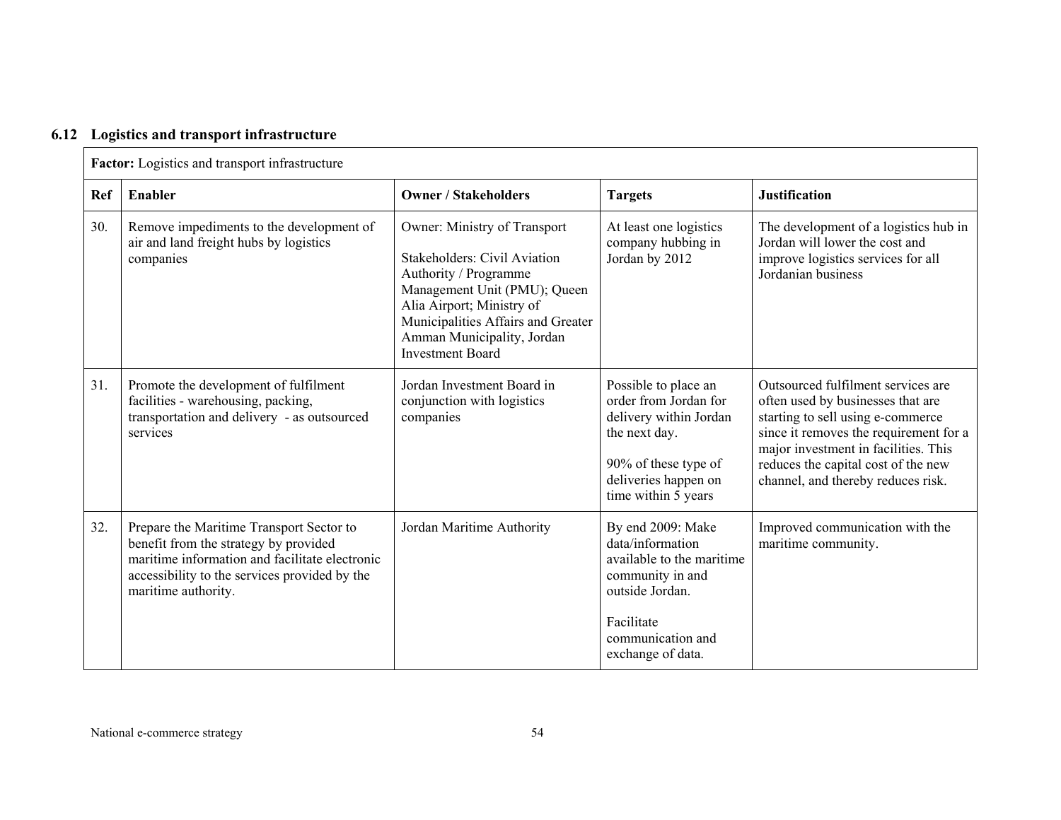## 6.12 Logistics and transport infrastructure

**Factor:** Logistics and transport infrastructure

| Ref | Enabler | Owner / Stakeholders | Targets | Justification |
|---|---|---|---|---|
| 30. | Remove impediments to the development of air and land freight hubs by logistics companies | Owner: Ministry of Transport<br><br>Stakeholders: Civil Aviation Authority / Programme Management Unit (PMU); Queen Alia Airport; Ministry of Municipalities Affairs and Greater Amman Municipality, Jordan Investment Board | At least one logistics company hubbing in Jordan by 2012 | The development of a logistics hub in Jordan will lower the cost and improve logistics services for all Jordanian business |
| 31. | Promote the development of fulfilment facilities - warehousing, packing, transportation and delivery - as outsourced services | Jordan Investment Board in conjunction with logistics companies | Possible to place an order from Jordan for delivery within Jordan the next day.<br><br>90% of these type of deliveries happen on time within 5 years | Outsourced fulfilment services are often used by businesses that are starting to sell using e-commerce since it removes the requirement for a major investment in facilities. This reduces the capital cost of the new channel, and thereby reduces risk. |
| 32. | Prepare the Maritime Transport Sector to benefit from the strategy by provided maritime information and facilitate electronic accessibility to the services provided by the maritime authority. | Jordan Maritime Authority | By end 2009: Make data/information available to the maritime community in and outside Jordan.<br><br>Facilitate communication and exchange of data. | Improved communication with the maritime community. |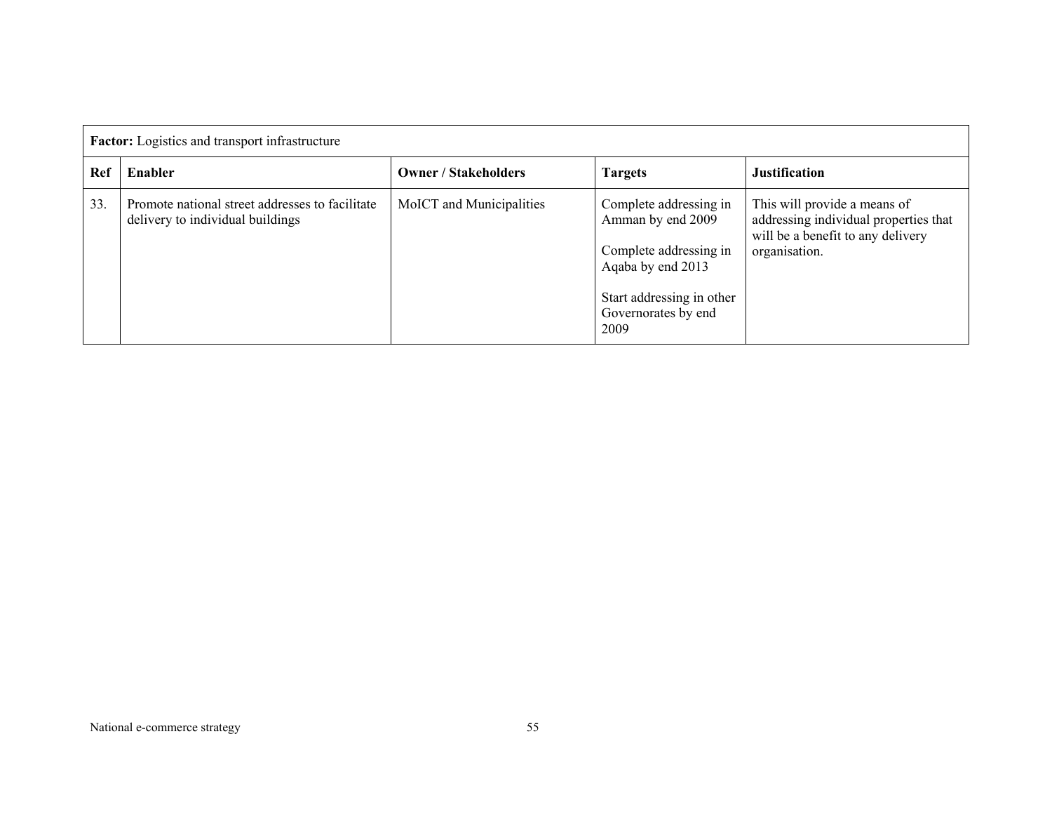| **Factor:** Logistics and transport infrastructure | | | | |
|---|---|---|---|---|
| **Ref** | **Enabler** | **Owner / Stakeholders** | **Targets** | **Justification** |
| 33. | Promote national street addresses to facilitate delivery to individual buildings | MoICT and Municipalities | Complete addressing in Amman by end 2009<br><br>Complete addressing in Aqaba by end 2013<br><br>Start addressing in other Governorates by end 2009 | This will provide a means of addressing individual properties that will be a benefit to any delivery organisation. |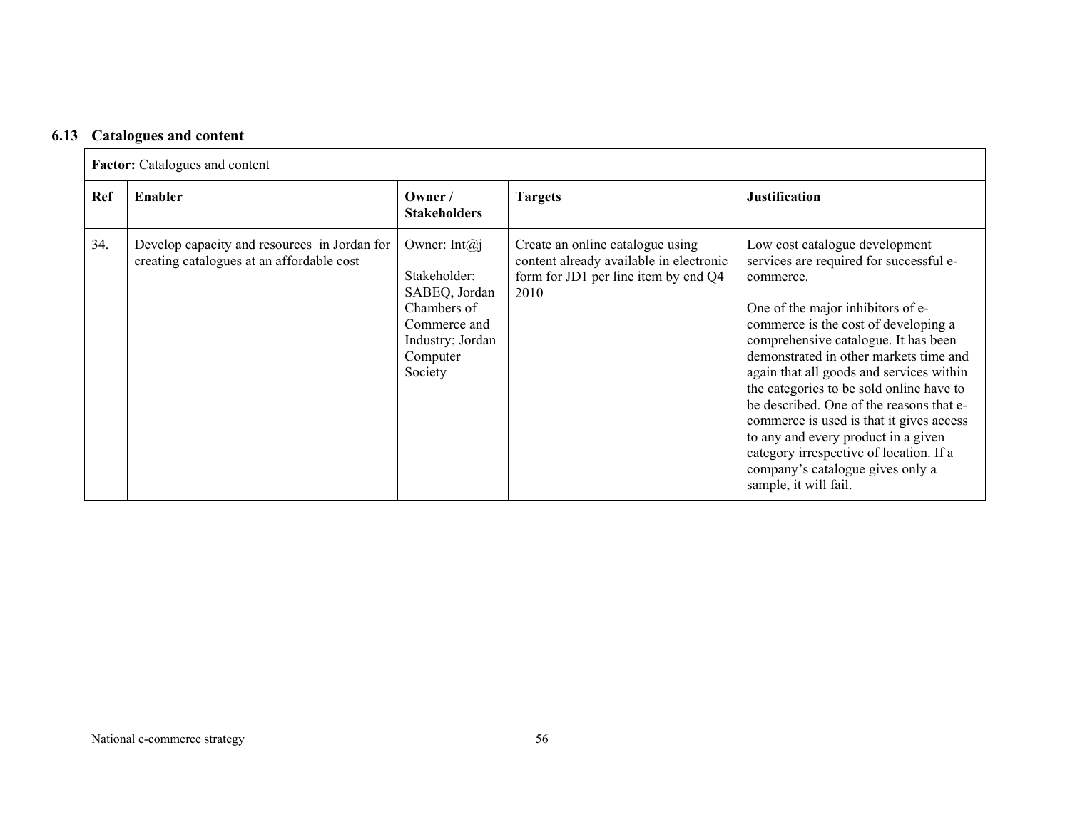### 6.13 Catalogues and content

| **Factor:** Catalogues and content | | | | |
|---|---|---|---|---|
| **Ref** | **Enabler** | **Owner / Stakeholders** | **Targets** | **Justification** |
| 34. | Develop capacity and resources in Jordan for creating catalogues at an affordable cost | Owner: Int@j<br><br>Stakeholder: SABEQ, Jordan Chambers of Commerce and Industry; Jordan Computer Society | Create an online catalogue using content already available in electronic form for JD1 per line item by end Q4 2010 | Low cost catalogue development services are required for successful e-commerce.<br><br>One of the major inhibitors of e-commerce is the cost of developing a comprehensive catalogue. It has been demonstrated in other markets time and again that all goods and services within the categories to be sold online have to be described. One of the reasons that e-commerce is used is that it gives access to any and every product in a given category irrespective of location. If a company's catalogue gives only a sample, it will fail. |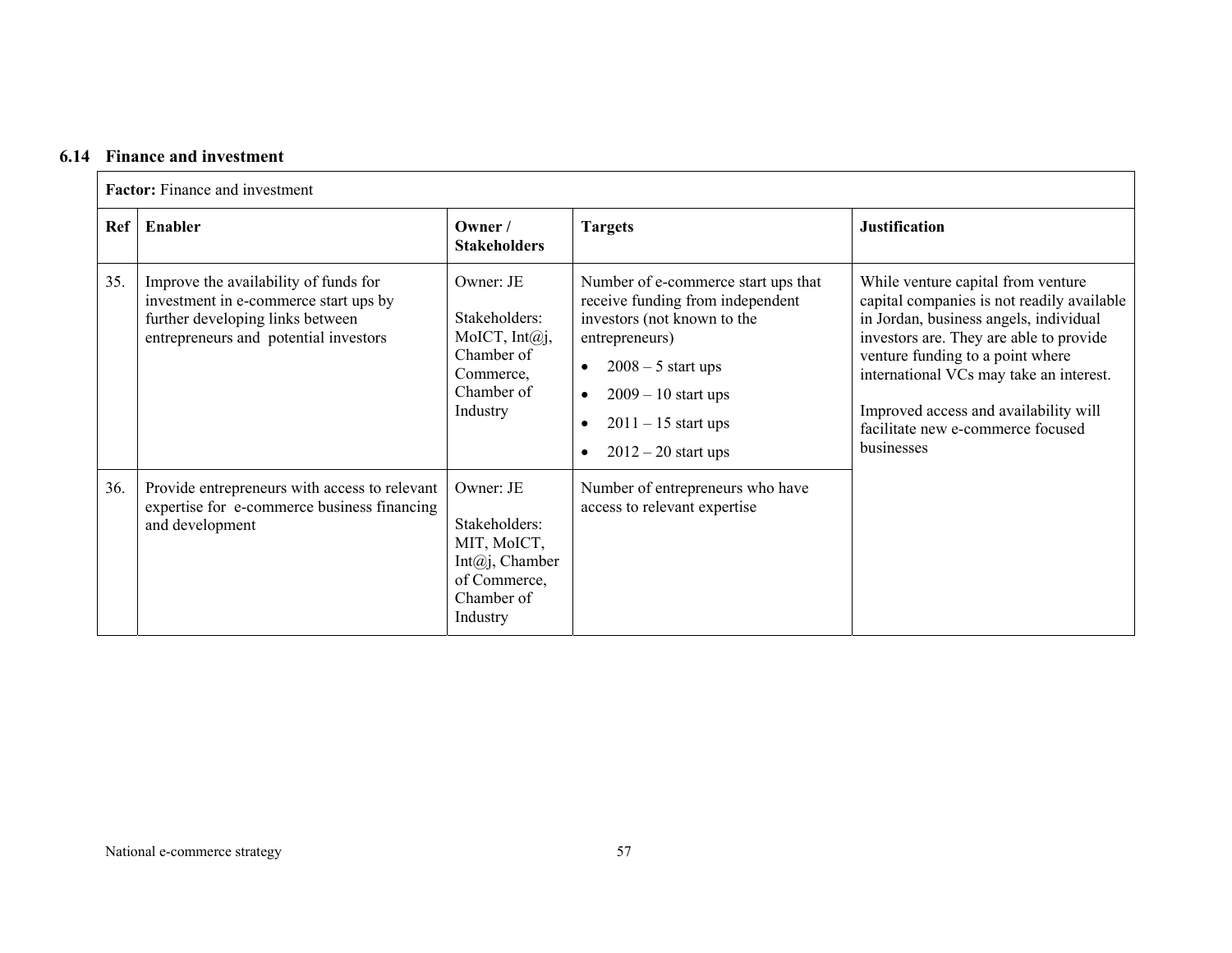### 6.14 Finance and investment

| **Factor:** Finance and investment | | | | |
|---|---|---|---|---|
| **Ref** | **Enabler** | **Owner / Stakeholders** | **Targets** | **Justification** |
| 35. | Improve the availability of funds for investment in e-commerce start ups by further developing links between entrepreneurs and potential investors | Owner: JE<br><br>Stakeholders: MoICT, Int@j, Chamber of Commerce, Chamber of Industry | Number of e-commerce start ups that receive funding from independent investors (not known to the entrepreneurs)<br>• 2008 – 5 start ups<br>• 2009 – 10 start ups<br>• 2011 – 15 start ups<br>• 2012 – 20 start ups | While venture capital from venture capital companies is not readily available in Jordan, business angels, individual investors are. They are able to provide venture funding to a point where international VCs may take an interest.<br><br>Improved access and availability will facilitate new e-commerce focused businesses |
| 36. | Provide entrepreneurs with access to relevant expertise for e-commerce business financing and development | Owner: JE<br><br>Stakeholders: MIT, MoICT, Int@j, Chamber of Commerce, Chamber of Industry | Number of entrepreneurs who have access to relevant expertise | |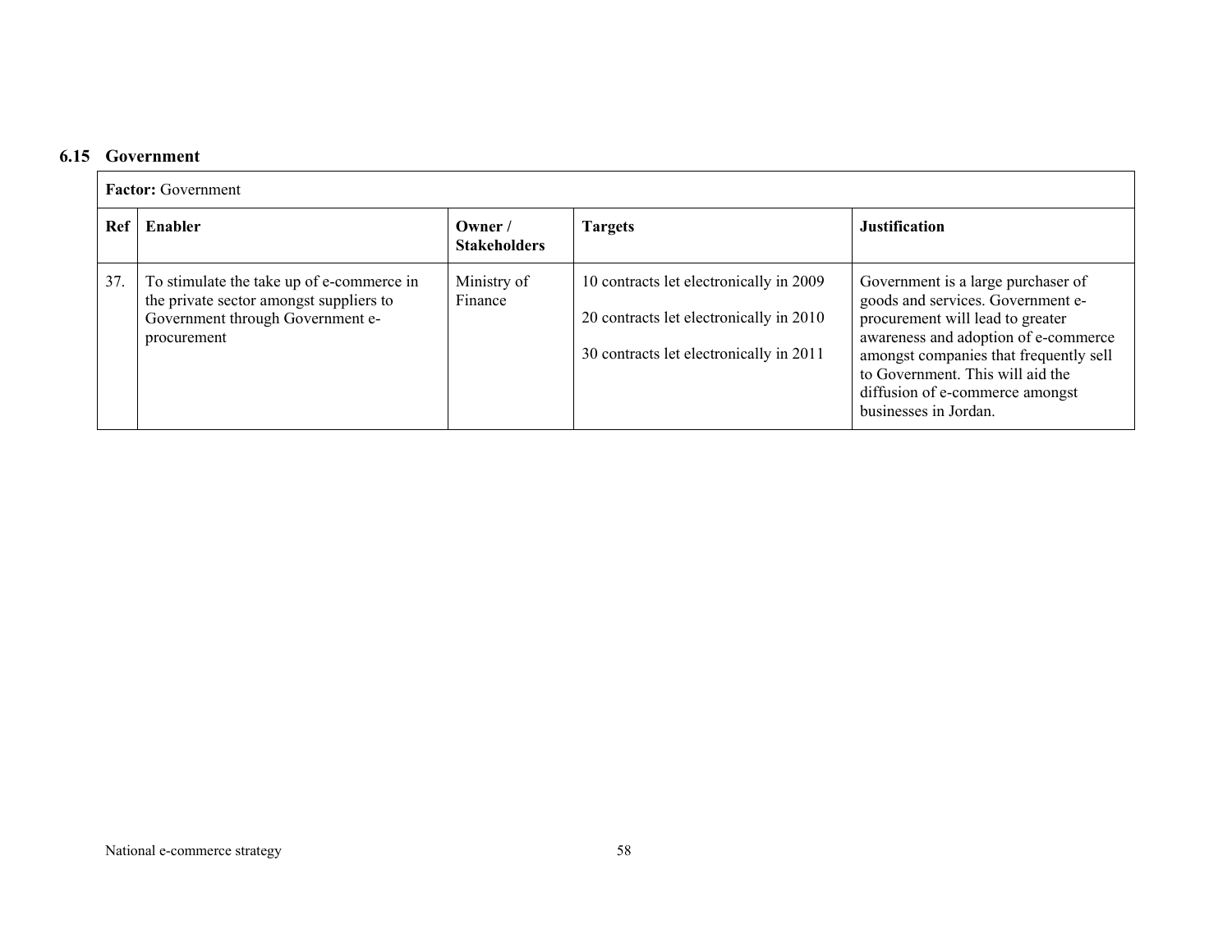## 6.15 Government

| **Factor:** Government | | | | |
|---|---|---|---|---|
| **Ref** | **Enabler** | **Owner / Stakeholders** | **Targets** | **Justification** |
| 37. | To stimulate the take up of e-commerce in the private sector amongst suppliers to Government through Government e-procurement | Ministry of Finance | 10 contracts let electronically in 2009<br><br>20 contracts let electronically in 2010<br><br>30 contracts let electronically in 2011 | Government is a large purchaser of goods and services. Government e-procurement will lead to greater awareness and adoption of e-commerce amongst companies that frequently sell to Government. This will aid the diffusion of e-commerce amongst businesses in Jordan. |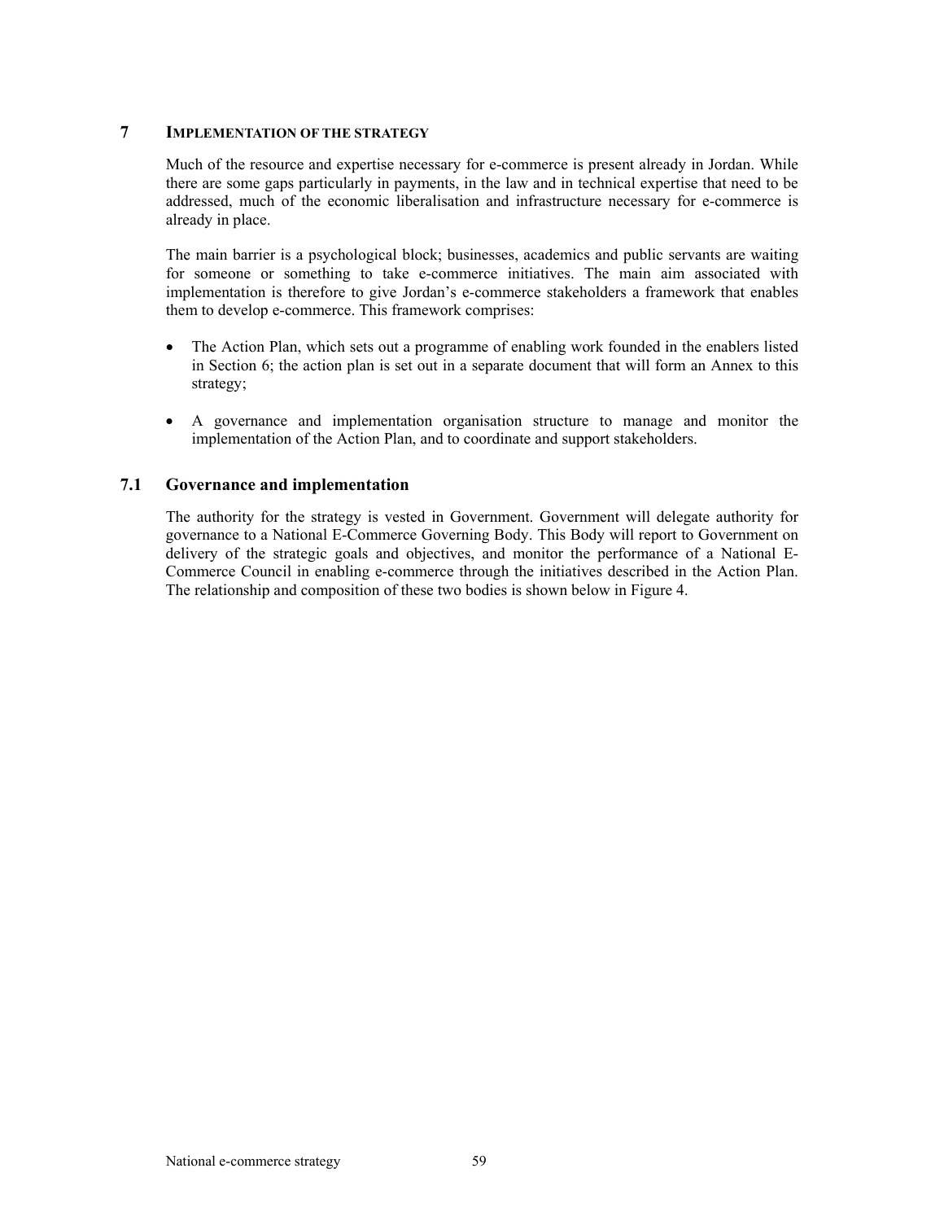# 7 IMPLEMENTATION OF THE STRATEGY

Much of the resource and expertise necessary for e-commerce is present already in Jordan. While there are some gaps particularly in payments, in the law and in technical expertise that need to be addressed, much of the economic liberalisation and infrastructure necessary for e-commerce is already in place.

The main barrier is a psychological block; businesses, academics and public servants are waiting for someone or something to take e-commerce initiatives. The main aim associated with implementation is therefore to give Jordan's e-commerce stakeholders a framework that enables them to develop e-commerce. This framework comprises:

- The Action Plan, which sets out a programme of enabling work founded in the enablers listed in Section 6; the action plan is set out in a separate document that will form an Annex to this strategy;
- A governance and implementation organisation structure to manage and monitor the implementation of the Action Plan, and to coordinate and support stakeholders.

## 7.1 Governance and implementation

The authority for the strategy is vested in Government. Government will delegate authority for governance to a National E-Commerce Governing Body. This Body will report to Government on delivery of the strategic goals and objectives, and monitor the performance of a National E-Commerce Council in enabling e-commerce through the initiatives described in the Action Plan. The relationship and composition of these two bodies is shown below in Figure 4.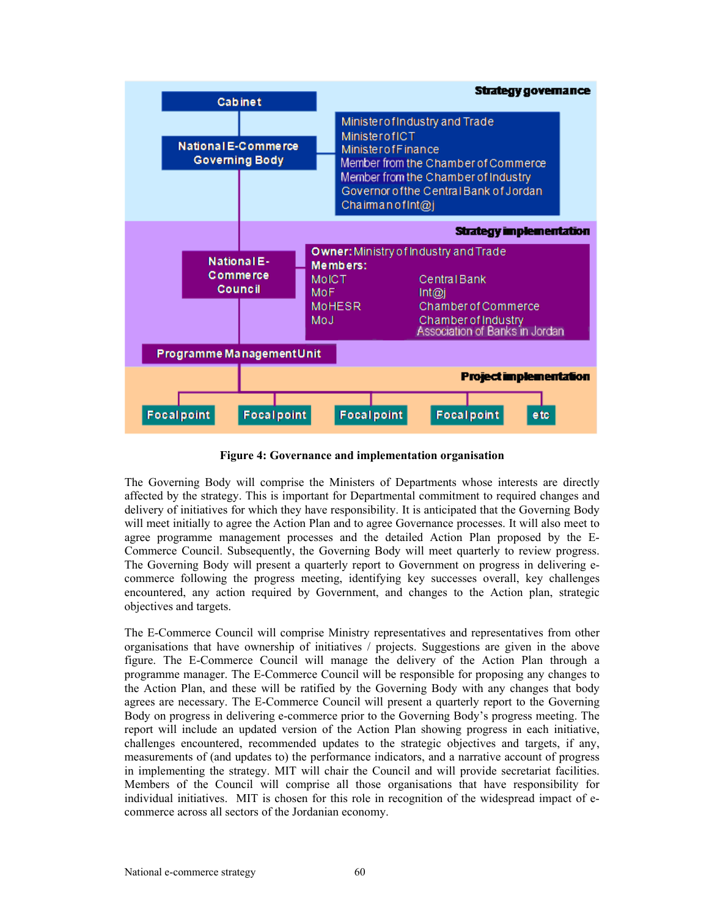**Strategy governance**

- Cabinet
- National E-Commerce Governing Body
  - Minister of Industry and Trade
  - Minister of ICT
  - Minister of Finance
  - Member from the Chamber of Commerce
  - Member from the Chamber of Industry
  - Governor of the Central Bank of Jordan
  - Chairman of Int@j

**Strategy implementation**

- National E-Commerce Council
  - **Owner:** Ministry of Industry and Trade
  - **Members:**
    - MoICT
    - MoF
    - MoHESR
    - MoJ
    - Central Bank
    - Int@j
    - Chamber of Commerce
    - Chamber of Industry
    - Association of Banks in Jordan
- Programme Management Unit

**Project implementation**

- Focal point
- Focal point
- Focal point
- Focal point
- etc

**Figure 4: Governance and implementation organisation**

The Governing Body will comprise the Ministers of Departments whose interests are directly affected by the strategy. This is important for Departmental commitment to required changes and delivery of initiatives for which they have responsibility. It is anticipated that the Governing Body will meet initially to agree the Action Plan and to agree Governance processes. It will also meet to agree programme management processes and the detailed Action Plan proposed by the E-Commerce Council. Subsequently, the Governing Body will meet quarterly to review progress. The Governing Body will present a quarterly report to Government on progress in delivering e-commerce following the progress meeting, identifying key successes overall, key challenges encountered, any action required by Government, and changes to the Action plan, strategic objectives and targets.

The E-Commerce Council will comprise Ministry representatives and representatives from other organisations that have ownership of initiatives / projects. Suggestions are given in the above figure. The E-Commerce Council will manage the delivery of the Action Plan through a programme manager. The E-Commerce Council will be responsible for proposing any changes to the Action Plan, and these will be ratified by the Governing Body with any changes that body agrees are necessary. The E-Commerce Council will present a quarterly report to the Governing Body on progress in delivering e-commerce prior to the Governing Body's progress meeting. The report will include an updated version of the Action Plan showing progress in each initiative, challenges encountered, recommended updates to the strategic objectives and targets, if any, measurements of (and updates to) the performance indicators, and a narrative account of progress in implementing the strategy. MIT will chair the Council and will provide secretariat facilities. Members of the Council will comprise all those organisations that have responsibility for individual initiatives. MIT is chosen for this role in recognition of the widespread impact of e-commerce across all sectors of the Jordanian economy.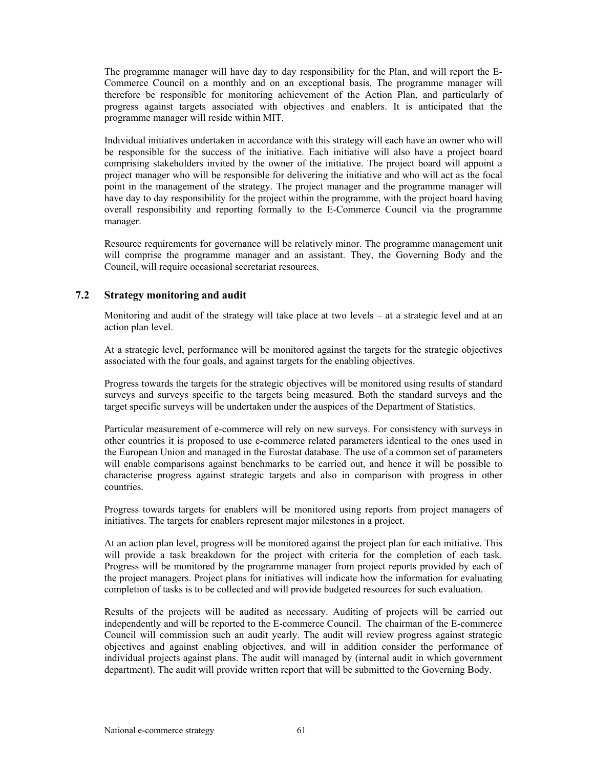The programme manager will have day to day responsibility for the Plan, and will report the E-Commerce Council on a monthly and on an exceptional basis. The programme manager will therefore be responsible for monitoring achievement of the Action Plan, and particularly of progress against targets associated with objectives and enablers. It is anticipated that the programme manager will reside within MIT.

Individual initiatives undertaken in accordance with this strategy will each have an owner who will be responsible for the success of the initiative. Each initiative will also have a project board comprising stakeholders invited by the owner of the initiative. The project board will appoint a project manager who will be responsible for delivering the initiative and who will act as the focal point in the management of the strategy. The project manager and the programme manager will have day to day responsibility for the project within the programme, with the project board having overall responsibility and reporting formally to the E-Commerce Council via the programme manager.

Resource requirements for governance will be relatively minor. The programme management unit will comprise the programme manager and an assistant. They, the Governing Body and the Council, will require occasional secretariat resources.

## 7.2 Strategy monitoring and audit

Monitoring and audit of the strategy will take place at two levels – at a strategic level and at an action plan level.

At a strategic level, performance will be monitored against the targets for the strategic objectives associated with the four goals, and against targets for the enabling objectives.

Progress towards the targets for the strategic objectives will be monitored using results of standard surveys and surveys specific to the targets being measured. Both the standard surveys and the target specific surveys will be undertaken under the auspices of the Department of Statistics.

Particular measurement of e-commerce will rely on new surveys. For consistency with surveys in other countries it is proposed to use e-commerce related parameters identical to the ones used in the European Union and managed in the Eurostat database. The use of a common set of parameters will enable comparisons against benchmarks to be carried out, and hence it will be possible to characterise progress against strategic targets and also in comparison with progress in other countries.

Progress towards targets for enablers will be monitored using reports from project managers of initiatives. The targets for enablers represent major milestones in a project.

At an action plan level, progress will be monitored against the project plan for each initiative. This will provide a task breakdown for the project with criteria for the completion of each task. Progress will be monitored by the programme manager from project reports provided by each of the project managers. Project plans for initiatives will indicate how the information for evaluating completion of tasks is to be collected and will provide budgeted resources for such evaluation.

Results of the projects will be audited as necessary. Auditing of projects will be carried out independently and will be reported to the E-commerce Council. The chairman of the E-commerce Council will commission such an audit yearly. The audit will review progress against strategic objectives and against enabling objectives, and will in addition consider the performance of individual projects against plans. The audit will managed by (internal audit in which government department). The audit will provide written report that will be submitted to the Governing Body.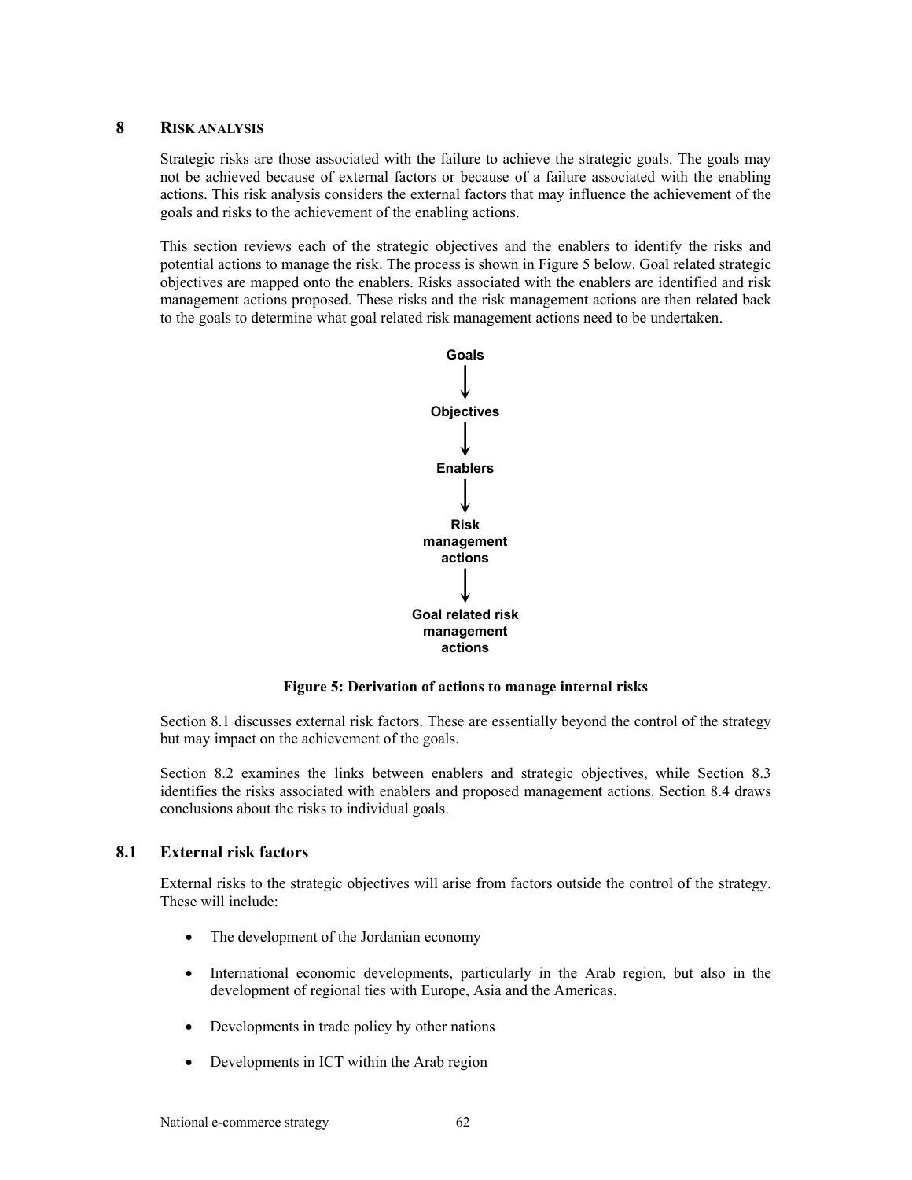# 8 RISK ANALYSIS

Strategic risks are those associated with the failure to achieve the strategic goals. The goals may not be achieved because of external factors or because of a failure associated with the enabling actions. This risk analysis considers the external factors that may influence the achievement of the goals and risks to the achievement of the enabling actions.

This section reviews each of the strategic objectives and the enablers to identify the risks and potential actions to manage the risk. The process is shown in Figure 5 below. Goal related strategic objectives are mapped onto the enablers. Risks associated with the enablers are identified and risk management actions proposed. These risks and the risk management actions are then related back to the goals to determine what goal related risk management actions need to be undertaken.

**Goals**

↓

**Objectives**

↓

**Enablers**

↓

**Risk management actions**

↓

**Goal related risk management actions**

**Figure 5: Derivation of actions to manage internal risks**

Section 8.1 discusses external risk factors. These are essentially beyond the control of the strategy but may impact on the achievement of the goals.

Section 8.2 examines the links between enablers and strategic objectives, while Section 8.3 identifies the risks associated with enablers and proposed management actions. Section 8.4 draws conclusions about the risks to individual goals.

## 8.1 External risk factors

External risks to the strategic objectives will arise from factors outside the control of the strategy. These will include:

- The development of the Jordanian economy
- International economic developments, particularly in the Arab region, but also in the development of regional ties with Europe, Asia and the Americas.
- Developments in trade policy by other nations
- Developments in ICT within the Arab region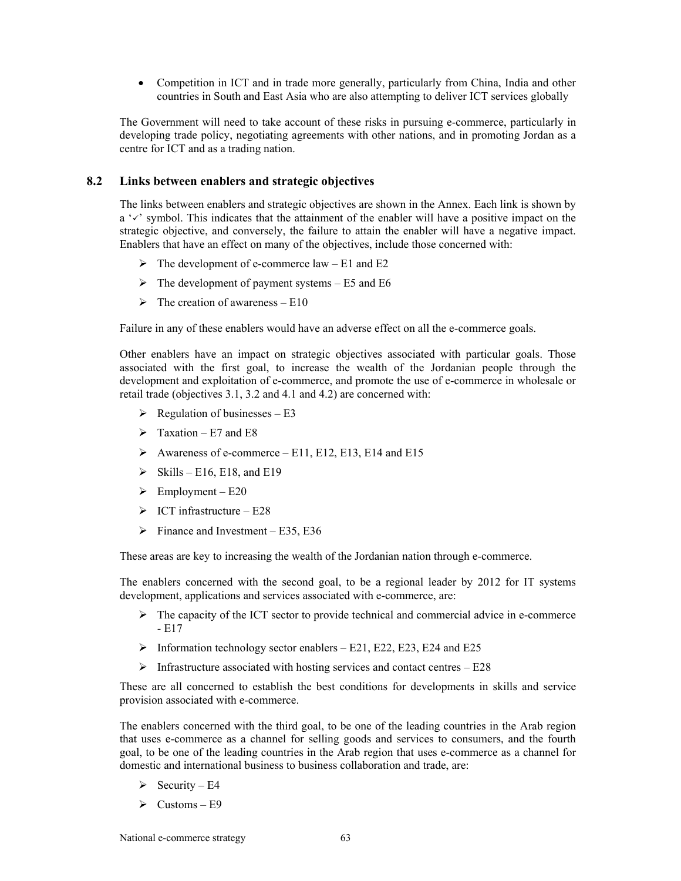- Competition in ICT and in trade more generally, particularly from China, India and other countries in South and East Asia who are also attempting to deliver ICT services globally

The Government will need to take account of these risks in pursuing e-commerce, particularly in developing trade policy, negotiating agreements with other nations, and in promoting Jordan as a centre for ICT and as a trading nation.

## 8.2 Links between enablers and strategic objectives

The links between enablers and strategic objectives are shown in the Annex. Each link is shown by a '✓' symbol. This indicates that the attainment of the enabler will have a positive impact on the strategic objective, and conversely, the failure to attain the enabler will have a negative impact. Enablers that have an effect on many of the objectives, include those concerned with:

- The development of e-commerce law – E1 and E2
- The development of payment systems – E5 and E6
- The creation of awareness – E10

Failure in any of these enablers would have an adverse effect on all the e-commerce goals.

Other enablers have an impact on strategic objectives associated with particular goals. Those associated with the first goal, to increase the wealth of the Jordanian people through the development and exploitation of e-commerce, and promote the use of e-commerce in wholesale or retail trade (objectives 3.1, 3.2 and 4.1 and 4.2) are concerned with:

- Regulation of businesses – E3
- Taxation – E7 and E8
- Awareness of e-commerce – E11, E12, E13, E14 and E15
- Skills – E16, E18, and E19
- Employment – E20
- ICT infrastructure – E28
- Finance and Investment – E35, E36

These areas are key to increasing the wealth of the Jordanian nation through e-commerce.

The enablers concerned with the second goal, to be a regional leader by 2012 for IT systems development, applications and services associated with e-commerce, are:

- The capacity of the ICT sector to provide technical and commercial advice in e-commerce - E17
- Information technology sector enablers – E21, E22, E23, E24 and E25
- Infrastructure associated with hosting services and contact centres – E28

These are all concerned to establish the best conditions for developments in skills and service provision associated with e-commerce.

The enablers concerned with the third goal, to be one of the leading countries in the Arab region that uses e-commerce as a channel for selling goods and services to consumers, and the fourth goal, to be one of the leading countries in the Arab region that uses e-commerce as a channel for domestic and international business to business collaboration and trade, are:

- Security – E4
- Customs – E9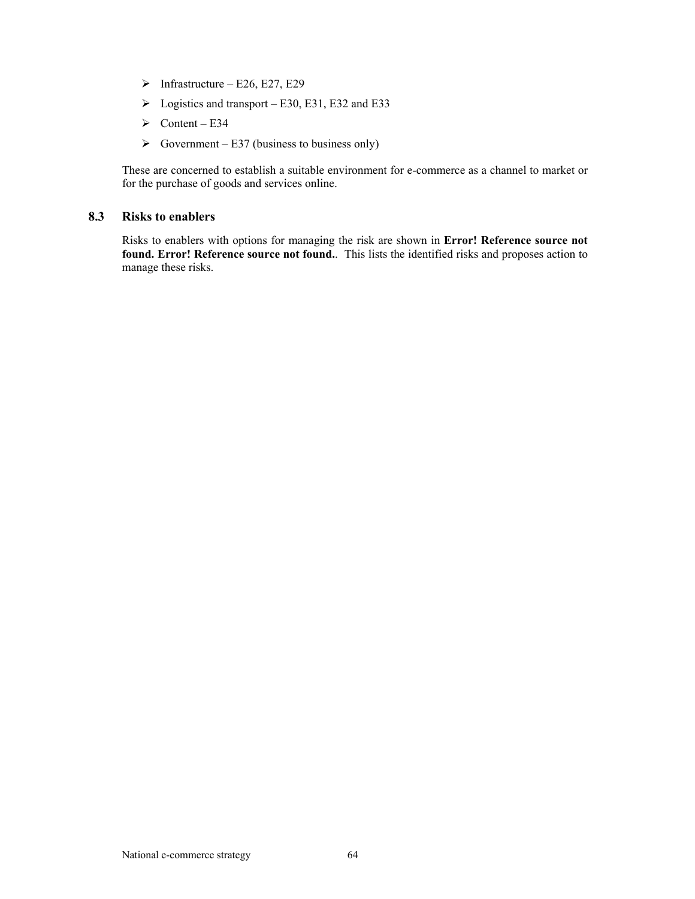- Infrastructure – E26, E27, E29
- Logistics and transport – E30, E31, E32 and E33
- Content – E34
- Government – E37 (business to business only)

These are concerned to establish a suitable environment for e-commerce as a channel to market or for the purchase of goods and services online.

## 8.3 Risks to enablers

Risks to enablers with options for managing the risk are shown in **Error! Reference source not found. Error! Reference source not found.**. This lists the identified risks and proposes action to manage these risks.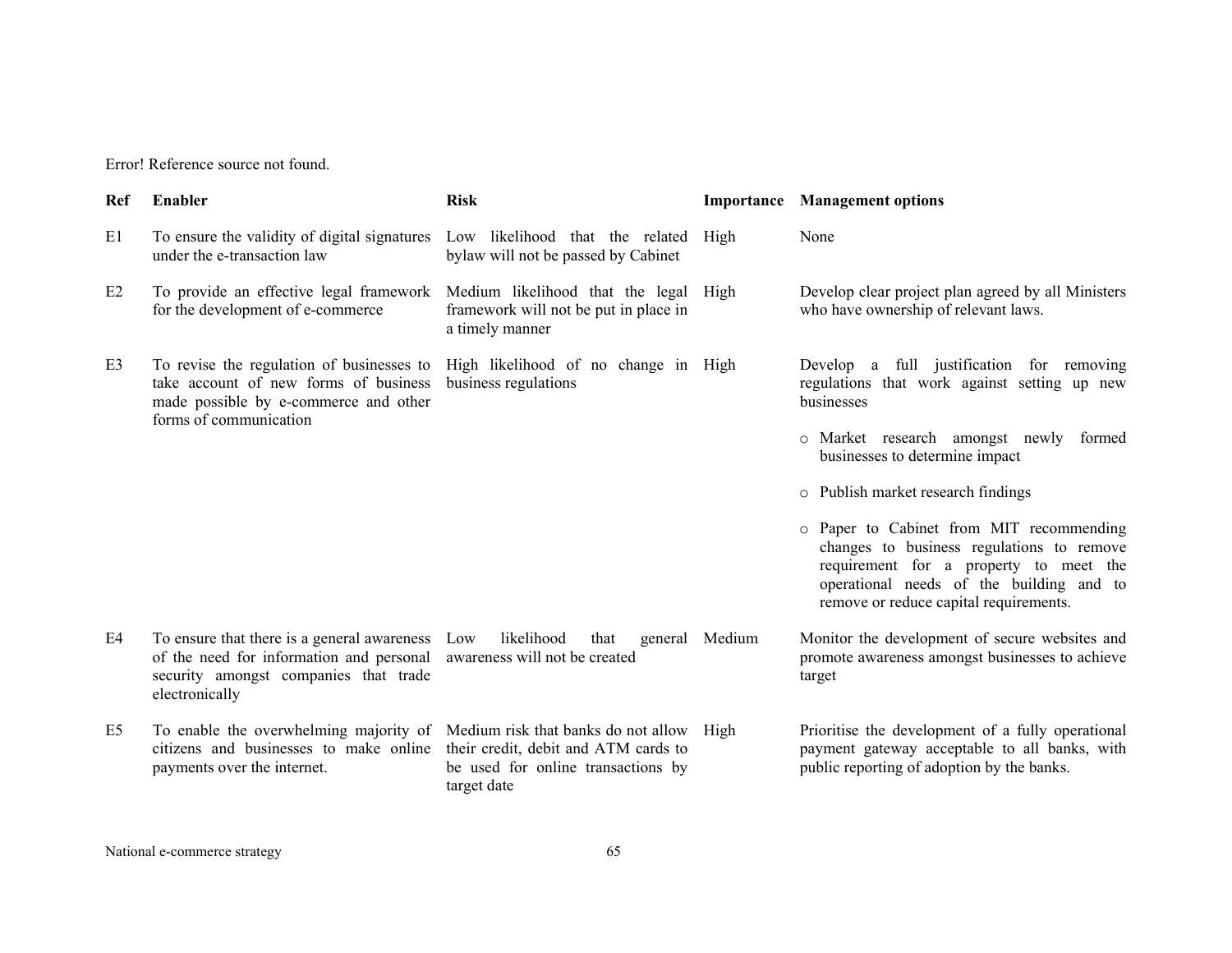Error! Reference source not found.

| Ref | Enabler | Risk | Importance | Management options |
| --- | --- | --- | --- | --- |
| E1 | To ensure the validity of digital signatures under the e-transaction law | Low likelihood that the related bylaw will not be passed by Cabinet | High | None |
| E2 | To provide an effective legal framework for the development of e-commerce | Medium likelihood that the legal framework will not be put in place in a timely manner | High | Develop clear project plan agreed by all Ministers who have ownership of relevant laws. |
| E3 | To revise the regulation of businesses to take account of new forms of business made possible by e-commerce and other forms of communication | High likelihood of no change in business regulations | High | Develop a full justification for removing regulations that work against setting up new businesses<br>○ Market research amongst newly formed businesses to determine impact<br>○ Publish market research findings<br>○ Paper to Cabinet from MIT recommending changes to business regulations to remove requirement for a property to meet the operational needs of the building and to remove or reduce capital requirements. |
| E4 | To ensure that there is a general awareness of the need for information and personal security amongst companies that trade electronically | Low likelihood that general awareness will not be created | Medium | Monitor the development of secure websites and promote awareness amongst businesses to achieve target |
| E5 | To enable the overwhelming majority of citizens and businesses to make online payments over the internet. | Medium risk that banks do not allow their credit, debit and ATM cards to be used for online transactions by target date | High | Prioritise the development of a fully operational payment gateway acceptable to all banks, with public reporting of adoption by the banks. |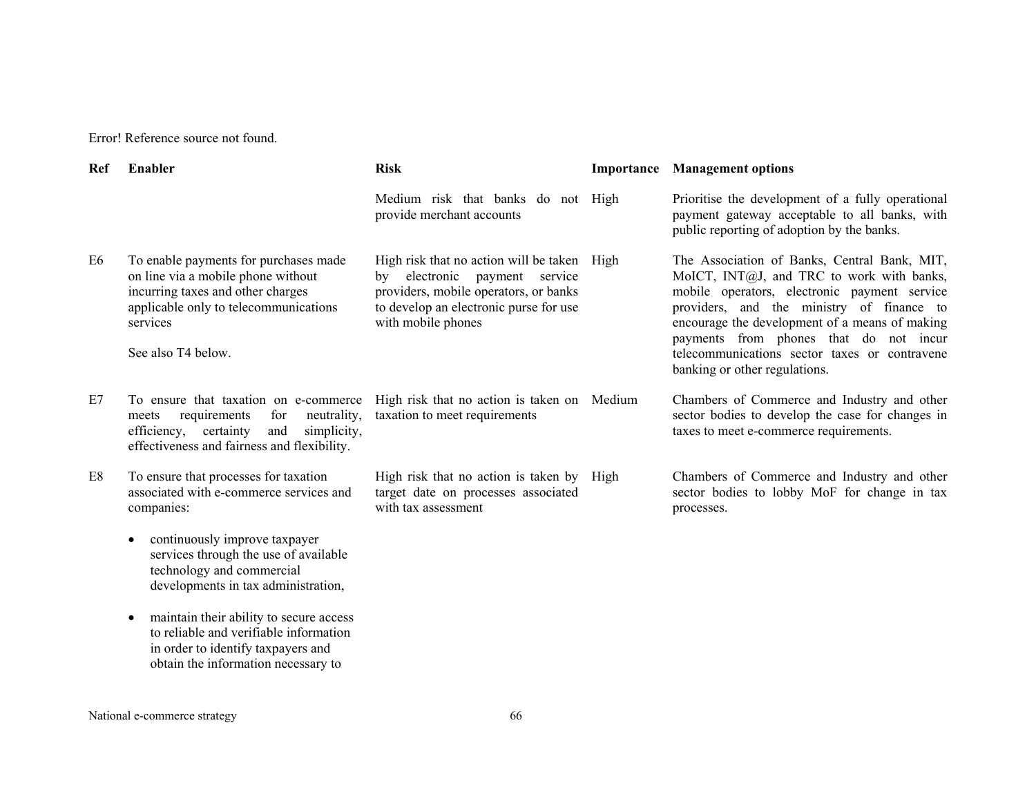Error! Reference source not found.

| Ref | Enabler | Risk | Importance | Management options |
|---|---|---|---|---|
| | | Medium risk that banks do not provide merchant accounts | High | Prioritise the development of a fully operational payment gateway acceptable to all banks, with public reporting of adoption by the banks. |
| E6 | To enable payments for purchases made on line via a mobile phone without incurring taxes and other charges applicable only to telecommunications services<br><br>See also T4 below. | High risk that no action will be taken by electronic payment service providers, mobile operators, or banks to develop an electronic purse for use with mobile phones | High | The Association of Banks, Central Bank, MIT, MoICT, INT@J, and TRC to work with banks, mobile operators, electronic payment service providers, and the ministry of finance to encourage the development of a means of making payments from phones that do not incur telecommunications sector taxes or contravene banking or other regulations. |
| E7 | To ensure that taxation on e-commerce meets requirements for neutrality, efficiency, certainty and simplicity, effectiveness and fairness and flexibility. | High risk that no action is taken on taxation to meet requirements | Medium | Chambers of Commerce and Industry and other sector bodies to develop the case for changes in taxes to meet e-commerce requirements. |
| E8 | To ensure that processes for taxation associated with e-commerce services and companies:<br><br>• continuously improve taxpayer services through the use of available technology and commercial developments in tax administration,<br><br>• maintain their ability to secure access to reliable and verifiable information in order to identify taxpayers and obtain the information necessary to | High risk that no action is taken by target date on processes associated with tax assessment | High | Chambers of Commerce and Industry and other sector bodies to lobby MoF for change in tax processes. |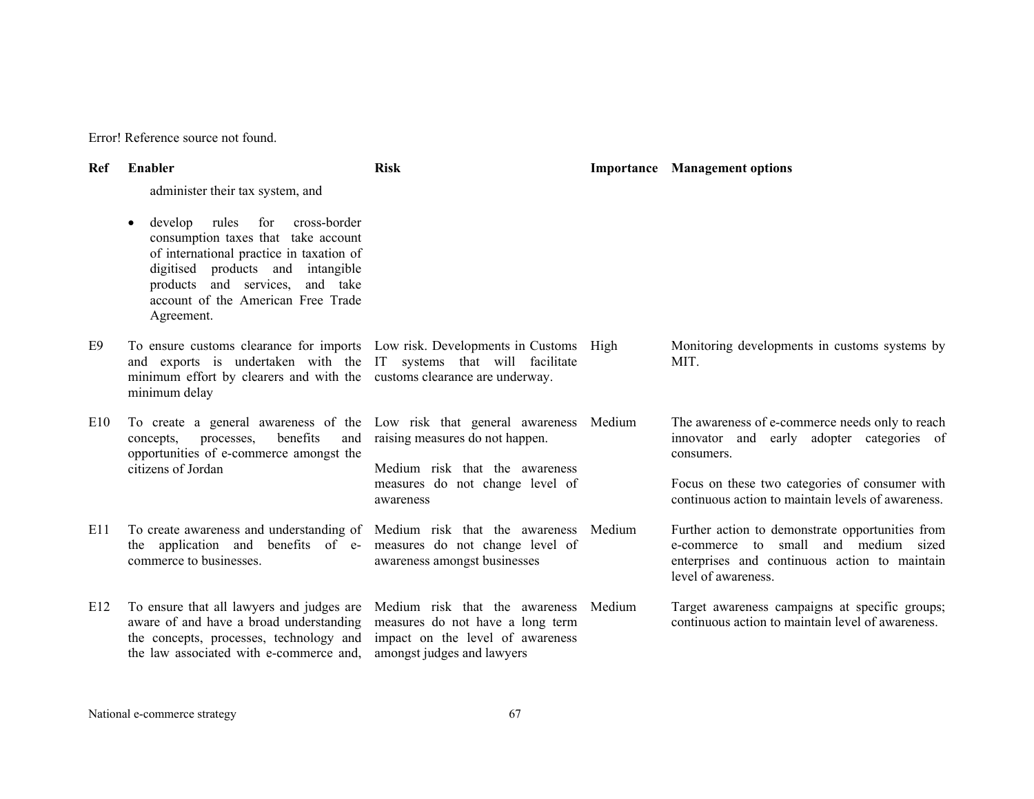Error! Reference source not found.

| Ref | Enabler | Risk | Importance | Management options |
|---|---|---|---|---|
| | administer their tax system, and<br><br>• develop rules for cross-border consumption taxes that take account of international practice in taxation of digitised products and intangible products and services, and take account of the American Free Trade Agreement. | | | |
| E9 | To ensure customs clearance for imports and exports is undertaken with the minimum effort by clearers and with the minimum delay | Low risk. Developments in Customs IT systems that will facilitate customs clearance are underway. | High | Monitoring developments in customs systems by MIT. |
| E10 | To create a general awareness of the concepts, processes, benefits and opportunities of e-commerce amongst the citizens of Jordan | Low risk that general awareness raising measures do not happen.<br><br>Medium risk that the awareness measures do not change level of awareness | Medium | The awareness of e-commerce needs only to reach innovator and early adopter categories of consumers.<br><br>Focus on these two categories of consumer with continuous action to maintain levels of awareness. |
| E11 | To create awareness and understanding of the application and benefits of e-commerce to businesses. | Medium risk that the awareness measures do not change level of awareness amongst businesses | Medium | Further action to demonstrate opportunities from e-commerce to small and medium sized enterprises and continuous action to maintain level of awareness. |
| E12 | To ensure that all lawyers and judges are aware of and have a broad understanding the concepts, processes, technology and the law associated with e-commerce and, | Medium risk that the awareness measures do not have a long term impact on the level of awareness amongst judges and lawyers | Medium | Target awareness campaigns at specific groups; continuous action to maintain level of awareness. |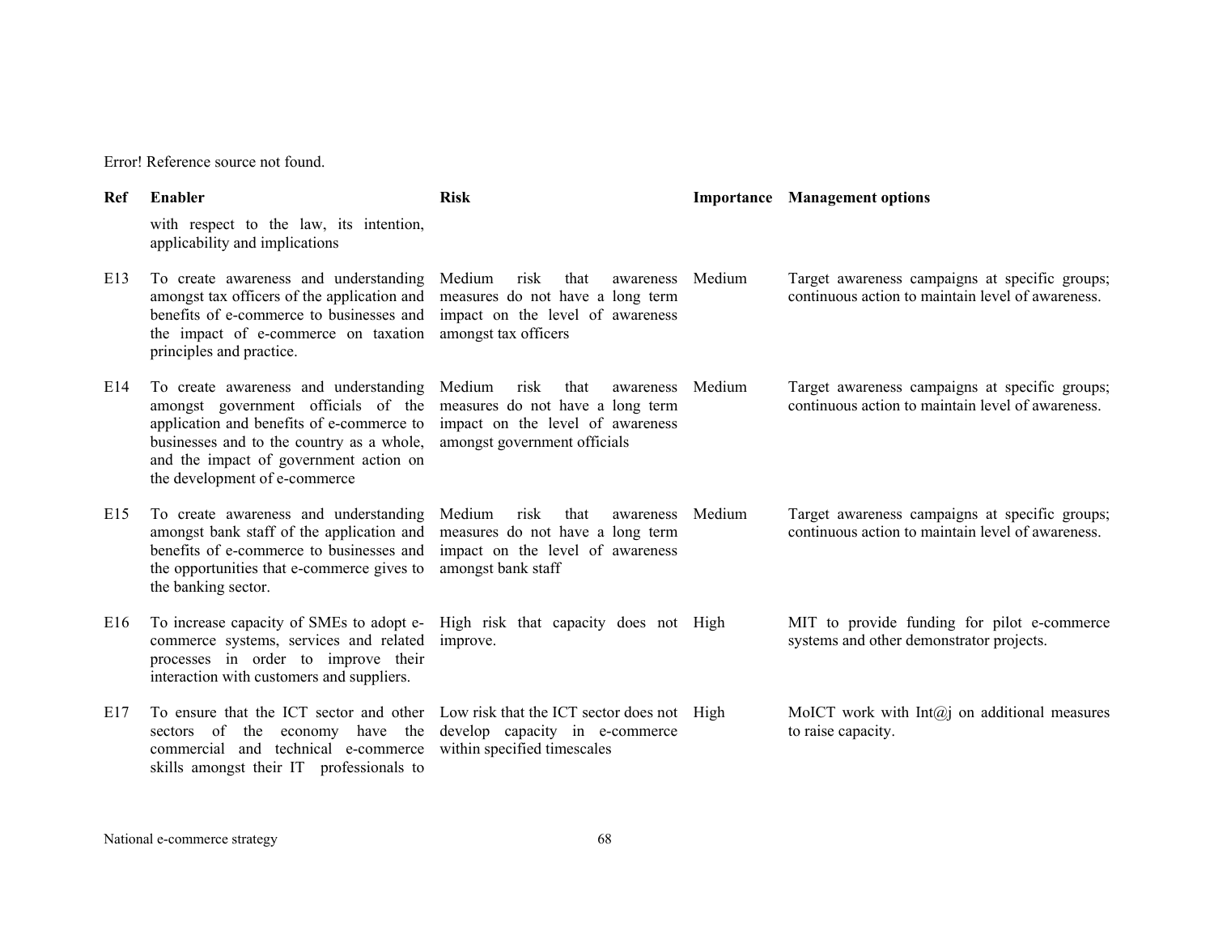Error! Reference source not found.

| Ref | Enabler | Risk | Importance | Management options |
|---|---|---|---|---|
| | with respect to the law, its intention, applicability and implications | | | |
| E13 | To create awareness and understanding amongst tax officers of the application and benefits of e-commerce to businesses and the impact of e-commerce on taxation principles and practice. | Medium risk that awareness measures do not have a long term impact on the level of awareness amongst tax officers | Medium | Target awareness campaigns at specific groups; continuous action to maintain level of awareness. |
| E14 | To create awareness and understanding amongst government officials of the application and benefits of e-commerce to businesses and to the country as a whole, and the impact of government action on the development of e-commerce | Medium risk that awareness measures do not have a long term impact on the level of awareness amongst government officials | Medium | Target awareness campaigns at specific groups; continuous action to maintain level of awareness. |
| E15 | To create awareness and understanding amongst bank staff of the application and benefits of e-commerce to businesses and the opportunities that e-commerce gives to the banking sector. | Medium risk that awareness measures do not have a long term impact on the level of awareness amongst bank staff | Medium | Target awareness campaigns at specific groups; continuous action to maintain level of awareness. |
| E16 | To increase capacity of SMEs to adopt e-commerce systems, services and related processes in order to improve their interaction with customers and suppliers. | High risk that capacity does not improve. | High | MIT to provide funding for pilot e-commerce systems and other demonstrator projects. |
| E17 | To ensure that the ICT sector and other sectors of the economy have the commercial and technical e-commerce skills amongst their IT professionals to | Low risk that the ICT sector does not develop capacity in e-commerce within specified timescales | High | MoICT work with Int@j on additional measures to raise capacity. |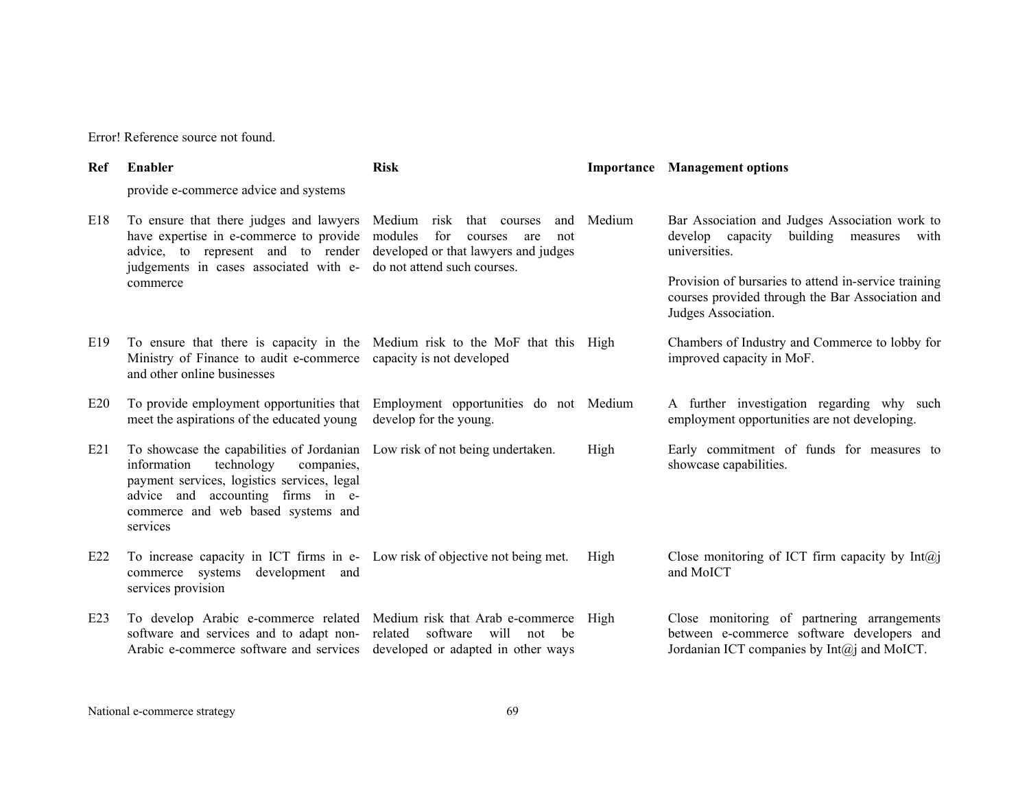Error! Reference source not found.

| Ref | Enabler | Risk | Importance | Management options |
|---|---|---|---|---|
| | provide e-commerce advice and systems | | | |
| E18 | To ensure that there judges and lawyers have expertise in e-commerce to provide advice, to represent and to render judgements in cases associated with e-commerce | Medium risk that courses and modules for courses are not developed or that lawyers and judges do not attend such courses. | Medium | Bar Association and Judges Association work to develop capacity building measures with universities.<br><br>Provision of bursaries to attend in-service training courses provided through the Bar Association and Judges Association. |
| E19 | To ensure that there is capacity in the Ministry of Finance to audit e-commerce and other online businesses | Medium risk to the MoF that this capacity is not developed | High | Chambers of Industry and Commerce to lobby for improved capacity in MoF. |
| E20 | To provide employment opportunities that meet the aspirations of the educated young | Employment opportunities do not develop for the young. | Medium | A further investigation regarding why such employment opportunities are not developing. |
| E21 | To showcase the capabilities of Jordanian information technology companies, payment services, logistics services, legal advice and accounting firms in e-commerce and web based systems and services | Low risk of not being undertaken. | High | Early commitment of funds for measures to showcase capabilities. |
| E22 | To increase capacity in ICT firms in e-commerce systems development and services provision | Low risk of objective not being met. | High | Close monitoring of ICT firm capacity by Int@j and MoICT |
| E23 | To develop Arabic e-commerce related software and services and to adapt non-Arabic e-commerce software and services | Medium risk that Arab e-commerce related software will not be developed or adapted in other ways | High | Close monitoring of partnering arrangements between e-commerce software developers and Jordanian ICT companies by Int@j and MoICT. |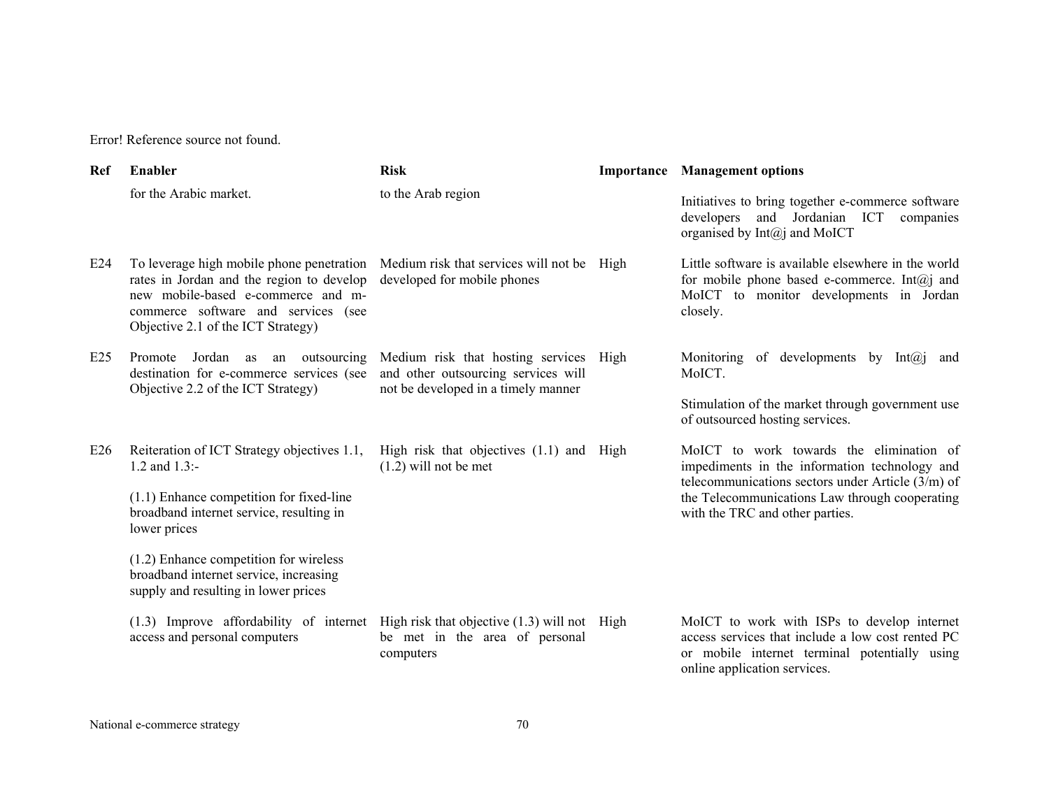Error! Reference source not found.

| Ref | Enabler | Risk | Importance | Management options |
|---|---|---|---|---|
| | for the Arabic market. | to the Arab region | | Initiatives to bring together e-commerce software developers and Jordanian ICT companies organised by Int@j and MoICT |
| E24 | To leverage high mobile phone penetration rates in Jordan and the region to develop new mobile-based e-commerce and m-commerce software and services (see Objective 2.1 of the ICT Strategy) | Medium risk that services will not be developed for mobile phones | High | Little software is available elsewhere in the world for mobile phone based e-commerce. Int@j and MoICT to monitor developments in Jordan closely. |
| E25 | Promote Jordan as an outsourcing destination for e-commerce services (see Objective 2.2 of the ICT Strategy) | Medium risk that hosting services and other outsourcing services will not be developed in a timely manner | High | Monitoring of developments by Int@j and MoICT.<br><br>Stimulation of the market through government use of outsourced hosting services. |
| E26 | Reiteration of ICT Strategy objectives 1.1, 1.2 and 1.3:-<br><br>(1.1) Enhance competition for fixed-line broadband internet service, resulting in lower prices<br><br>(1.2) Enhance competition for wireless broadband internet service, increasing supply and resulting in lower prices | High risk that objectives (1.1) and (1.2) will not be met | High | MoICT to work towards the elimination of impediments in the information technology and telecommunications sectors under Article (3/m) of the Telecommunications Law through cooperating with the TRC and other parties. |
| | (1.3) Improve affordability of internet access and personal computers | High risk that objective (1.3) will not be met in the area of personal computers | High | MoICT to work with ISPs to develop internet access services that include a low cost rented PC or mobile internet terminal potentially using online application services. |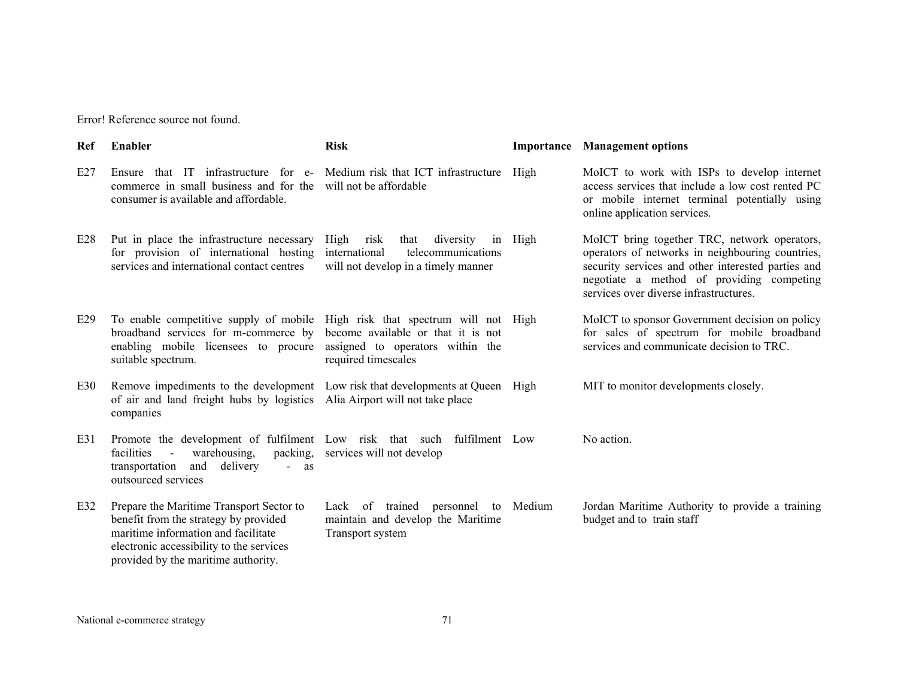Error! Reference source not found.

| Ref | Enabler | Risk | Importance | Management options |
|---|---|---|---|---|
| E27 | Ensure that IT infrastructure for e-commerce in small business and for the consumer is available and affordable. | Medium risk that ICT infrastructure will not be affordable | High | MoICT to work with ISPs to develop internet access services that include a low cost rented PC or mobile internet terminal potentially using online application services. |
| E28 | Put in place the infrastructure necessary for provision of international hosting services and international contact centres | High risk that diversity in international telecommunications will not develop in a timely manner | High | MoICT bring together TRC, network operators, operators of networks in neighbouring countries, security services and other interested parties and negotiate a method of providing competing services over diverse infrastructures. |
| E29 | To enable competitive supply of mobile broadband services for m-commerce by enabling mobile licensees to procure suitable spectrum. | High risk that spectrum will not become available or that it is not assigned to operators within the required timescales | High | MoICT to sponsor Government decision on policy for sales of spectrum for mobile broadband services and communicate decision to TRC. |
| E30 | Remove impediments to the development of air and land freight hubs by logistics companies | Low risk that developments at Queen Alia Airport will not take place | High | MIT to monitor developments closely. |
| E31 | Promote the development of fulfilment facilities - warehousing, packing, transportation and delivery - as outsourced services | Low risk that such fulfilment services will not develop | Low | No action. |
| E32 | Prepare the Maritime Transport Sector to benefit from the strategy by provided maritime information and facilitate electronic accessibility to the services provided by the maritime authority. | Lack of trained personnel to maintain and develop the Maritime Transport system | Medium | Jordan Maritime Authority to provide a training budget and to train staff |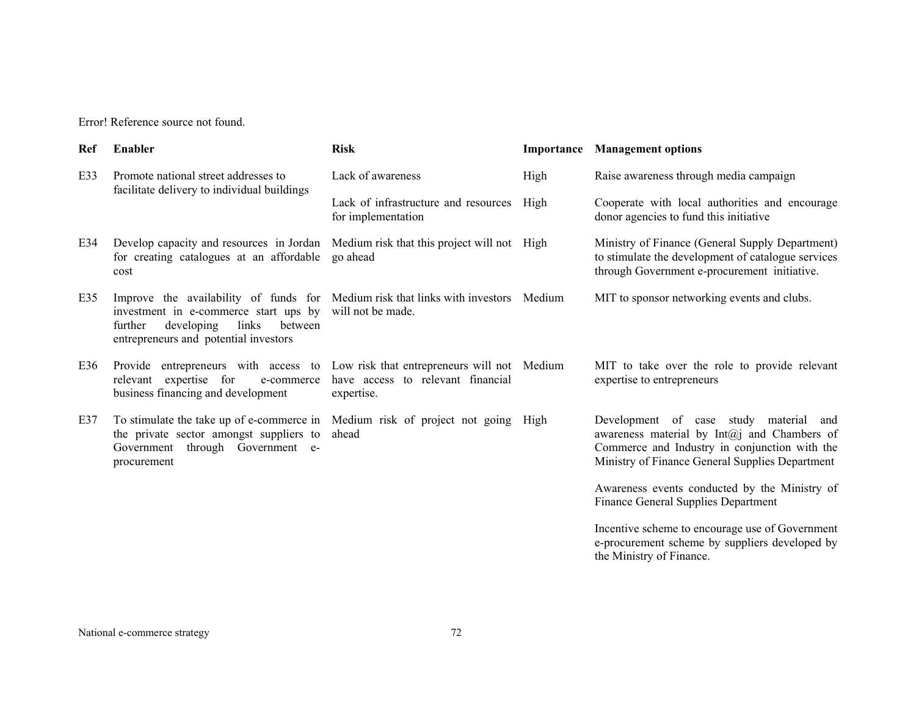Error! Reference source not found.

| Ref | Enabler | Risk | Importance | Management options |
|---|---|---|---|---|
| E33 | Promote national street addresses to facilitate delivery to individual buildings | Lack of awareness | High | Raise awareness through media campaign |
| | | Lack of infrastructure and resources for implementation | High | Cooperate with local authorities and encourage donor agencies to fund this initiative |
| E34 | Develop capacity and resources in Jordan for creating catalogues at an affordable cost | Medium risk that this project will not go ahead | High | Ministry of Finance (General Supply Department) to stimulate the development of catalogue services through Government e-procurement initiative. |
| E35 | Improve the availability of funds for investment in e-commerce start ups by further developing links between entrepreneurs and potential investors | Medium risk that links with investors will not be made. | Medium | MIT to sponsor networking events and clubs. |
| E36 | Provide entrepreneurs with access to relevant expertise for e-commerce business financing and development | Low risk that entrepreneurs will not have access to relevant financial expertise. | Medium | MIT to take over the role to provide relevant expertise to entrepreneurs |
| E37 | To stimulate the take up of e-commerce in the private sector amongst suppliers to Government through Government e-procurement | Medium risk of project not going ahead | High | Development of case study material and awareness material by Int@j and Chambers of Commerce and Industry in conjunction with the Ministry of Finance General Supplies Department<br><br>Awareness events conducted by the Ministry of Finance General Supplies Department<br><br>Incentive scheme to encourage use of Government e-procurement scheme by suppliers developed by the Ministry of Finance. |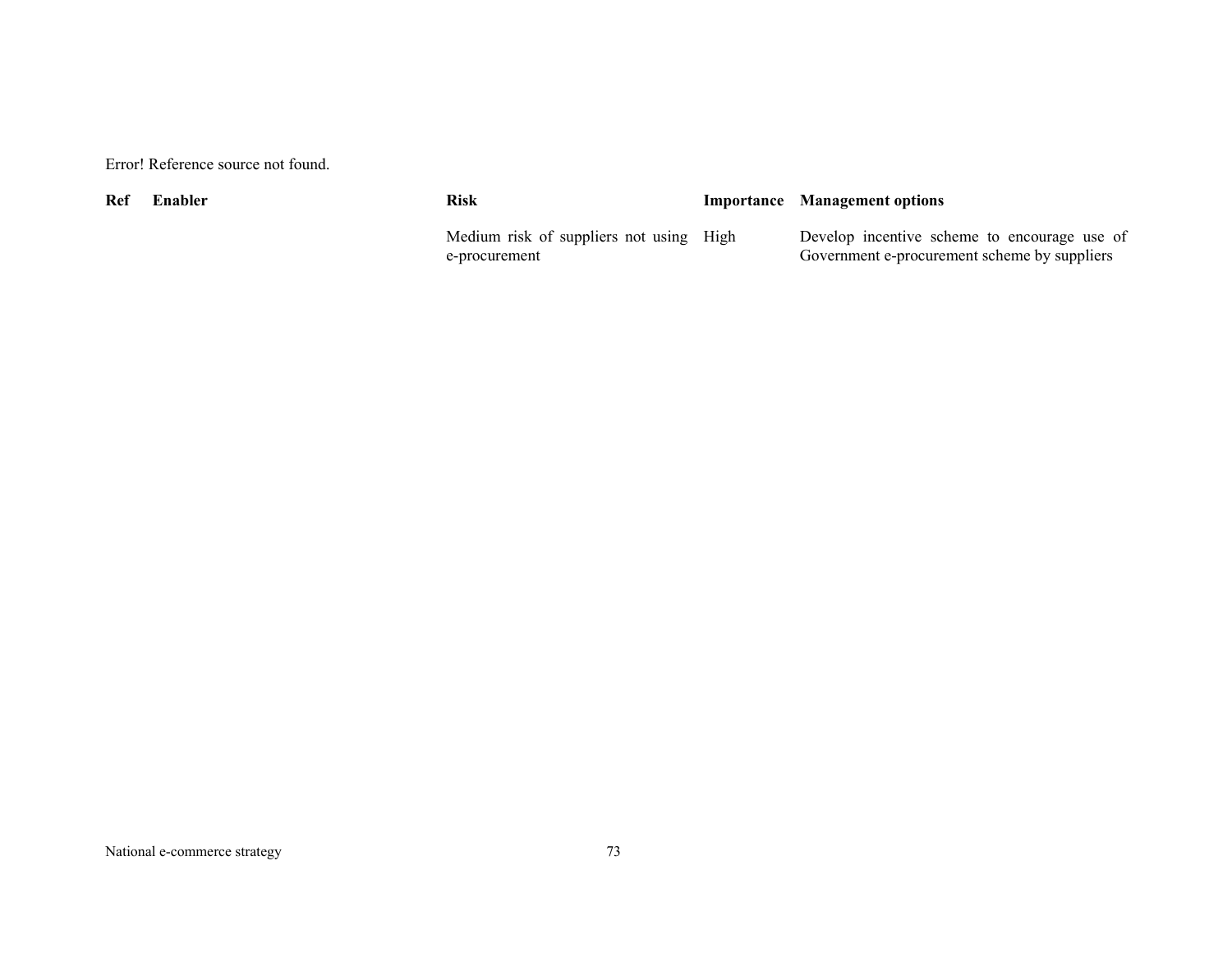Error! Reference source not found.

| Ref | Enabler | Risk | Importance | Management options |
|---|---|---|---|---|
| | | Medium risk of suppliers not using e-procurement | High | Develop incentive scheme to encourage use of Government e-procurement scheme by suppliers |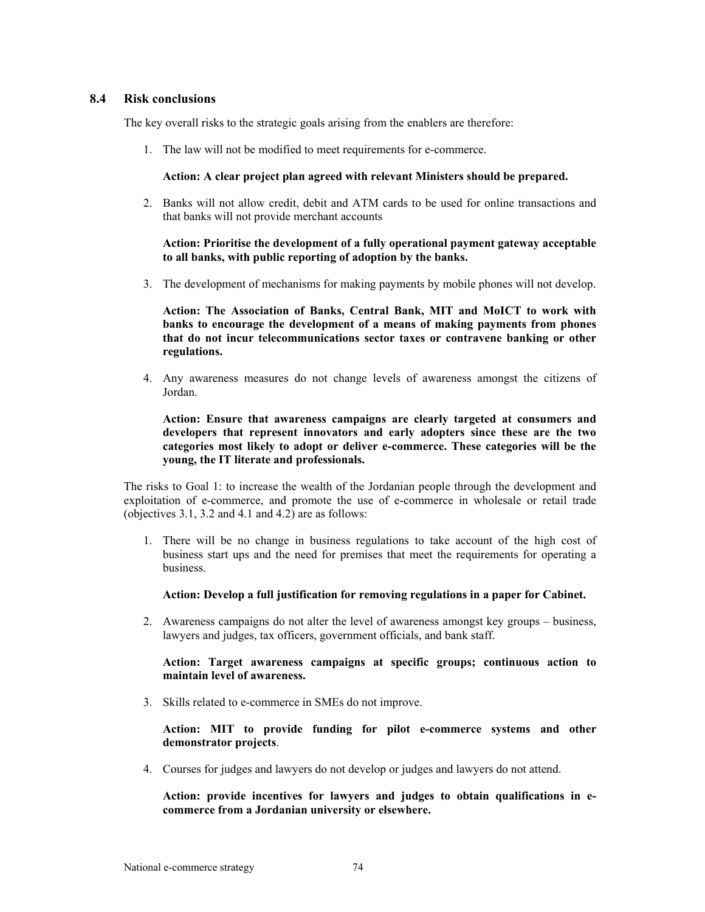### 8.4 Risk conclusions

The key overall risks to the strategic goals arising from the enablers are therefore:

1. The law will not be modified to meet requirements for e-commerce.

   **Action: A clear project plan agreed with relevant Ministers should be prepared.**

2. Banks will not allow credit, debit and ATM cards to be used for online transactions and that banks will not provide merchant accounts

   **Action: Prioritise the development of a fully operational payment gateway acceptable to all banks, with public reporting of adoption by the banks.**

3. The development of mechanisms for making payments by mobile phones will not develop.

   **Action: The Association of Banks, Central Bank, MIT and MoICT to work with banks to encourage the development of a means of making payments from phones that do not incur telecommunications sector taxes or contravene banking or other regulations.**

4. Any awareness measures do not change levels of awareness amongst the citizens of Jordan.

   **Action: Ensure that awareness campaigns are clearly targeted at consumers and developers that represent innovators and early adopters since these are the two categories most likely to adopt or deliver e-commerce. These categories will be the young, the IT literate and professionals.**

The risks to Goal 1: to increase the wealth of the Jordanian people through the development and exploitation of e-commerce, and promote the use of e-commerce in wholesale or retail trade (objectives 3.1, 3.2 and 4.1 and 4.2) are as follows:

1. There will be no change in business regulations to take account of the high cost of business start ups and the need for premises that meet the requirements for operating a business.

   **Action: Develop a full justification for removing regulations in a paper for Cabinet.**

2. Awareness campaigns do not alter the level of awareness amongst key groups – business, lawyers and judges, tax officers, government officials, and bank staff.

   **Action: Target awareness campaigns at specific groups; continuous action to maintain level of awareness.**

3. Skills related to e-commerce in SMEs do not improve.

   **Action: MIT to provide funding for pilot e-commerce systems and other demonstrator projects**.

4. Courses for judges and lawyers do not develop or judges and lawyers do not attend.

   **Action: provide incentives for lawyers and judges to obtain qualifications in e-commerce from a Jordanian university or elsewhere.**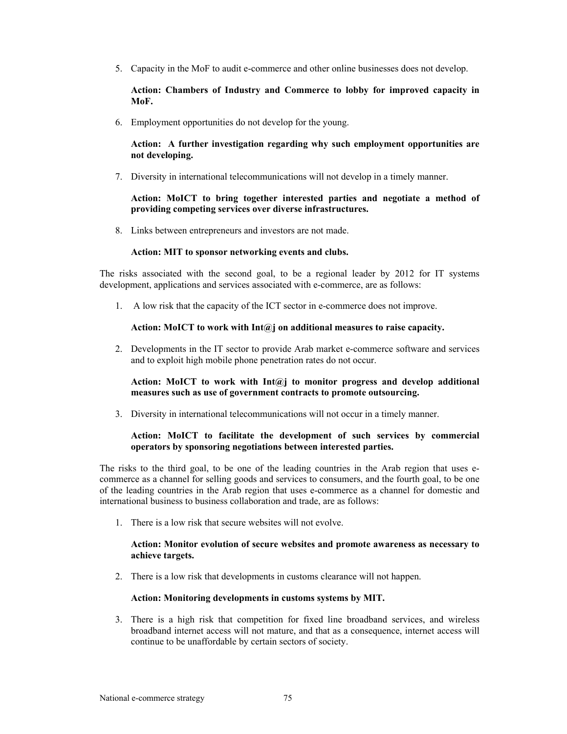5. Capacity in the MoF to audit e-commerce and other online businesses does not develop.

   **Action: Chambers of Industry and Commerce to lobby for improved capacity in MoF.**

6. Employment opportunities do not develop for the young.

   **Action: A further investigation regarding why such employment opportunities are not developing.**

7. Diversity in international telecommunications will not develop in a timely manner.

   **Action: MoICT to bring together interested parties and negotiate a method of providing competing services over diverse infrastructures.**

8. Links between entrepreneurs and investors are not made.

   **Action: MIT to sponsor networking events and clubs.**

The risks associated with the second goal, to be a regional leader by 2012 for IT systems development, applications and services associated with e-commerce, are as follows:

1. A low risk that the capacity of the ICT sector in e-commerce does not improve.

   **Action: MoICT to work with Int@j on additional measures to raise capacity.**

2. Developments in the IT sector to provide Arab market e-commerce software and services and to exploit high mobile phone penetration rates do not occur.

   **Action: MoICT to work with Int@j to monitor progress and develop additional measures such as use of government contracts to promote outsourcing.**

3. Diversity in international telecommunications will not occur in a timely manner.

   **Action: MoICT to facilitate the development of such services by commercial operators by sponsoring negotiations between interested parties.**

The risks to the third goal, to be one of the leading countries in the Arab region that uses e-commerce as a channel for selling goods and services to consumers, and the fourth goal, to be one of the leading countries in the Arab region that uses e-commerce as a channel for domestic and international business to business collaboration and trade, are as follows:

1. There is a low risk that secure websites will not evolve.

   **Action: Monitor evolution of secure websites and promote awareness as necessary to achieve targets.**

2. There is a low risk that developments in customs clearance will not happen.

   **Action: Monitoring developments in customs systems by MIT.**

3. There is a high risk that competition for fixed line broadband services, and wireless broadband internet access will not mature, and that as a consequence, internet access will continue to be unaffordable by certain sectors of society.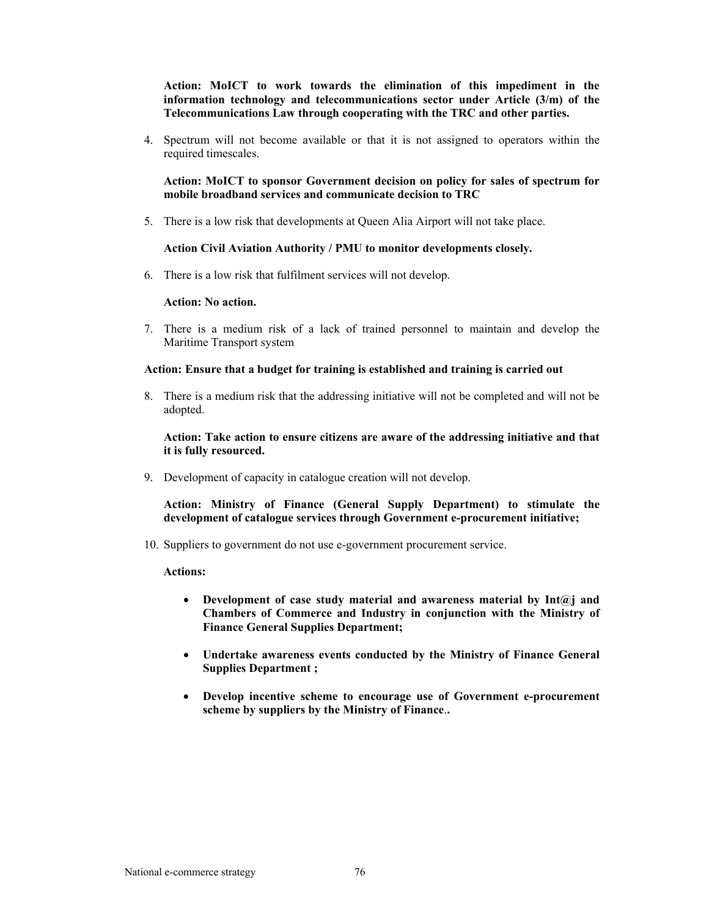**Action: MoICT to work towards the elimination of this impediment in the information technology and telecommunications sector under Article (3/m) of the Telecommunications Law through cooperating with the TRC and other parties.**

4. Spectrum will not become available or that it is not assigned to operators within the required timescales.

   **Action: MoICT to sponsor Government decision on policy for sales of spectrum for mobile broadband services and communicate decision to TRC**

5. There is a low risk that developments at Queen Alia Airport will not take place.

   **Action Civil Aviation Authority / PMU to monitor developments closely.**

6. There is a low risk that fulfilment services will not develop.

   **Action: No action.**

7. There is a medium risk of a lack of trained personnel to maintain and develop the Maritime Transport system

**Action: Ensure that a budget for training is established and training is carried out**

8. There is a medium risk that the addressing initiative will not be completed and will not be adopted.

   **Action: Take action to ensure citizens are aware of the addressing initiative and that it is fully resourced.**

9. Development of capacity in catalogue creation will not develop.

   **Action: Ministry of Finance (General Supply Department) to stimulate the development of catalogue services through Government e-procurement initiative;**

10. Suppliers to government do not use e-government procurement service.

    **Actions:**

    - **Development of case study material and awareness material by Int@j and Chambers of Commerce and Industry in conjunction with the Ministry of Finance General Supplies Department;**

    - **Undertake awareness events conducted by the Ministry of Finance General Supplies Department ;**

    - **Develop incentive scheme to encourage use of Government e-procurement scheme by suppliers by the Ministry of Finance..**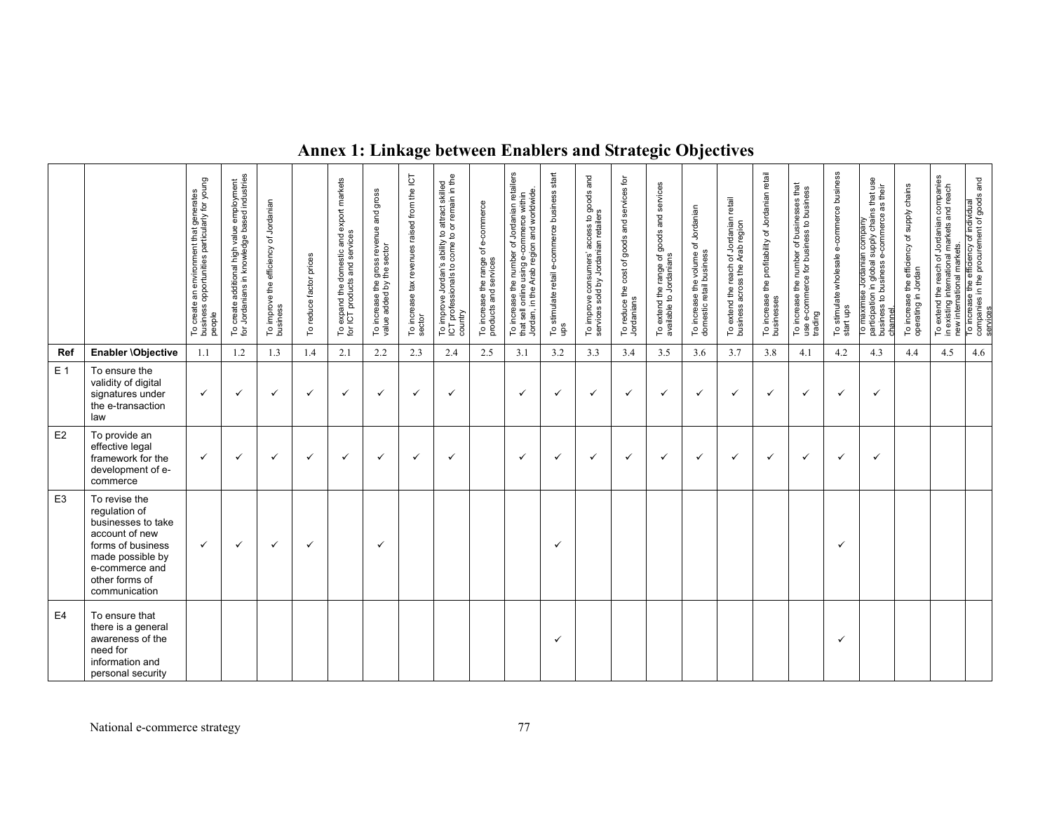# Annex 1: Linkage between Enablers and Strategic Objectives

| | | To create an environment that generates business opportunities particularly for young people | To create additional high value employment for Jordanians in knowledge based industries | To improve the efficiency of Jordanian business | To reduce factor prices | To expand the domestic and export markets for ICT products and services | To increase the gross revenue and gross value added by the sector | To increase tax revenues raised from the ICT sector | To improve Jordan's ability to attract skilled ICT professionals to come to or remain in the country | To increase the range of e-commerce products and services | To increase the number of Jordanian retailers that sell online using e-commerce within Jordan, in the Arab region and worldwide. | To stimulate retail e-commerce business start ups | To improve consumers' access to goods and services sold by Jordanian retailers | To reduce the cost of goods and services for Jordanians | To extend the range of goods and services available to Jordanians | To increase the volume of Jordanian domestic retail business | To extend the reach of Jordanian retail business across the Arab region | To increase the profitability of Jordanian retail businesses | To increase the number of businesses that use e-commerce for business to business trading | To stimulate wholesale e-commerce business start ups | To maximise Jordanian company participation in global supply chains that use business to business e-commerce as their channel. | To increase the efficiency of supply chains operating in Jordan | To extend the reach of Jordanian companies in existing international markets and reach new international markets. | To increase the efficiency of individual companies in the procurement of goods and services |
|---|---|---|---|---|---|---|---|---|---|---|---|---|---|---|---|---|---|---|---|---|---|---|---|---|
| **Ref** | **Enabler \Objective** | 1.1 | 1.2 | 1.3 | 1.4 | 2.1 | 2.2 | 2.3 | 2.4 | 2.5 | 3.1 | 3.2 | 3.3 | 3.4 | 3.5 | 3.6 | 3.7 | 3.8 | 4.1 | 4.2 | 4.3 | 4.4 | 4.5 | 4.6 |
| E 1 | To ensure the validity of digital signatures under the e-transaction law | ✓ | ✓ | ✓ | ✓ | ✓ | ✓ | ✓ | ✓ | | ✓ | ✓ | ✓ | ✓ | ✓ | ✓ | ✓ | ✓ | ✓ | ✓ | ✓ | | | |
| E2 | To provide an effective legal framework for the development of e-commerce | ✓ | ✓ | ✓ | ✓ | ✓ | ✓ | ✓ | ✓ | | ✓ | ✓ | ✓ | ✓ | ✓ | ✓ | ✓ | ✓ | ✓ | ✓ | ✓ | | | |
| E3 | To revise the regulation of businesses to take account of new forms of business made possible by e-commerce and other forms of communication | ✓ | ✓ | ✓ | ✓ | | ✓ | | | | | ✓ | | | | | | | | ✓ | | | | |
| E4 | To ensure that there is a general awareness of the need for information and personal security | | | | | | | | | | | ✓ | | | | | | | | ✓ | | | | |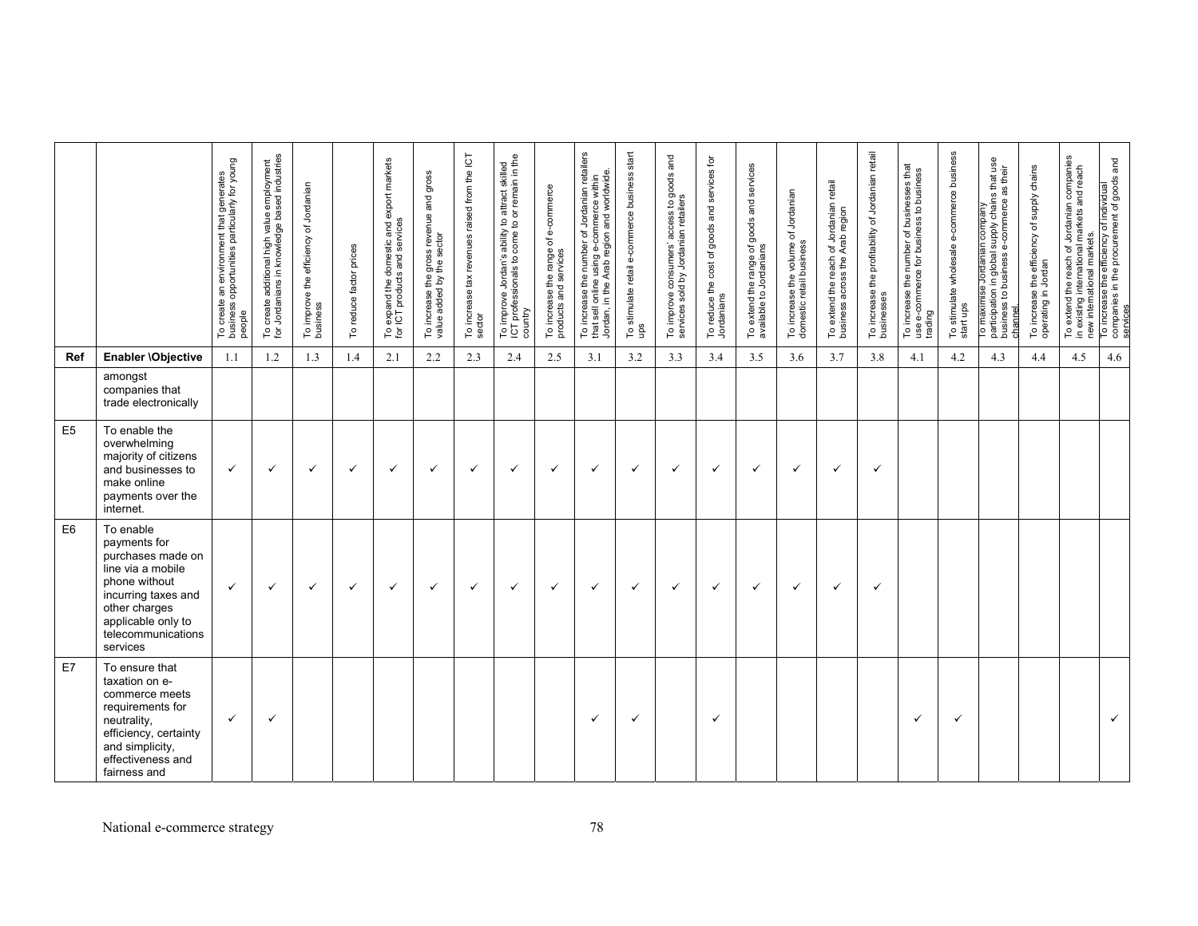| | | To create an environment that generates business opportunities particularly for young people | To create additional high value employment for Jordanians in knowledge based industries | To improve the efficiency of Jordanian business | To reduce factor prices | To expand the domestic and export markets for ICT products and services | To increase the gross revenue and gross value added by the sector | To increase tax revenues raised from the ICT sector | To improve Jordan's ability to attract skilled ICT professionals to come to or remain in the country | To increase the range of e-commerce products and services | To increase the number of Jordanian retailers that sell online using e-commerce within Jordan, in the Arab region and worldwide. | To stimulate retail e-commerce business start ups | To improve consumers' access to goods and services sold by Jordanian retailers | To reduce the cost of goods and services for Jordanians | To extend the range of goods and services available to Jordanians | To increase the volume of Jordanian domestic retail business | To extend the reach of Jordanian retail business across the Arab region | To increase the profitability of Jordanian retail businesses | To increase the number of businesses that use e-commerce for business to business trading | To stimulate wholesale e-commerce business start ups | To maximise Jordanian company participation in global supply chains that use business to business e-commerce as their channel | To increase the efficiency of supply chains operating in Jordan | To extend the reach of Jordanian companies in existing international markets and reach new international markets. | To increase the efficiency of individual companies in the procurement of goods and services |
|---|---|---|---|---|---|---|---|---|---|---|---|---|---|---|---|---|---|---|---|---|---|---|---|---|
| **Ref** | **Enabler \Objective** | 1.1 | 1.2 | 1.3 | 1.4 | 2.1 | 2.2 | 2.3 | 2.4 | 2.5 | 3.1 | 3.2 | 3.3 | 3.4 | 3.5 | 3.6 | 3.7 | 3.8 | 4.1 | 4.2 | 4.3 | 4.4 | 4.5 | 4.6 |
| | amongst companies that trade electronically | | | | | | | | | | | | | | | | | | | | | | | |
| E5 | To enable the overwhelming majority of citizens and businesses to make online payments over the internet. | ✓ | ✓ | ✓ | ✓ | ✓ | ✓ | ✓ | ✓ | ✓ | ✓ | ✓ | ✓ | ✓ | ✓ | ✓ | ✓ | ✓ | | | | | | |
| E6 | To enable payments for purchases made on line via a mobile phone without incurring taxes and other charges applicable only to telecommunications services | ✓ | ✓ | ✓ | ✓ | ✓ | ✓ | ✓ | ✓ | ✓ | ✓ | ✓ | ✓ | ✓ | ✓ | ✓ | ✓ | ✓ | | | | | | |
| E7 | To ensure that taxation on e-commerce meets requirements for neutrality, efficiency, certainty and simplicity, effectiveness and fairness and | ✓ | ✓ | | | | | | | | ✓ | ✓ | | ✓ | | | | | ✓ | ✓ | | | | ✓ |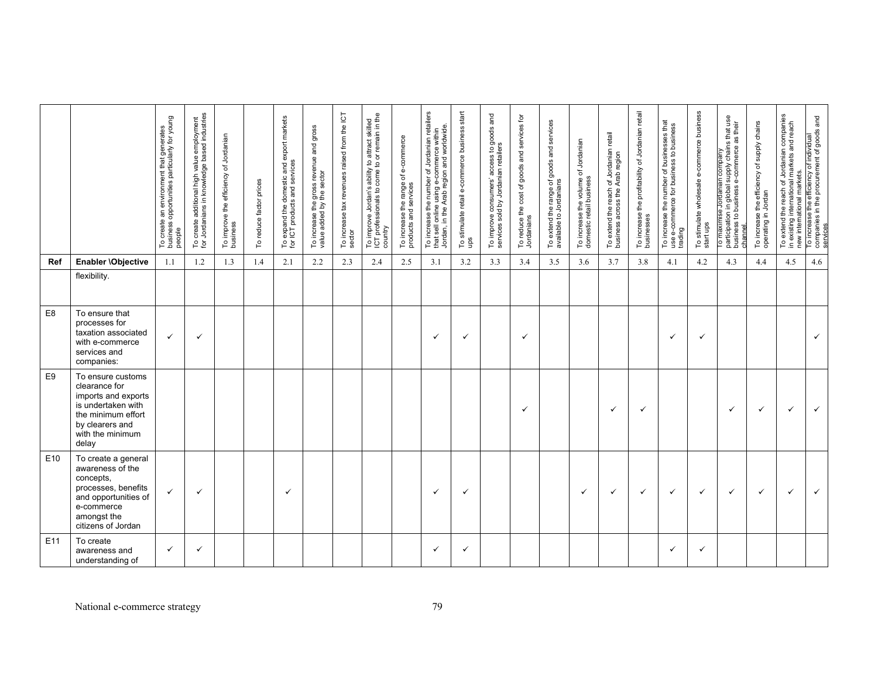| | | To create an environment that generates business opportunities particularly for young people | To create additional high value employment for Jordanians in knowledge based industries | To improve the efficiency of Jordanian business | To reduce factor prices | To expand the domestic and export markets for ICT products and services | To increase the gross revenue and gross value added by the sector | To increase tax revenues raised from the ICT sector | To improve Jordan's ability to attract skilled ICT professionals to come to or remain in the country | To increase the range of e-commerce products and services | To increase the number of Jordanian retailers that sell online using e-commerce within Jordan, in the Arab region and worldwide. | To stimulate retail e-commerce business start ups | To improve consumers' access to goods and services sold by Jordanian retailers | To reduce the cost of goods and services for Jordanians | To extend the range of goods and services available to Jordanians | To increase the volume of Jordanian domestic retail business | To extend the reach of Jordanian retail business across the Arab region | To increase the profitability of Jordanian retail businesses | To increase the number of businesses that use e-commerce for business to business trading | To stimulate wholesale e-commerce business start ups | To maximise Jordanian company participation in global supply chains that use business to business e-commerce as their channel. | To increase the efficiency of supply chains operating in Jordan | To extend the reach of Jordanian companies in existing international markets and reach new international markets. | To increase the efficiency of individual companies in the procurement of goods and services |
|---|---|---|---|---|---|---|---|---|---|---|---|---|---|---|---|---|---|---|---|---|---|---|---|---|
| **Ref** | **Enabler \Objective** | 1.1 | 1.2 | 1.3 | 1.4 | 2.1 | 2.2 | 2.3 | 2.4 | 2.5 | 3.1 | 3.2 | 3.3 | 3.4 | 3.5 | 3.6 | 3.7 | 3.8 | 4.1 | 4.2 | 4.3 | 4.4 | 4.5 | 4.6 |
| | flexibility. | | | | | | | | | | | | | | | | | | | | | | | |
| E8 | To ensure that processes for taxation associated with e-commerce services and companies: | ✓ | ✓ | | | | | | | | ✓ | ✓ | | ✓ | | | | | ✓ | ✓ | | | | ✓ |
| E9 | To ensure customs clearance for imports and exports is undertaken with the minimum effort by clearers and with the minimum delay | | | | | | | | | | | | | ✓ | | | ✓ | ✓ | | | ✓ | ✓ | ✓ | ✓ |
| E10 | To create a general awareness of the concepts, processes, benefits and opportunities of e-commerce amongst the citizens of Jordan | ✓ | ✓ | | | ✓ | | | | | ✓ | ✓ | | | | ✓ | ✓ | ✓ | ✓ | ✓ | ✓ | ✓ | ✓ | ✓ |
| E11 | To create awareness and understanding of | ✓ | ✓ | | | | | | | | ✓ | ✓ | | | | | | | ✓ | ✓ | | | | |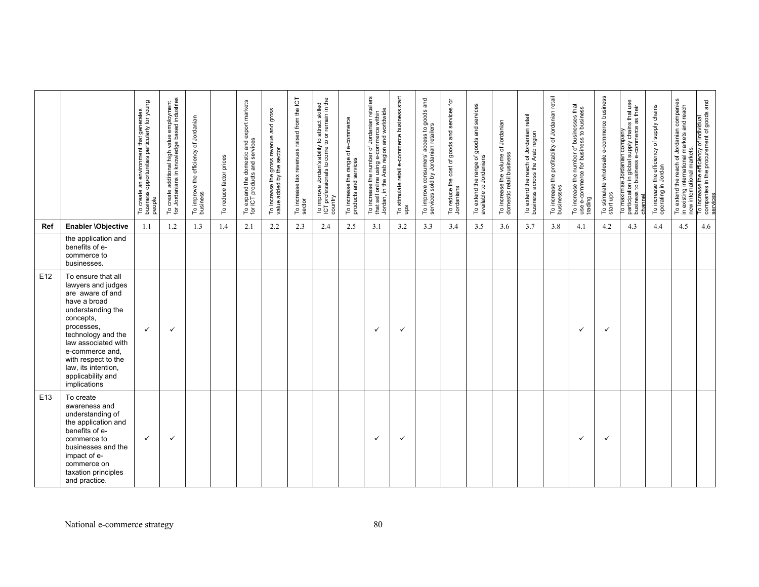| | | To create an environment that generates business opportunities particularly for young people | To create additional high value employment for Jordanians in knowledge based industries | To improve the efficiency of Jordanian business | To reduce factor prices | To expand the domestic and export markets for ICT products and services | To increase the gross revenue and gross value added by the sector | To increase tax revenues raised from the ICT sector | To improve Jordan's ability to attract skilled ICT professionals to come to or remain in the country | To increase the range of e-commerce products and services | To increase the number of Jordanian retailers that sell online using e-commerce within Jordan, in the Arab region and worldwide. | To stimulate retail e-commerce business start ups | To improve consumers' access to goods and services sold by Jordanian retailers | To reduce the cost of goods and services for Jordanians | To extend the range of goods and services available to Jordanians | To increase the volume of Jordanian domestic retail business | To extend the reach of Jordanian retail business across the Arab region | To increase the profitability of Jordanian retail businesses | To increase the number of businesses that use e-commerce for business to business trading | To stimulate wholesale e-commerce business start ups | To maximise Jordanian company participation in global supply chains that use business to business e-commerce as their channel. | To increase the efficiency of supply chains operating in Jordan | To extend the reach of Jordanian companies in existing international markets and reach new international markets. | To increase the efficiency of individual companies in the procurement of goods and services |
|---|---|---|---|---|---|---|---|---|---|---|---|---|---|---|---|---|---|---|---|---|---|---|---|---|
| **Ref** | **Enabler \Objective** | 1.1 | 1.2 | 1.3 | 1.4 | 2.1 | 2.2 | 2.3 | 2.4 | 2.5 | 3.1 | 3.2 | 3.3 | 3.4 | 3.5 | 3.6 | 3.7 | 3.8 | 4.1 | 4.2 | 4.3 | 4.4 | 4.5 | 4.6 |
| | the application and benefits of e-commerce to businesses. | | | | | | | | | | | | | | | | | | | | | | | |
| E12 | To ensure that all lawyers and judges are aware of and have a broad understanding the concepts, processes, technology and the law associated with e-commerce and, with respect to the law, its intention, applicability and implications | ✓ | ✓ | | | | | | | | ✓ | ✓ | | | | | | | ✓ | ✓ | | | | |
| E13 | To create awareness and understanding of the application and benefits of e-commerce to businesses and the impact of e-commerce on taxation principles and practice. | ✓ | ✓ | | | | | | | | ✓ | ✓ | | | | | | | ✓ | ✓ | | | | |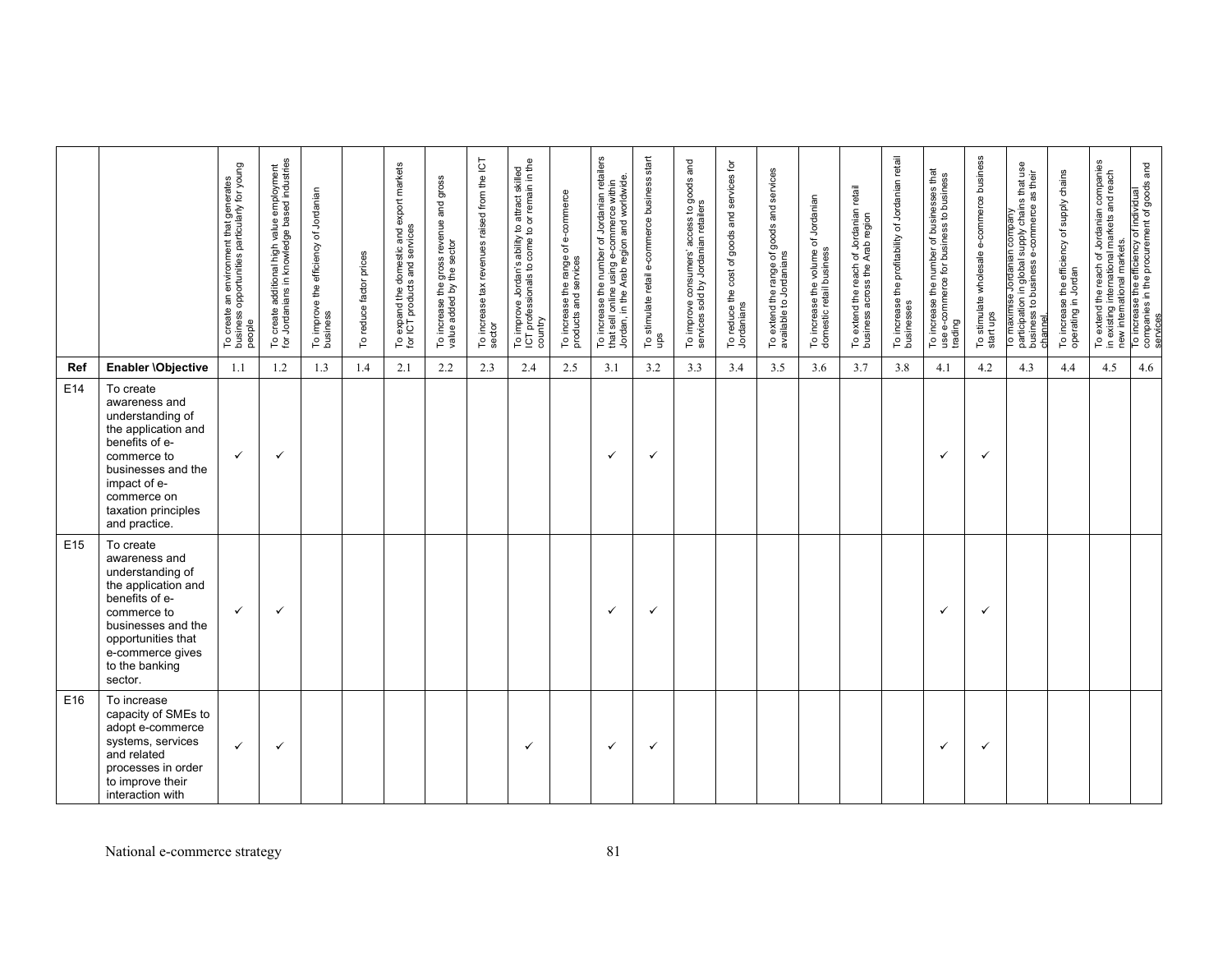| | | To create an environment that generates business opportunities particularly for young people | To create additional high value employment for Jordanians in knowledge based industries | To improve the efficiency of Jordanian business | To reduce factor prices | To expand the domestic and export markets for ICT products and services | To increase the gross revenue and gross value added by the sector | To increase tax revenues raised from the ICT sector | To improve Jordan's ability to attract skilled ICT professionals to come to or remain in the country | To increase the range of e-commerce products and services | To increase the number of Jordanian retailers that sell online using e-commerce within Jordan, in the Arab region and worldwide. | To stimulate retail e-commerce business start ups | To improve consumers' access to goods and services sold by Jordanian retailers | To reduce the cost of goods and services for Jordanians | To extend the range of goods and services available to Jordanians | To increase the volume of Jordanian domestic retail business | To extend the reach of Jordanian retail business across the Arab region | To increase the profitability of Jordanian retail businesses | To increase the number of businesses that use e-commerce for business to business trading | To stimulate wholesale e-commerce business start ups | To maximise Jordanian company participation in global supply chains that use business to business e-commerce as their channel. | To increase the efficiency of supply chains operating in Jordan | To extend the reach of Jordanian companies in existing international markets and reach new international markets. | To increase the efficiency of individual companies in the procurement of goods and services |
|---|---|---|---|---|---|---|---|---|---|---|---|---|---|---|---|---|---|---|---|---|---|---|---|---|
| **Ref** | **Enabler \Objective** | 1.1 | 1.2 | 1.3 | 1.4 | 2.1 | 2.2 | 2.3 | 2.4 | 2.5 | 3.1 | 3.2 | 3.3 | 3.4 | 3.5 | 3.6 | 3.7 | 3.8 | 4.1 | 4.2 | 4.3 | 4.4 | 4.5 | 4.6 |
| E14 | To create awareness and understanding of the application and benefits of e-commerce to businesses and the impact of e-commerce on taxation principles and practice. | ✓ | ✓ | | | | | | | | ✓ | ✓ | | | | | | | ✓ | ✓ | | | | |
| E15 | To create awareness and understanding of the application and benefits of e-commerce to businesses and the opportunities that e-commerce gives to the banking sector. | ✓ | ✓ | | | | | | | | ✓ | ✓ | | | | | | | ✓ | ✓ | | | | |
| E16 | To increase capacity of SMEs to adopt e-commerce systems, services and related processes in order to improve their interaction with | ✓ | ✓ | | | | | | ✓ | | ✓ | ✓ | | | | | | | ✓ | ✓ | | | | |

National e-commerce strategy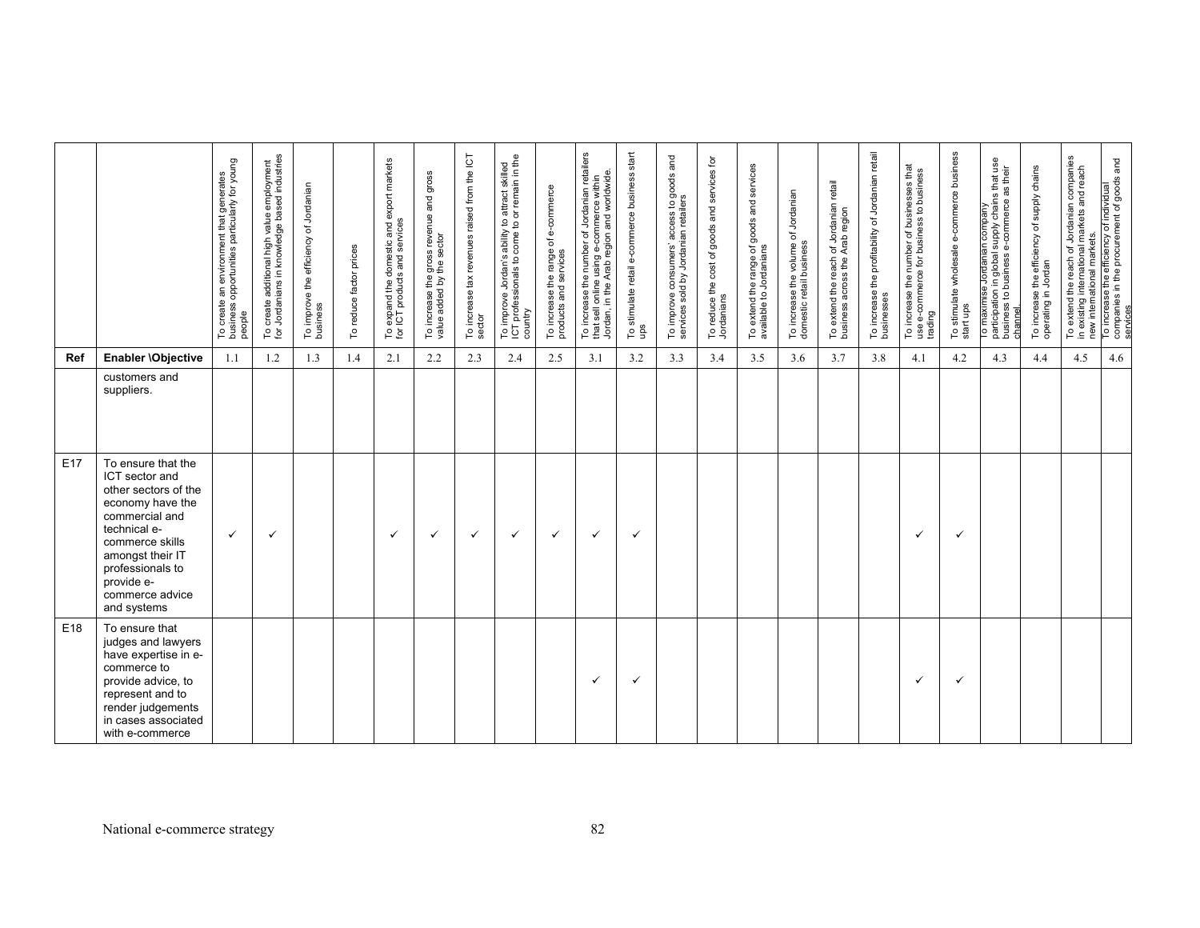| Ref | Enabler \Objective | To create an environment that generates business opportunities particularly for young people | To create additional high value employment for Jordanians in knowledge based industries | To improve the efficiency of Jordanian business | To reduce factor prices | To expand the domestic and export markets for ICT products and services | To increase the gross revenue and gross value added by the sector | To increase tax revenues raised from the ICT sector | To improve Jordan's ability to attract skilled ICT professionals to come to or remain in the country | To increase the range of e-commerce products and services | To increase the number of Jordanian retailers that sell online using e-commerce within Jordan, in the Arab region and worldwide. | To stimulate retail e-commerce business start ups | To improve consumers' access to goods and services sold by Jordanian retailers | To reduce the cost of goods and services for Jordanians | To extend the range of goods and services available to Jordanians | To increase the volume of Jordanian domestic retail business | To extend the reach of Jordanian retail business across the Arab region | To increase the profitability of Jordanian retail businesses | To increase the number of businesses that use e-commerce for business to business trading | To stimulate wholesale e-commerce business start ups | To maximise Jordanian company participation in global supply chains that use business to business e-commerce as their channel. | To increase the efficiency of supply chains operating in Jordan | To extend the reach of Jordanian companies in existing international markets and reach new international markets. | To increase the efficiency of individual companies in the procurement of goods and services |
|---|---|---|---|---|---|---|---|---|---|---|---|---|---|---|---|---|---|---|---|---|---|---|---|---|
| | | 1.1 | 1.2 | 1.3 | 1.4 | 2.1 | 2.2 | 2.3 | 2.4 | 2.5 | 3.1 | 3.2 | 3.3 | 3.4 | 3.5 | 3.6 | 3.7 | 3.8 | 4.1 | 4.2 | 4.3 | 4.4 | 4.5 | 4.6 |
| | customers and suppliers. | | | | | | | | | | | | | | | | | | | | | | | |
| E17 | To ensure that the ICT sector and other sectors of the economy have the commercial and technical e-commerce skills amongst their IT professionals to provide e-commerce advice and systems | ✓ | ✓ | | | ✓ | ✓ | ✓ | ✓ | ✓ | ✓ | ✓ | | | | | | | ✓ | ✓ | | | | |
| E18 | To ensure that judges and lawyers have expertise in e-commerce to provide advice, to represent and to render judgements in cases associated with e-commerce | | | | | | | | | | ✓ | ✓ | | | | | | | ✓ | ✓ | | | | |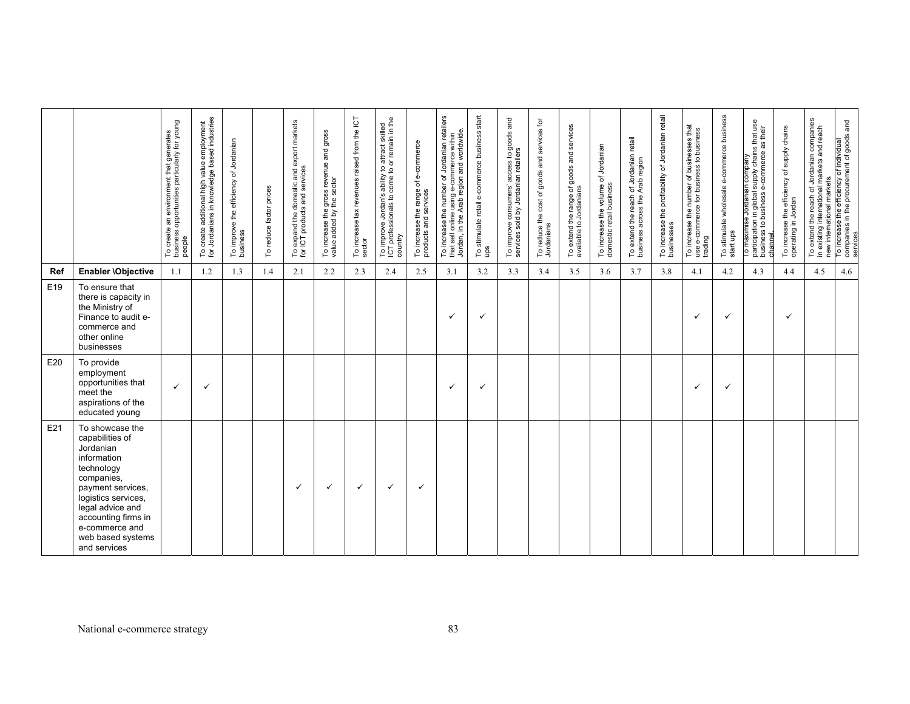| | | To create an environment that generates business opportunities particularly for young people | To create additional high value employment for Jordanians in knowledge based industries | To improve the efficiency of Jordanian business | To reduce factor prices | To expand the domestic and export markets for ICT products and services | To increase the gross revenue and gross value added by the sector | To increase tax revenues raised from the ICT sector | To improve Jordan's ability to attract skilled ICT professionals to come to or remain in the country | To increase the range of e-commerce products and services | To increase the number of Jordanian retailers that sell online using e-commerce within Jordan, in the Arab region and worldwide. | To stimulate retail e-commerce business start ups | To improve consumers' access to goods and services sold by Jordanian retailers | To reduce the cost of goods and services for Jordanians | To extend the range of goods and services available to Jordanians | To increase the volume of Jordanian domestic retail business | To extend the reach of Jordanian retail business across the Arab region | To increase the profitability of Jordanian retail businesses | To increase the number of businesses that use e-commerce for business to business trading | To stimulate wholesale e-commerce business start ups | To maximise Jordanian company participation in global supply chains that use business to business e-commerce as their channel. | To increase the efficiency of supply chains operating in Jordan | To extend the reach of Jordanian companies in existing international markets and reach new international markets. | To increase the efficiency of individual companies in the procurement of goods and services |
|---|---|---|---|---|---|---|---|---|---|---|---|---|---|---|---|---|---|---|---|---|---|---|---|---|
| **Ref** | **Enabler \Objective** | 1.1 | 1.2 | 1.3 | 1.4 | 2.1 | 2.2 | 2.3 | 2.4 | 2.5 | 3.1 | 3.2 | 3.3 | 3.4 | 3.5 | 3.6 | 3.7 | 3.8 | 4.1 | 4.2 | 4.3 | 4.4 | 4.5 | 4.6 |
| E19 | To ensure that there is capacity in the Ministry of Finance to audit e-commerce and other online businesses | | | | | | | | | | ✓ | ✓ | | | | | | | ✓ | ✓ | | ✓ | | |
| E20 | To provide employment opportunities that meet the aspirations of the educated young | ✓ | ✓ | | | | | | | | ✓ | ✓ | | | | | | | ✓ | ✓ | | | | |
| E21 | To showcase the capabilities of Jordanian information technology companies, payment services, logistics services, legal advice and accounting firms in e-commerce and web based systems and services | | | | | ✓ | ✓ | ✓ | ✓ | ✓ | | | | | | | | | | | | | | |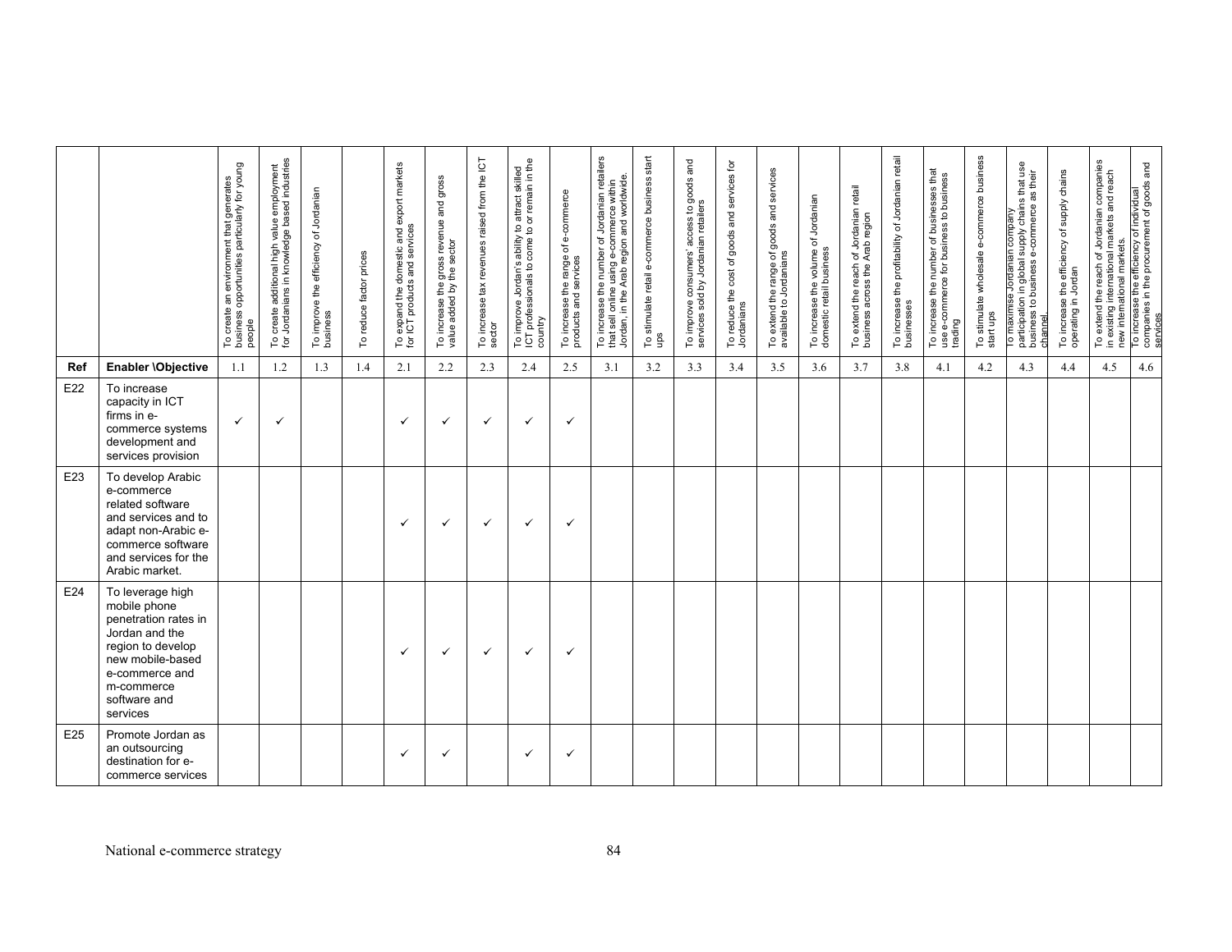| | | To create an environment that generates business opportunities particularly for young people | To create additional high value employment for Jordanians in knowledge based industries | To improve the efficiency of Jordanian business | To reduce factor prices | To expand the domestic and export markets for ICT products and services | To increase the gross revenue and gross value added by the sector | To increase tax revenues raised from the ICT sector | To improve Jordan's ability to attract skilled ICT professionals to come to or remain in the country | To increase the range of e-commerce products and services | To increase the number of Jordanian retailers that sell online using e-commerce within Jordan, in the Arab region and worldwide. | To stimulate retail e-commerce business start ups | To improve consumers' access to goods and services sold by Jordanian retailers | To reduce the cost of goods and services for Jordanians | To extend the range of goods and services available to Jordanians | To increase the volume of Jordanian domestic retail business | To extend the reach of Jordanian retail business across the Arab region | To increase the profitability of Jordanian retail businesses | To increase the number of businesses that use e-commerce for business to business trading | To stimulate wholesale e-commerce business start ups | To maximise Jordanian company participation in global supply chains that use business to business e-commerce as their channel. | To increase the efficiency of supply chains operating in Jordan | To extend the reach of Jordanian companies in existing international markets and reach new international markets. | To increase the efficiency of individual companies in the procurement of goods and services |
|---|---|---|---|---|---|---|---|---|---|---|---|---|---|---|---|---|---|---|---|---|---|---|---|---|
| **Ref** | **Enabler \Objective** | 1.1 | 1.2 | 1.3 | 1.4 | 2.1 | 2.2 | 2.3 | 2.4 | 2.5 | 3.1 | 3.2 | 3.3 | 3.4 | 3.5 | 3.6 | 3.7 | 3.8 | 4.1 | 4.2 | 4.3 | 4.4 | 4.5 | 4.6 |
| E22 | To increase capacity in ICT firms in e-commerce systems development and services provision | ✓ | ✓ | | | ✓ | ✓ | ✓ | ✓ | ✓ | | | | | | | | | | | | | | |
| E23 | To develop Arabic e-commerce related software and services and to adapt non-Arabic e-commerce software and services for the Arabic market. | | | | | ✓ | ✓ | ✓ | ✓ | ✓ | | | | | | | | | | | | | | |
| E24 | To leverage high mobile phone penetration rates in Jordan and the region to develop new mobile-based e-commerce and m-commerce software and services | | | | | ✓ | ✓ | ✓ | ✓ | ✓ | | | | | | | | | | | | | | |
| E25 | Promote Jordan as an outsourcing destination for e-commerce services | | | | | ✓ | ✓ | | ✓ | ✓ | | | | | | | | | | | | | | |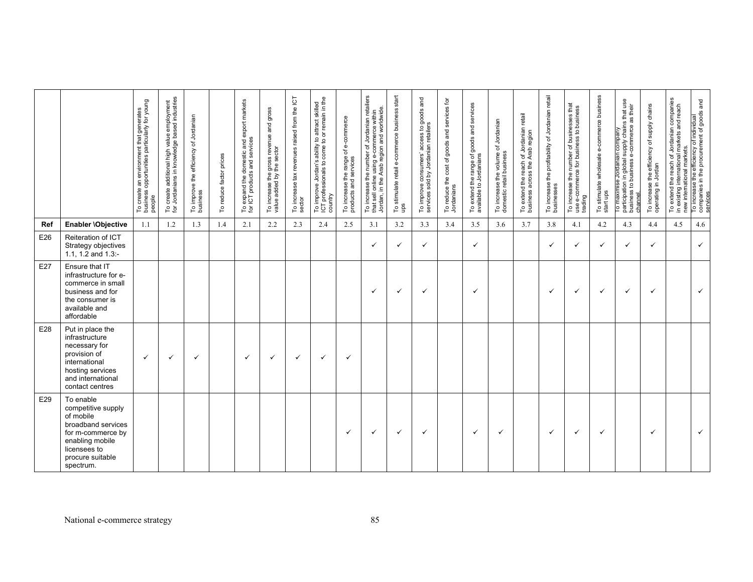| | | To create an environment that generates business opportunities particularly for young people | To create additional high value employment for Jordanians in knowledge based industries | To improve the efficiency of Jordanian business | To reduce factor prices | To expand the domestic and export markets for ICT products and services | To increase the gross revenue and gross value added by the sector | To increase tax revenues raised from the ICT sector | To improve Jordan's ability to attract skilled ICT professionals to come to or remain in the country | To increase the range of e-commerce products and services | To increase the number of Jordanian retailers that sell online using e-commerce within Jordan, in the Arab region and worldwide. | To stimulate retail e-commerce business start ups | To improve consumers' access to goods and services sold by Jordanian retailers | To reduce the cost of goods and services for Jordanians | To extend the range of goods and services available to Jordanians | To increase the volume of Jordanian domestic retail business | To extend the reach of Jordanian retail business across the Arab region | To increase the profitability of Jordanian retail businesses | To increase the number of businesses that use e-commerce for business to business trading | To stimulate wholesale e-commerce business start ups | To maximise Jordanian company participation in global supply chains that use business to business e-commerce as their channel. | To increase the efficiency of supply chains operating in Jordan | To extend the reach of Jordanian companies in existing international markets and reach new international markets. | To increase the efficiency of individual companies in the procurement of goods and services |
|---|---|---|---|---|---|---|---|---|---|---|---|---|---|---|---|---|---|---|---|---|---|---|---|---|
| **Ref** | **Enabler \Objective** | 1.1 | 1.2 | 1.3 | 1.4 | 2.1 | 2.2 | 2.3 | 2.4 | 2.5 | 3.1 | 3.2 | 3.3 | 3.4 | 3.5 | 3.6 | 3.7 | 3.8 | 4.1 | 4.2 | 4.3 | 4.4 | 4.5 | 4.6 |
| E26 | Reiteration of ICT Strategy objectives 1.1, 1.2 and 1.3:- | | | | | | | | | | ✓ | ✓ | ✓ | | ✓ | | | ✓ | ✓ | ✓ | ✓ | ✓ | | ✓ |
| E27 | Ensure that IT infrastructure for e-commerce in small business and for the consumer is available and affordable | | | | | | | | | | ✓ | ✓ | ✓ | | ✓ | | | ✓ | ✓ | ✓ | ✓ | ✓ | | ✓ |
| E28 | Put in place the infrastructure necessary for provision of international hosting services and international contact centres | ✓ | ✓ | ✓ | | ✓ | ✓ | ✓ | ✓ | ✓ | | | | | | | | | | | | | | |
| E29 | To enable competitive supply of mobile broadband services for m-commerce by enabling mobile licensees to procure suitable spectrum. | | | | | | | | | ✓ | ✓ | ✓ | ✓ | | ✓ | ✓ | | ✓ | ✓ | ✓ | | ✓ | | ✓ |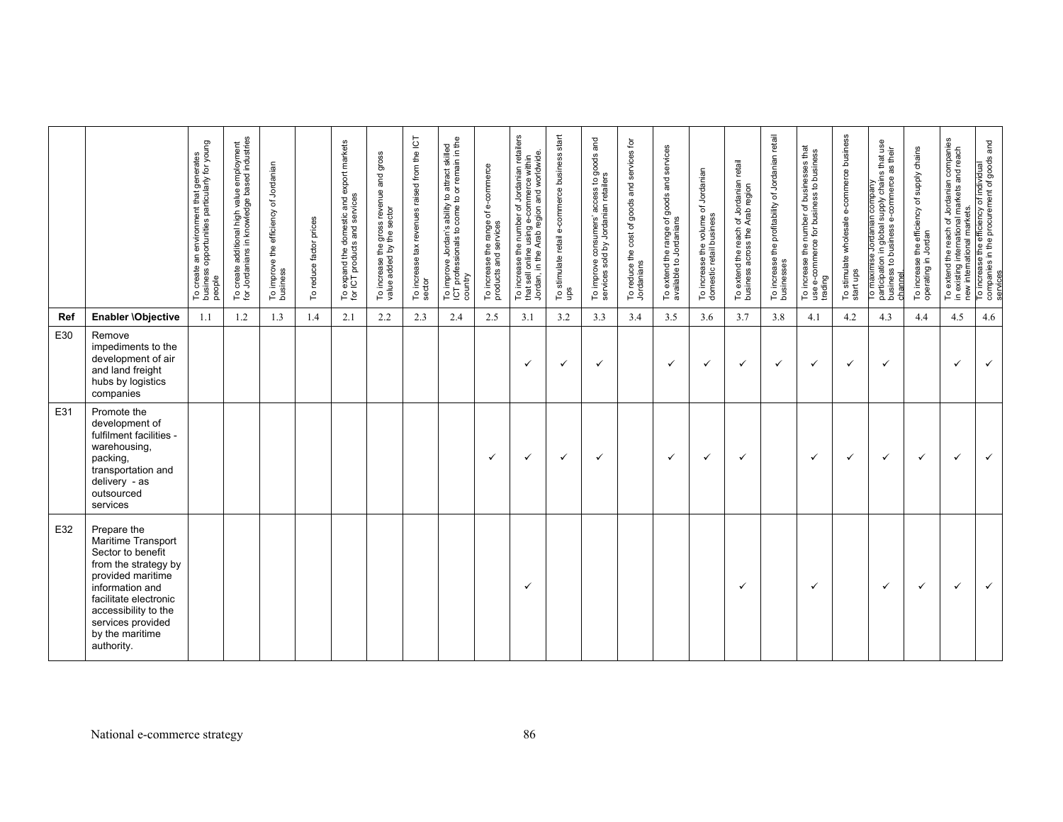| | | To create an environment that generates business opportunities particularly for young people | To create additional high value employment for Jordanians in knowledge based industries | To improve the efficiency of Jordanian business | To reduce factor prices | To expand the domestic and export markets for ICT products and services | To increase the gross revenue and gross value added by the sector | To increase tax revenues raised from the ICT sector | To improve Jordan's ability to attract skilled ICT professionals to come to or remain in the country | To increase the range of e-commerce products and services | To increase the number of Jordanian retailers that sell online using e-commerce within Jordan, in the Arab region and worldwide. | To stimulate retail e-commerce business start ups | To improve consumers' access to goods and services sold by Jordanian retailers | To reduce the cost of goods and services for Jordanians | To extend the range of goods and services available to Jordanians | To increase the volume of Jordanian domestic retail business | To extend the reach of Jordanian retail business across the Arab region | To increase the profitability of Jordanian retail businesses | To increase the number of businesses that use e-commerce for business to business trading | To stimulate wholesale e-commerce business start ups | To maximise Jordanian company participation in global supply chains that use business to business e-commerce as their channel. | To increase the efficiency of supply chains operating in Jordan | To extend the reach of Jordanian companies in existing international markets and reach new international markets. | To increase the efficiency of individual companies in the procurement of goods and services |
|---|---|---|---|---|---|---|---|---|---|---|---|---|---|---|---|---|---|---|---|---|---|---|---|---|
| **Ref** | **Enabler \Objective** | 1.1 | 1.2 | 1.3 | 1.4 | 2.1 | 2.2 | 2.3 | 2.4 | 2.5 | 3.1 | 3.2 | 3.3 | 3.4 | 3.5 | 3.6 | 3.7 | 3.8 | 4.1 | 4.2 | 4.3 | 4.4 | 4.5 | 4.6 |
| E30 | Remove impediments to the development of air and land freight hubs by logistics companies | | | | | | | | | | ✓ | ✓ | ✓ | | ✓ | ✓ | ✓ | ✓ | ✓ | ✓ | ✓ | | ✓ | ✓ |
| E31 | Promote the development of fulfilment facilities - warehousing, packing, transportation and delivery - as outsourced services | | | | | | | | | ✓ | ✓ | ✓ | ✓ | | ✓ | ✓ | ✓ | | ✓ | ✓ | ✓ | ✓ | ✓ | ✓ |
| E32 | Prepare the Maritime Transport Sector to benefit from the strategy by provided maritime information and facilitate electronic accessibility to the services provided by the maritime authority. | | | | | | | | | | ✓ | | | | | | ✓ | | ✓ | | ✓ | ✓ | ✓ | ✓ |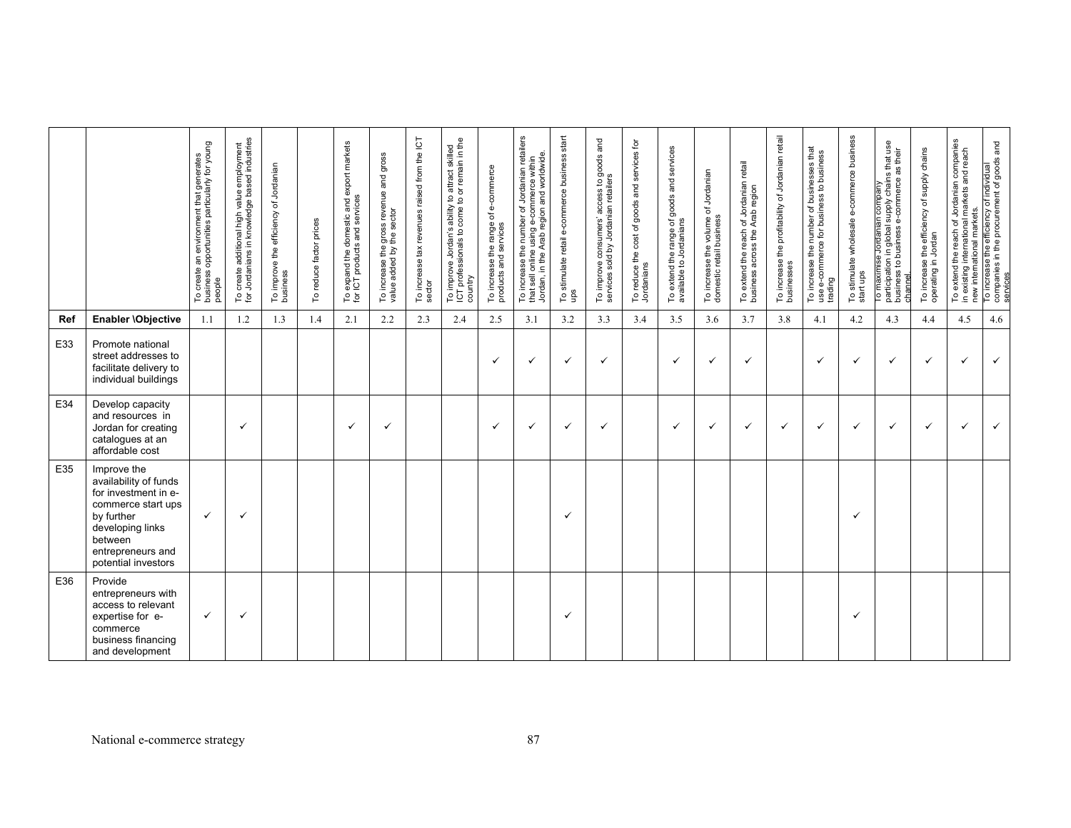| | | To create an environment that generates business opportunities particularly for young people | To create additional high value employment for Jordanians in knowledge based industries | To improve the efficiency of Jordanian business | To reduce factor prices | To expand the domestic and export markets for ICT products and services | To increase the gross revenue and gross value added by the sector | To increase tax revenues raised from the ICT sector | To improve Jordan's ability to attract skilled ICT professionals to come to or remain in the country | To increase the range of e-commerce products and services | To increase the number of Jordanian retailers that sell online using e-commerce within Jordan, in the Arab region and worldwide. | To stimulate retail e-commerce business start ups | To improve consumers' access to goods and services sold by Jordanian retailers | To reduce the cost of goods and services for Jordanians | To extend the range of goods and services available to Jordanians | To increase the volume of Jordanian domestic retail business | To extend the reach of Jordanian retail business across the Arab region | To increase the profitability of Jordanian retail businesses | To increase the number of businesses that use e-commerce for business to business trading | To stimulate wholesale e-commerce business start ups | To maximise Jordanian company participation in global supply chains that use business to business e-commerce as their channel. | To increase the efficiency of supply chains operating in Jordan | To extend the reach of Jordanian companies in existing international markets and reach new international markets. | To increase the efficiency of individual companies in the procurement of goods and services |
|---|---|---|---|---|---|---|---|---|---|---|---|---|---|---|---|---|---|---|---|---|---|---|---|---|
| **Ref** | **Enabler \Objective** | 1.1 | 1.2 | 1.3 | 1.4 | 2.1 | 2.2 | 2.3 | 2.4 | 2.5 | 3.1 | 3.2 | 3.3 | 3.4 | 3.5 | 3.6 | 3.7 | 3.8 | 4.1 | 4.2 | 4.3 | 4.4 | 4.5 | 4.6 |
| E33 | Promote national street addresses to facilitate delivery to individual buildings | | | | | | | | | ✓ | ✓ | ✓ | ✓ | | ✓ | ✓ | ✓ | | ✓ | ✓ | ✓ | ✓ | ✓ | ✓ |
| E34 | Develop capacity and resources in Jordan for creating catalogues at an affordable cost | | ✓ | | | ✓ | ✓ | | | ✓ | ✓ | ✓ | ✓ | | ✓ | ✓ | ✓ | ✓ | ✓ | ✓ | ✓ | ✓ | ✓ | ✓ |
| E35 | Improve the availability of funds for investment in e-commerce start ups by further developing links between entrepreneurs and potential investors | ✓ | ✓ | | | | | | | | | ✓ | | | | | | | | ✓ | | | | |
| E36 | Provide entrepreneurs with access to relevant expertise for e-commerce business financing and development | ✓ | ✓ | | | | | | | | | ✓ | | | | | | | | ✓ | | | | |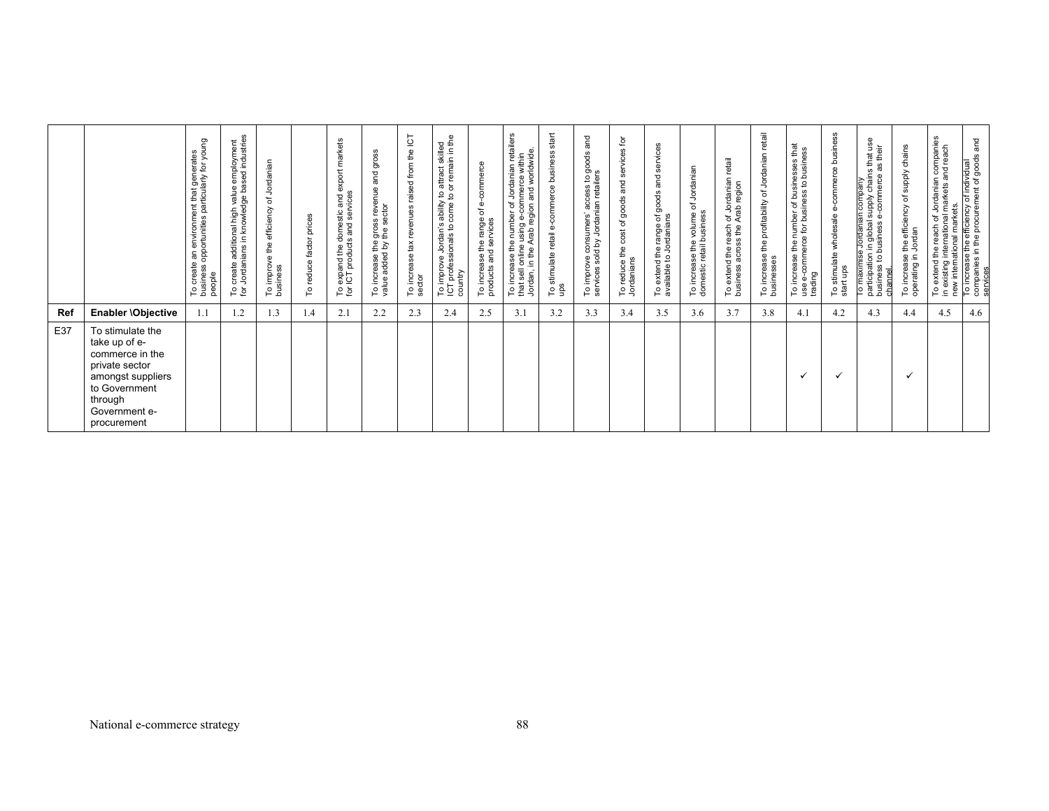| | | To create an environment that generates business opportunities particularly for young people | To create additional high value employment for Jordanians in knowledge based industries | To improve the efficiency of Jordanian business | To reduce factor prices | To expand the domestic and export markets for ICT products and services | To increase the gross revenue and gross value added by the sector | To increase tax revenues raised from the ICT sector | To improve Jordan's ability to attract skilled ICT professionals to come to or remain in the country | To increase the range of e-commerce products and services | To increase the number of Jordanian retailers that sell online using e-commerce within Jordan, in the Arab region and worldwide. | To stimulate retail e-commerce business start ups | To improve consumers' access to goods and services sold by Jordanian retailers | To reduce the cost of goods and services for Jordanians | To extend the range of goods and services available to Jordanians | To increase the volume of Jordanian domestic retail business | To extend the reach of Jordanian retail business across the Arab region | To increase the profitability of Jordanian retail businesses | To increase the number of businesses that use e-commerce for business to business trading | To stimulate wholesale e-commerce business start ups | To maximise Jordanian company participation in global supply chains that use business to business e-commerce as their channel. | To increase the efficiency of supply chains operating in Jordan | To extend the reach of Jordanian companies in existing international markets and reach new international markets. | To increase the efficiency of individual companies in the procurement of goods and services |
|---|---|---|---|---|---|---|---|---|---|---|---|---|---|---|---|---|---|---|---|---|---|---|---|---|
| **Ref** | **Enabler \Objective** | 1.1 | 1.2 | 1.3 | 1.4 | 2.1 | 2.2 | 2.3 | 2.4 | 2.5 | 3.1 | 3.2 | 3.3 | 3.4 | 3.5 | 3.6 | 3.7 | 3.8 | 4.1 | 4.2 | 4.3 | 4.4 | 4.5 | 4.6 |
| E37 | To stimulate the take up of e-commerce in the private sector amongst suppliers to Government through Government e-procurement | | | | | | | | | | | | | | | | | | ✓ | ✓ | | ✓ | | |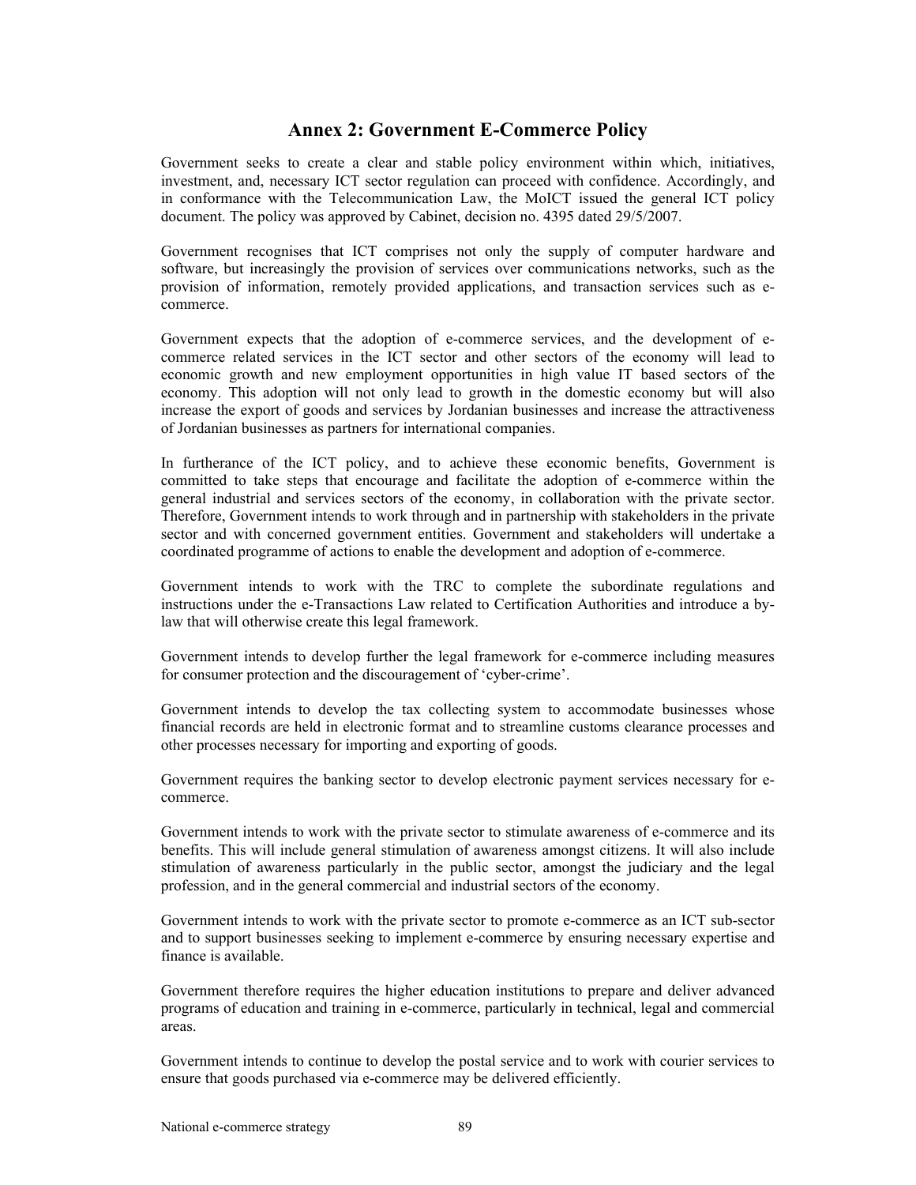## Annex 2: Government E-Commerce Policy

Government seeks to create a clear and stable policy environment within which, initiatives, investment, and, necessary ICT sector regulation can proceed with confidence. Accordingly, and in conformance with the Telecommunication Law, the MoICT issued the general ICT policy document. The policy was approved by Cabinet, decision no. 4395 dated 29/5/2007.

Government recognises that ICT comprises not only the supply of computer hardware and software, but increasingly the provision of services over communications networks, such as the provision of information, remotely provided applications, and transaction services such as e-commerce.

Government expects that the adoption of e-commerce services, and the development of e-commerce related services in the ICT sector and other sectors of the economy will lead to economic growth and new employment opportunities in high value IT based sectors of the economy. This adoption will not only lead to growth in the domestic economy but will also increase the export of goods and services by Jordanian businesses and increase the attractiveness of Jordanian businesses as partners for international companies.

In furtherance of the ICT policy, and to achieve these economic benefits, Government is committed to take steps that encourage and facilitate the adoption of e-commerce within the general industrial and services sectors of the economy, in collaboration with the private sector. Therefore, Government intends to work through and in partnership with stakeholders in the private sector and with concerned government entities. Government and stakeholders will undertake a coordinated programme of actions to enable the development and adoption of e-commerce.

Government intends to work with the TRC to complete the subordinate regulations and instructions under the e-Transactions Law related to Certification Authorities and introduce a by-law that will otherwise create this legal framework.

Government intends to develop further the legal framework for e-commerce including measures for consumer protection and the discouragement of 'cyber-crime'.

Government intends to develop the tax collecting system to accommodate businesses whose financial records are held in electronic format and to streamline customs clearance processes and other processes necessary for importing and exporting of goods.

Government requires the banking sector to develop electronic payment services necessary for e-commerce.

Government intends to work with the private sector to stimulate awareness of e-commerce and its benefits. This will include general stimulation of awareness amongst citizens. It will also include stimulation of awareness particularly in the public sector, amongst the judiciary and the legal profession, and in the general commercial and industrial sectors of the economy.

Government intends to work with the private sector to promote e-commerce as an ICT sub-sector and to support businesses seeking to implement e-commerce by ensuring necessary expertise and finance is available.

Government therefore requires the higher education institutions to prepare and deliver advanced programs of education and training in e-commerce, particularly in technical, legal and commercial areas.

Government intends to continue to develop the postal service and to work with courier services to ensure that goods purchased via e-commerce may be delivered efficiently.